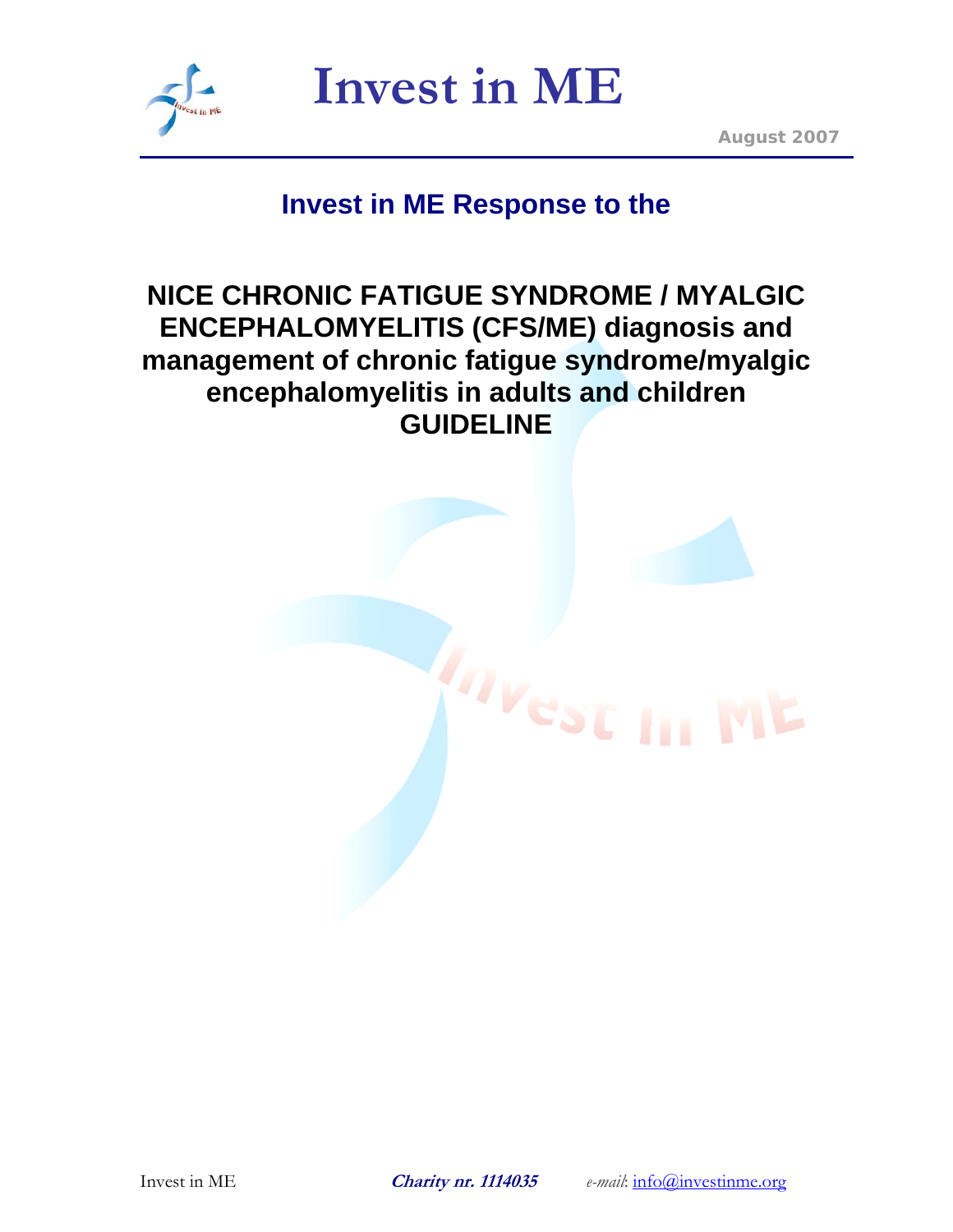# Invest in ME

August 2007

## Invest in ME Response to the

# NICE CHRONIC FATIGUE SYNDROME / MYALGIC ENCEPHALOMYELITIS (CFS/ME) diagnosis and management of chronic fatigue syndrome/myalgic encephalomyelitis in adults and children GUIDELINE

Invest in ME **_Charity nr. 1114035_** _e-mail_: info@investinme.org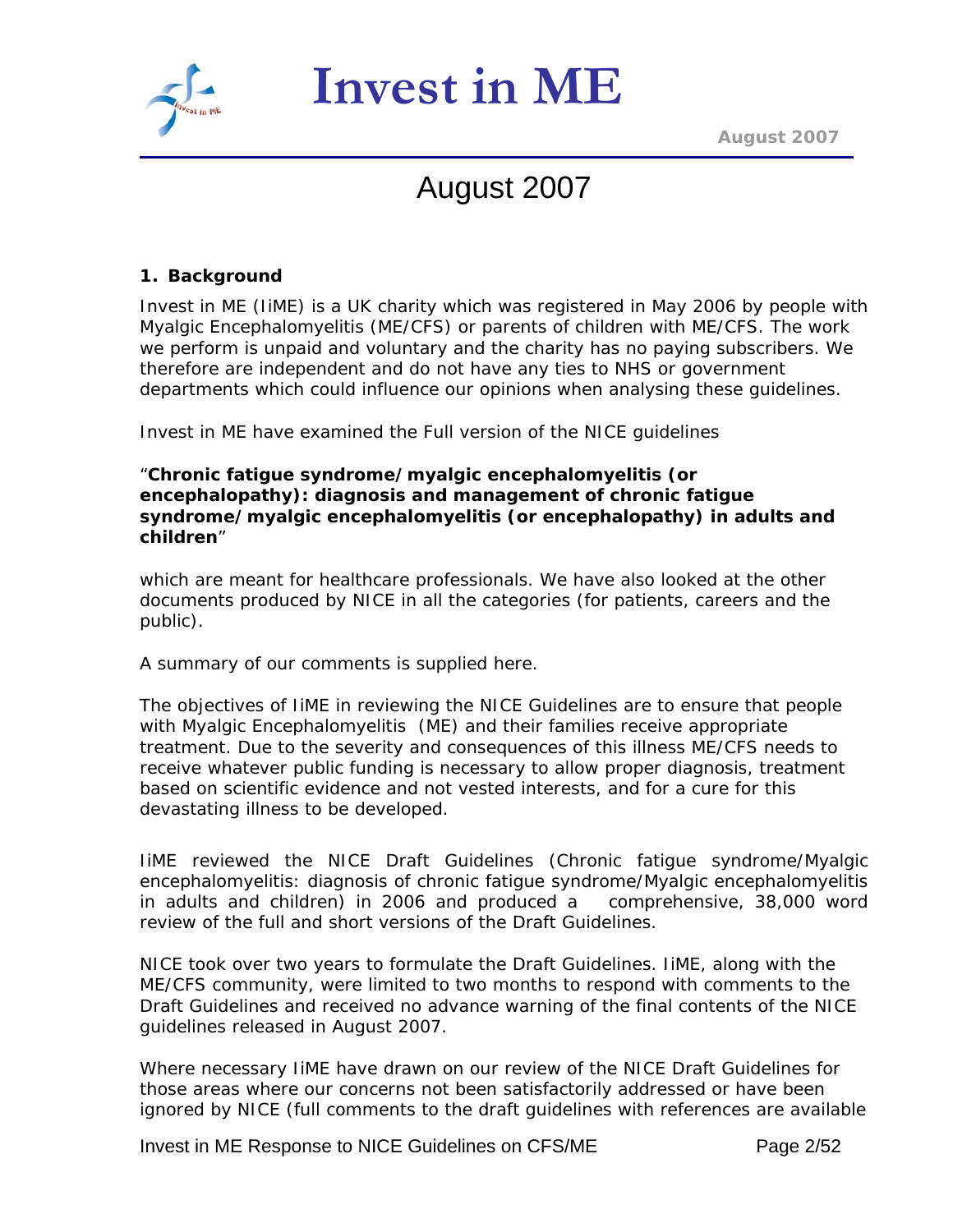# August 2007

## 1. Background

Invest in ME (IiME) is a UK charity which was registered in May 2006 by people with Myalgic Encephalomyelitis (ME/CFS) or parents of children with ME/CFS. The work we perform is unpaid and voluntary and the charity has no paying subscribers. We therefore are independent and do not have any ties to NHS or government departments which could influence our opinions when analysing these guidelines.

Invest in ME have examined the Full version of the NICE guidelines

"**Chronic fatigue syndrome/myalgic encephalomyelitis (or encephalopathy): diagnosis and management of chronic fatigue syndrome/myalgic encephalomyelitis (or encephalopathy) in adults and children**"

which are meant for healthcare professionals. We have also looked at the other documents produced by NICE in all the categories (for patients, careers and the public).

A summary of our comments is supplied here.

The objectives of IiME in reviewing the NICE Guidelines are to ensure that people with Myalgic Encephalomyelitis (ME) and their families receive appropriate treatment. Due to the severity and consequences of this illness ME/CFS needs to receive whatever public funding is necessary to allow proper diagnosis, treatment based on scientific evidence and not vested interests, and for a cure for this devastating illness to be developed.

IiME reviewed the NICE Draft Guidelines (Chronic fatigue syndrome/Myalgic encephalomyelitis: diagnosis of chronic fatigue syndrome/Myalgic encephalomyelitis in adults and children) in 2006 and produced a comprehensive, 38,000 word review of the full and short versions of the Draft Guidelines.

NICE took over two years to formulate the Draft Guidelines. IiME, along with the ME/CFS community, were limited to two months to respond with comments to the Draft Guidelines and received no advance warning of the final contents of the NICE guidelines released in August 2007.

Where necessary IiME have drawn on our review of the NICE Draft Guidelines for those areas where our concerns not been satisfactorily addressed or have been ignored by NICE (full comments to the draft guidelines with references are available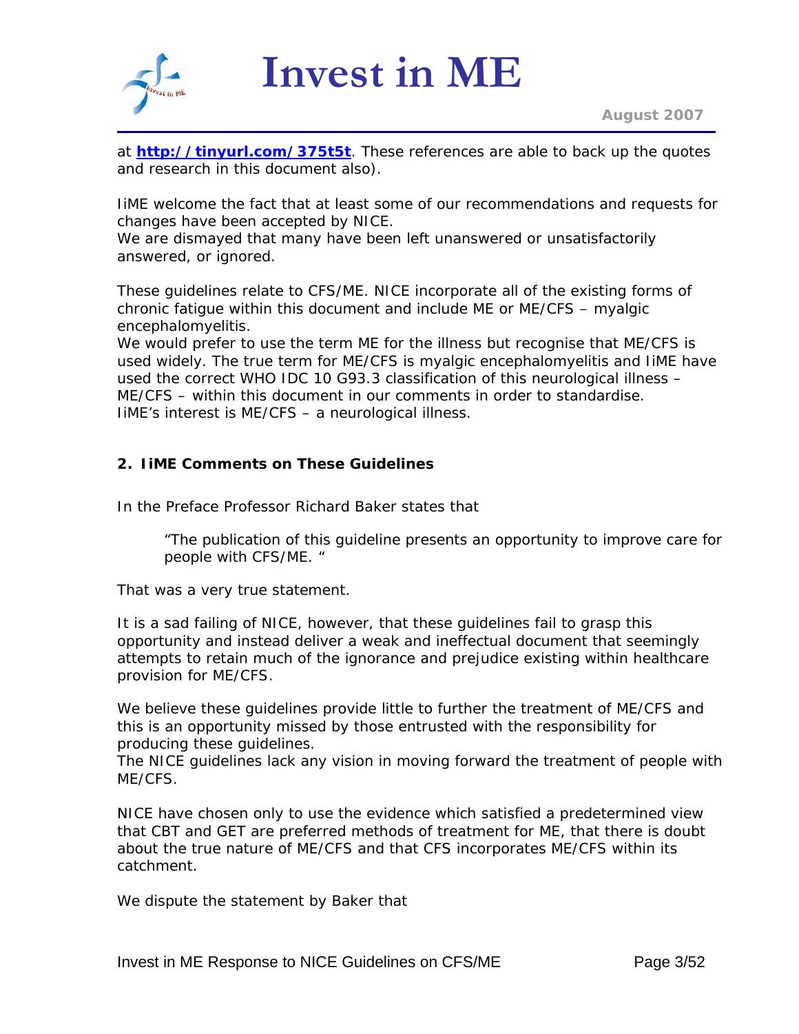at **[http://tinyurl.com/375t5t](http://tinyurl.com/375t5t)**. These references are able to back up the quotes and research in this document also).

IiME welcome the fact that at least some of our recommendations and requests for changes have been accepted by NICE.
We are dismayed that many have been left unanswered or unsatisfactorily answered, or ignored.

These guidelines relate to CFS/ME. NICE incorporate all of the existing forms of chronic fatigue within this document and include ME or ME/CFS – myalgic encephalomyelitis.
We would prefer to use the term ME for the illness but recognise that ME/CFS is used widely. The true term for ME/CFS is myalgic encephalomyelitis and IiME have used the correct WHO IDC 10 G93.3 classification of this neurological illness – ME/CFS – within this document in our comments in order to standardise.
IiME's interest is ME/CFS – a neurological illness.

## 2. IiME Comments on These Guidelines

In the Preface Professor Richard Baker states that

> "The publication of this guideline presents an opportunity to improve care for people with CFS/ME. "

That was a very true statement.

It is a sad failing of NICE, however, that these guidelines fail to grasp this opportunity and instead deliver a weak and ineffectual document that seemingly attempts to retain much of the ignorance and prejudice existing within healthcare provision for ME/CFS.

We believe these guidelines provide little to further the treatment of ME/CFS and this is an opportunity missed by those entrusted with the responsibility for producing these guidelines.
The NICE guidelines lack any vision in moving forward the treatment of people with ME/CFS.

NICE have chosen only to use the evidence which satisfied a predetermined view that CBT and GET are preferred methods of treatment for ME, that there is doubt about the true nature of ME/CFS and that CFS incorporates ME/CFS within its catchment.

We dispute the statement by Baker that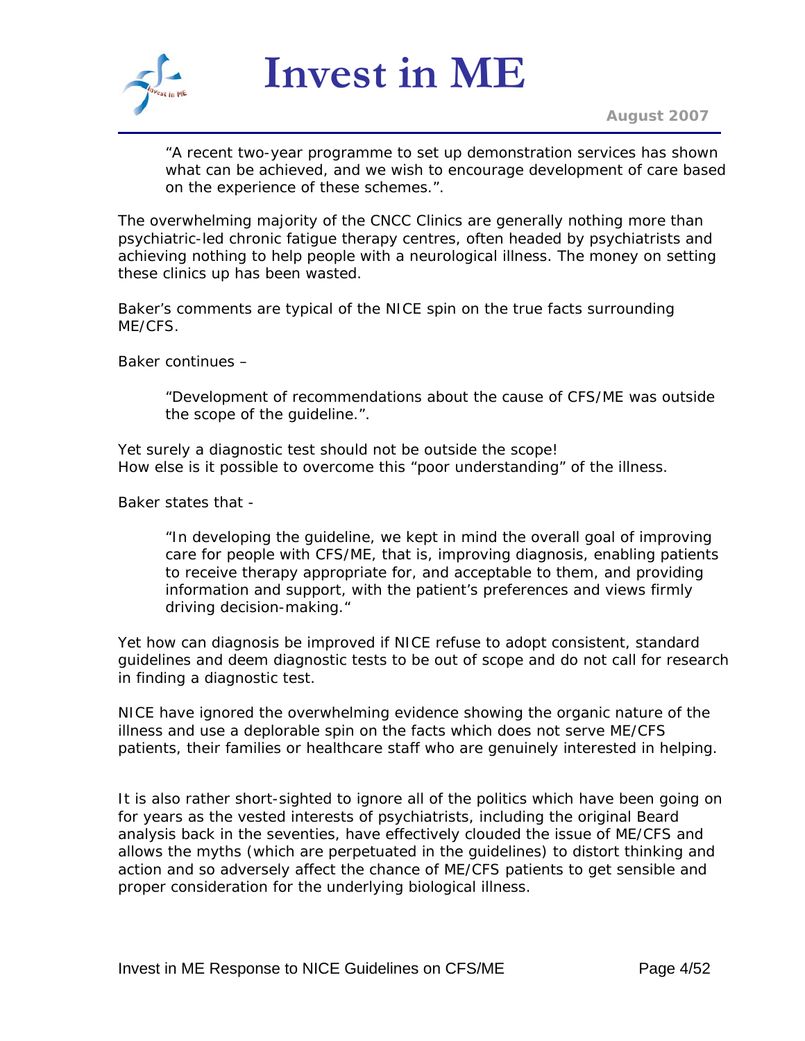> "A recent two-year programme to set up demonstration services has shown what can be achieved, and we wish to encourage development of care based on the experience of these schemes.".

The overwhelming majority of the CNCC Clinics are generally nothing more than psychiatric-led chronic fatigue therapy centres, often headed by psychiatrists and achieving nothing to help people with a neurological illness. The money on setting these clinics up has been wasted.

Baker's comments are typical of the NICE spin on the true facts surrounding ME/CFS.

Baker continues –

> "Development of recommendations about the cause of CFS/ME was outside the scope of the guideline.".

Yet surely a diagnostic test should not be outside the scope!
How else is it possible to overcome this "poor understanding" of the illness.

Baker states that -

> "In developing the guideline, we kept in mind the overall goal of improving care for people with CFS/ME, that is, improving diagnosis, enabling patients to receive therapy appropriate for, and acceptable to them, and providing information and support, with the patient's preferences and views firmly driving decision-making."

Yet how can diagnosis be improved if NICE refuse to adopt consistent, standard guidelines and deem diagnostic tests to be out of scope and do not call for research in finding a diagnostic test.

NICE have ignored the overwhelming evidence showing the organic nature of the illness and use a deplorable spin on the facts which does not serve ME/CFS patients, their families or healthcare staff who are genuinely interested in helping.

It is also rather short-sighted to ignore all of the politics which have been going on for years as the vested interests of psychiatrists, including the original Beard analysis back in the seventies, have effectively clouded the issue of ME/CFS and allows the myths (which are perpetuated in the guidelines) to distort thinking and action and so adversely affect the chance of ME/CFS patients to get sensible and proper consideration for the underlying biological illness.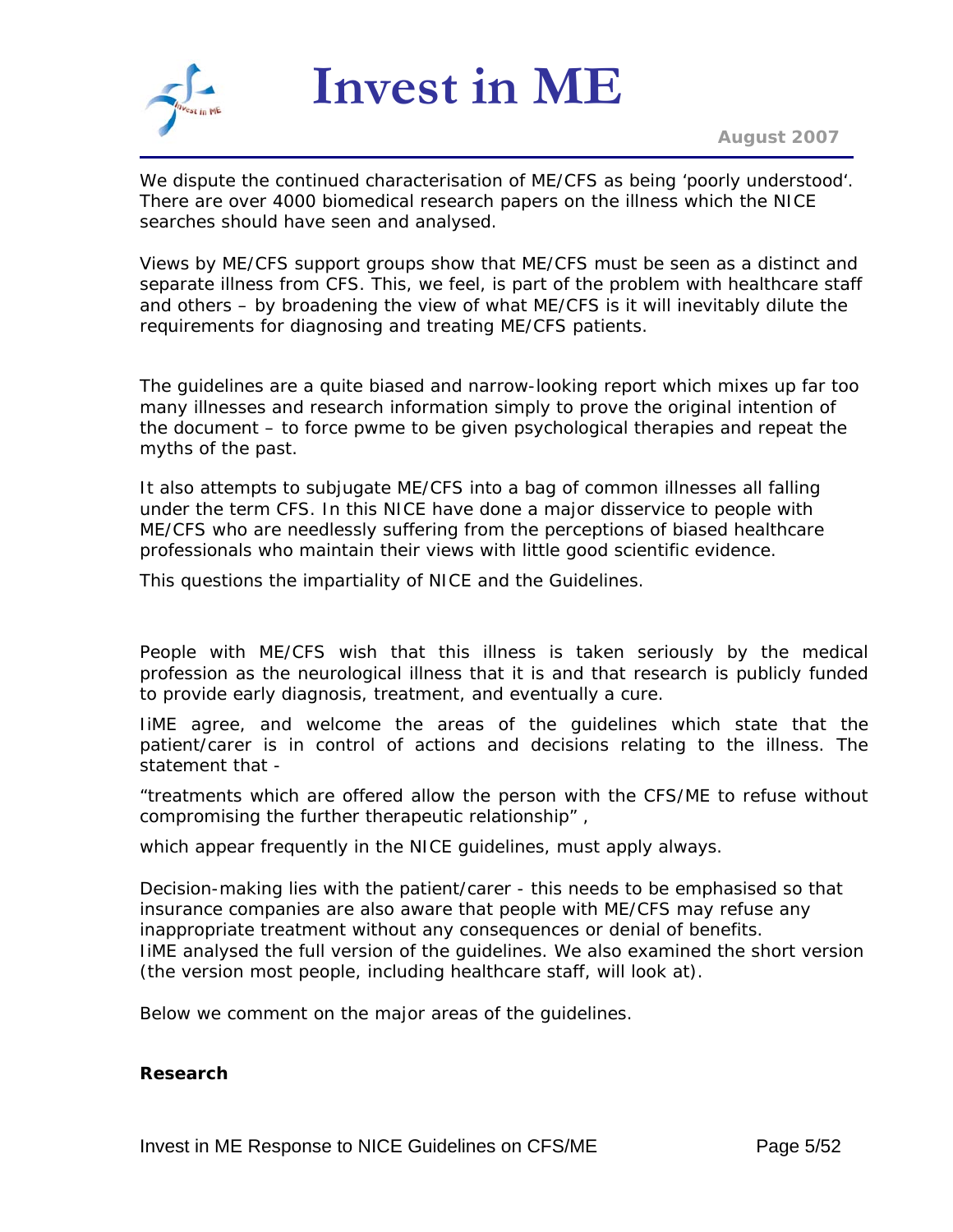We dispute the continued characterisation of ME/CFS as being 'poorly understood'. There are over 4000 biomedical research papers on the illness which the NICE searches should have seen and analysed.

Views by ME/CFS support groups show that ME/CFS must be seen as a distinct and separate illness from CFS. This, we feel, is part of the problem with healthcare staff and others – by broadening the view of what ME/CFS is it will inevitably dilute the requirements for diagnosing and treating ME/CFS patients.

The guidelines are a quite biased and narrow-looking report which mixes up far too many illnesses and research information simply to prove the original intention of the document – to force pwme to be given psychological therapies and repeat the myths of the past.

It also attempts to subjugate ME/CFS into a bag of common illnesses all falling under the term CFS. In this NICE have done a major disservice to people with ME/CFS who are needlessly suffering from the perceptions of biased healthcare professionals who maintain their views with little good scientific evidence.

This questions the impartiality of NICE and the Guidelines.

People with ME/CFS wish that this illness is taken seriously by the medical profession as the neurological illness that it is and that research is publicly funded to provide early diagnosis, treatment, and eventually a cure.

IiME agree, and welcome the areas of the guidelines which state that the patient/carer is in control of actions and decisions relating to the illness. The statement that -

"treatments which are offered allow the person with the CFS/ME to refuse without compromising the further therapeutic relationship" ,

which appear frequently in the NICE guidelines, must apply always.

Decision-making lies with the patient/carer - this needs to be emphasised so that insurance companies are also aware that people with ME/CFS may refuse any inappropriate treatment without any consequences or denial of benefits.
IiME analysed the full version of the guidelines. We also examined the short version (the version most people, including healthcare staff, will look at).

Below we comment on the major areas of the guidelines.

**Research**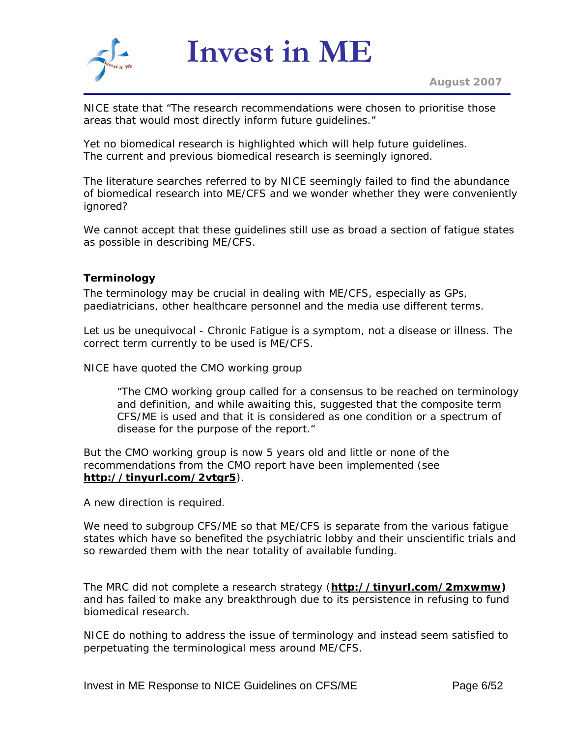NICE state that "The research recommendations were chosen to prioritise those areas that would most directly inform future guidelines."

Yet no biomedical research is highlighted which will help future guidelines. The current and previous biomedical research is seemingly ignored.

The literature searches referred to by NICE seemingly failed to find the abundance of biomedical research into ME/CFS and we wonder whether they were conveniently ignored?

We cannot accept that these guidelines still use as broad a section of fatigue states as possible in describing ME/CFS.

**Terminology**

The terminology may be crucial in dealing with ME/CFS, especially as GPs, paediatricians, other healthcare personnel and the media use different terms.

Let us be unequivocal - Chronic Fatigue is a symptom, not a disease or illness. The correct term currently to be used is ME/CFS.

NICE have quoted the CMO working group

> "The CMO working group called for a consensus to be reached on terminology and definition, and while awaiting this, suggested that the composite term CFS/ME is used and that it is considered as one condition or a spectrum of disease for the purpose of the report."

But the CMO working group is now 5 years old and little or none of the recommendations from the CMO report have been implemented (see **http://tinyurl.com/2vtgr5**).

A new direction is required.

We need to subgroup CFS/ME so that ME/CFS is separate from the various fatigue states which have so benefited the psychiatric lobby and their unscientific trials and so rewarded them with the near totality of available funding.

The MRC did not complete a research strategy (**http://tinyurl.com/2mxwmw)** and has failed to make any breakthrough due to its persistence in refusing to fund biomedical research.

NICE do nothing to address the issue of terminology and instead seem satisfied to perpetuating the terminological mess around ME/CFS.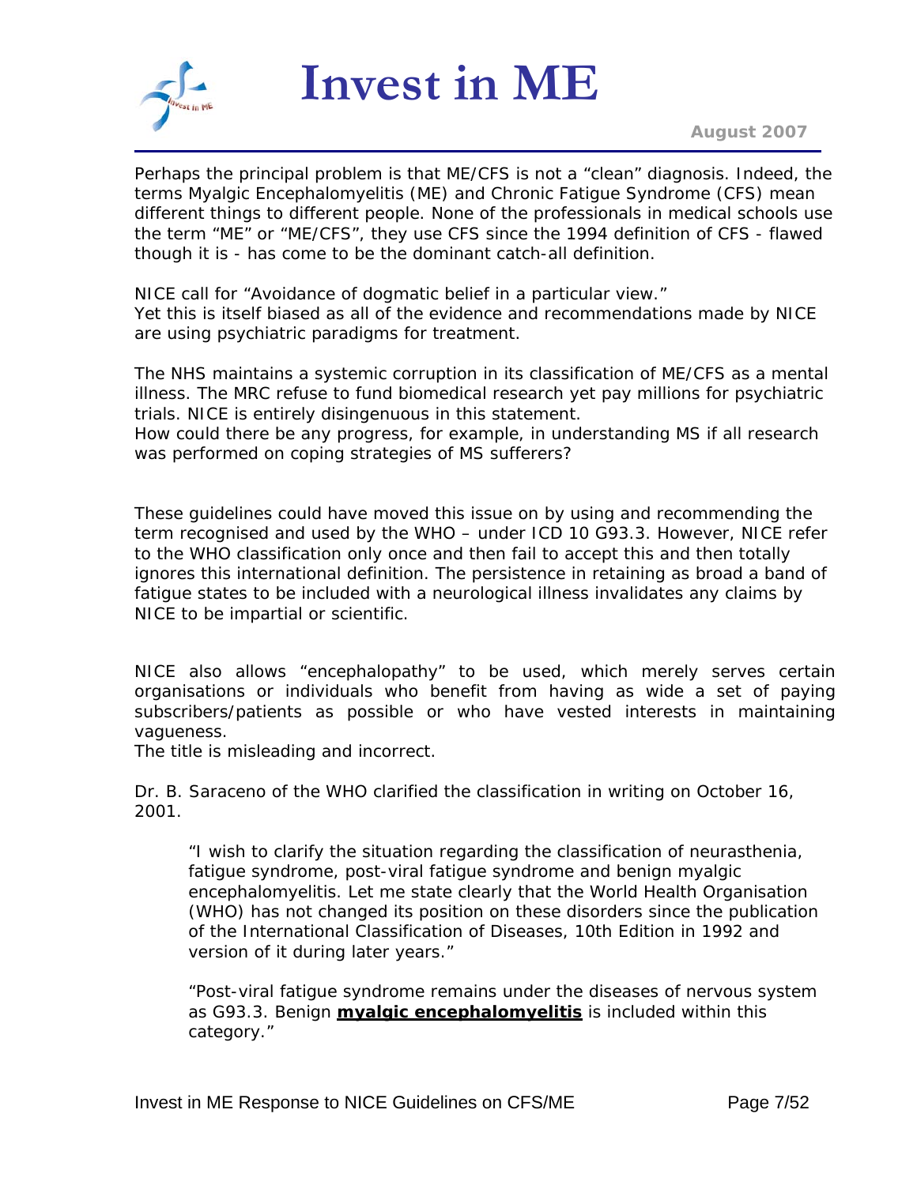Perhaps the principal problem is that ME/CFS is not a "clean" diagnosis. Indeed, the terms Myalgic Encephalomyelitis (ME) and Chronic Fatigue Syndrome (CFS) mean different things to different people. None of the professionals in medical schools use the term "ME" or "ME/CFS", they use CFS since the 1994 definition of CFS - flawed though it is - has come to be the dominant catch-all definition.

NICE call for "Avoidance of dogmatic belief in a particular view."
Yet this is itself biased as all of the evidence and recommendations made by NICE are using psychiatric paradigms for treatment.

The NHS maintains a systemic corruption in its classification of ME/CFS as a mental illness. The MRC refuse to fund biomedical research yet pay millions for psychiatric trials. NICE is entirely disingenuous in this statement.
How could there be any progress, for example, in understanding MS if all research was performed on coping strategies of MS sufferers?

These guidelines could have moved this issue on by using and recommending the term recognised and used by the WHO – under ICD 10 G93.3. However, NICE refer to the WHO classification only once and then fail to accept this and then totally ignores this international definition. The persistence in retaining as broad a band of fatigue states to be included with a neurological illness invalidates any claims by NICE to be impartial or scientific.

NICE also allows "encephalopathy" to be used, which merely serves certain organisations or individuals who benefit from having as wide a set of paying subscribers/patients as possible or who have vested interests in maintaining vagueness.
The title is misleading and incorrect.

Dr. B. Saraceno of the WHO clarified the classification in writing on October 16, 2001.

> "I wish to clarify the situation regarding the classification of neurasthenia, fatigue syndrome, post-viral fatigue syndrome and benign myalgic encephalomyelitis. Let me state clearly that the World Health Organisation (WHO) has not changed its position on these disorders since the publication of the International Classification of Diseases, 10th Edition in 1992 and version of it during later years."
>
> "Post-viral fatigue syndrome remains under the diseases of nervous system as G93.3. Benign **myalgic encephalomyelitis** is included within this category."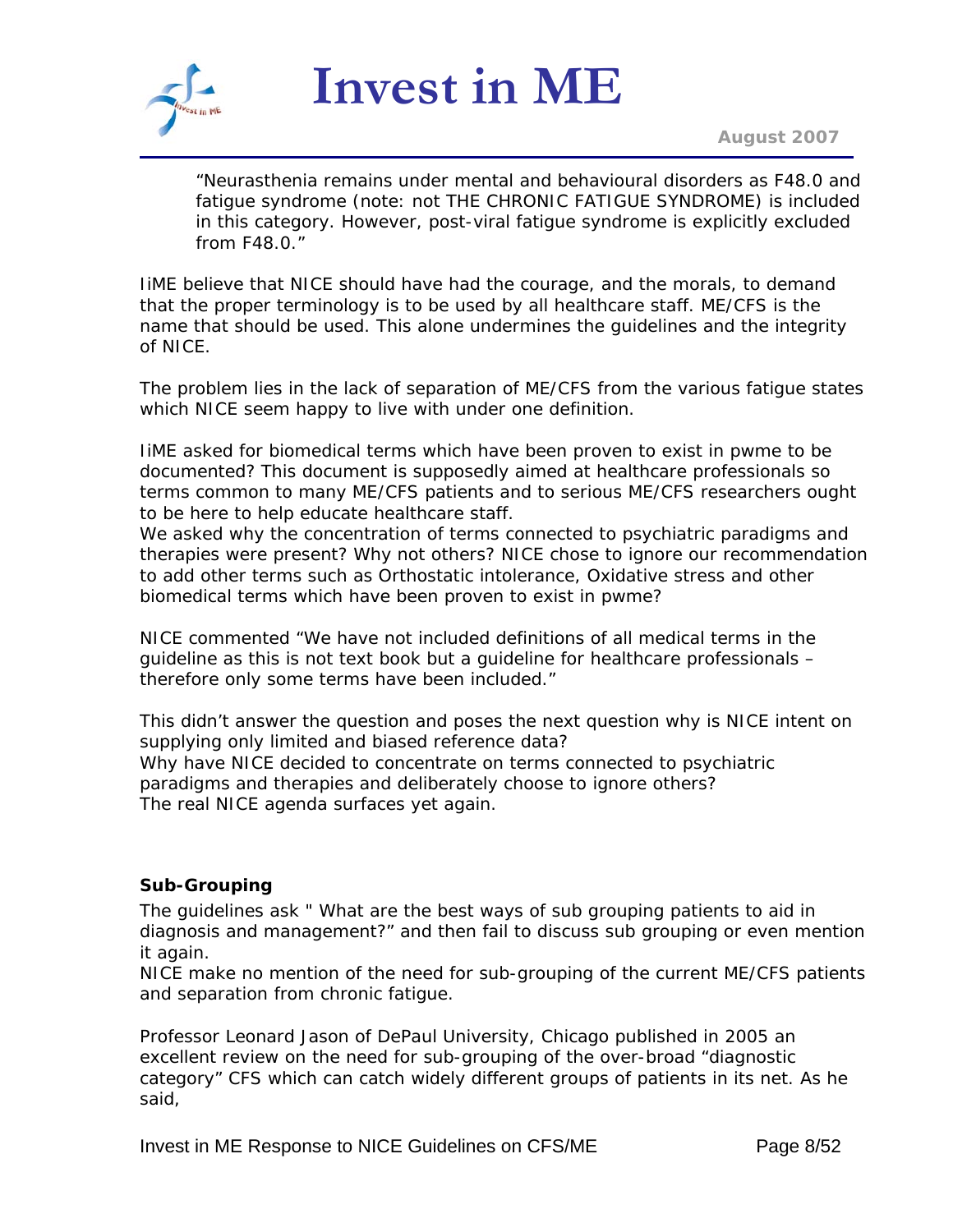> "Neurasthenia remains under mental and behavioural disorders as F48.0 and fatigue syndrome (note: not THE CHRONIC FATIGUE SYNDROME) is included in this category. However, post-viral fatigue syndrome is explicitly excluded from F48.0."

IiME believe that NICE should have had the courage, and the morals, to demand that the proper terminology is to be used by all healthcare staff. ME/CFS is the name that should be used. This alone undermines the guidelines and the integrity of NICE.

The problem lies in the lack of separation of ME/CFS from the various fatigue states which NICE seem happy to live with under one definition.

IiME asked for biomedical terms which have been proven to exist in pwme to be documented? This document is supposedly aimed at healthcare professionals so terms common to many ME/CFS patients and to serious ME/CFS researchers ought to be here to help educate healthcare staff.
We asked why the concentration of terms connected to psychiatric paradigms and therapies were present? Why not others? NICE chose to ignore our recommendation to add other terms such as Orthostatic intolerance, Oxidative stress and other biomedical terms which have been proven to exist in pwme?

NICE commented "We have not included definitions of all medical terms in the guideline as this is not text book but a guideline for healthcare professionals – therefore only some terms have been included."

This didn't answer the question and poses the next question why is NICE intent on supplying only limited and biased reference data?
Why have NICE decided to concentrate on terms connected to psychiatric paradigms and therapies and deliberately choose to ignore others?
The real NICE agenda surfaces yet again.

**Sub-Grouping**

The guidelines ask " What are the best ways of sub grouping patients to aid in diagnosis and management?" and then fail to discuss sub grouping or even mention it again.
NICE make no mention of the need for sub-grouping of the current ME/CFS patients and separation from chronic fatigue.

Professor Leonard Jason of DePaul University, Chicago published in 2005 an excellent review on the need for sub-grouping of the over-broad "diagnostic category" CFS which can catch widely different groups of patients in its net. As he said,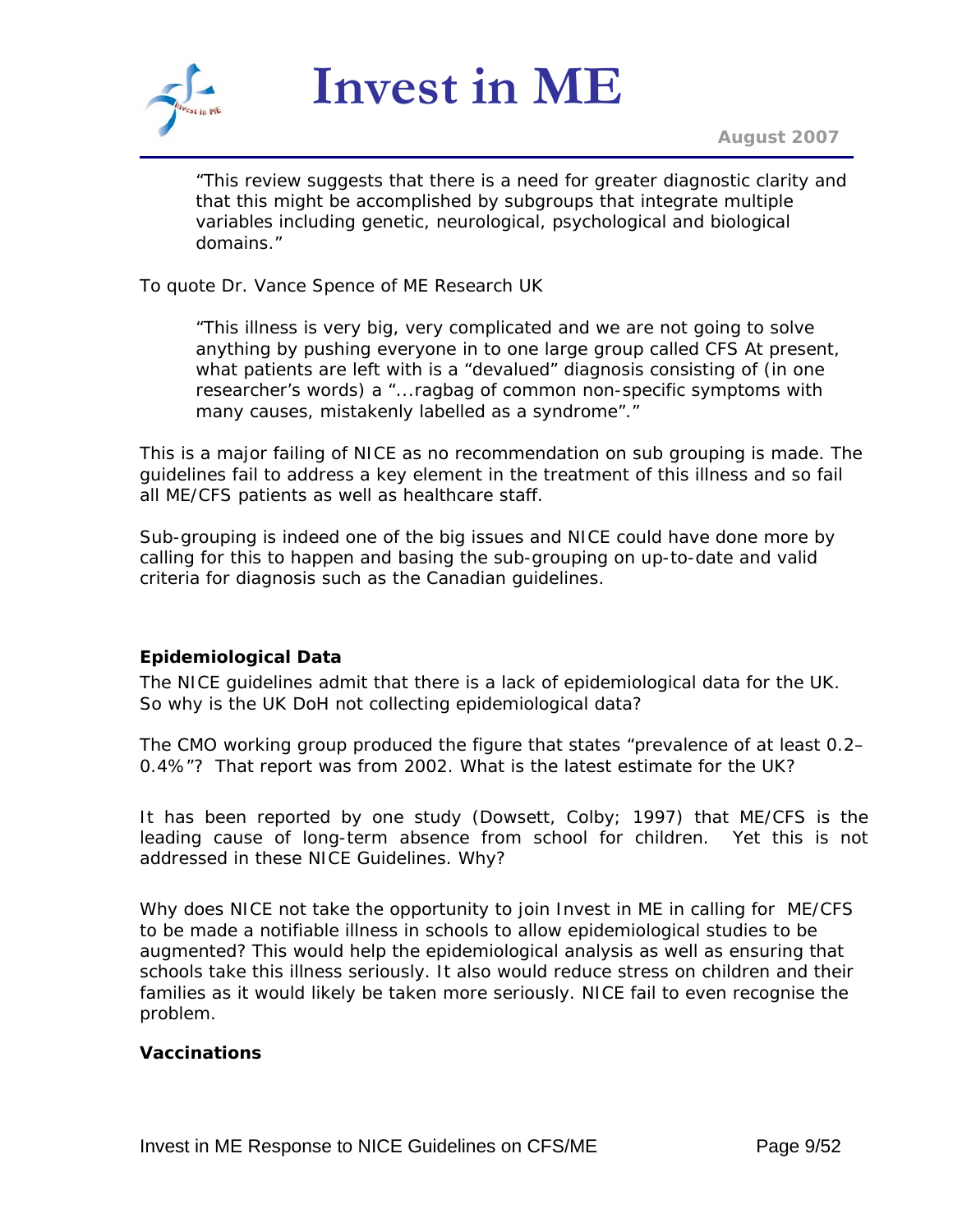> "This review suggests that there is a need for greater diagnostic clarity and that this might be accomplished by subgroups that integrate multiple variables including genetic, neurological, psychological and biological domains."

To quote Dr. Vance Spence of ME Research UK

> "This illness is very big, very complicated and we are not going to solve anything by pushing everyone in to one large group called CFS At present, what patients are left with is a "devalued" diagnosis consisting of (in one researcher's words) a "...ragbag of common non-specific symptoms with many causes, mistakenly labelled as a syndrome"."

This is a major failing of NICE as no recommendation on sub grouping is made. The guidelines fail to address a key element in the treatment of this illness and so fail all ME/CFS patients as well as healthcare staff.

Sub-grouping is indeed one of the big issues and NICE could have done more by calling for this to happen and basing the sub-grouping on up-to-date and valid criteria for diagnosis such as the Canadian guidelines.

**Epidemiological Data**

The NICE guidelines admit that there is a lack of epidemiological data for the UK. So why is the UK DoH not collecting epidemiological data?

The CMO working group produced the figure that states "prevalence of at least 0.2–0.4%"? That report was from 2002. What is the latest estimate for the UK?

It has been reported by one study (Dowsett, Colby; 1997) that ME/CFS is the leading cause of long-term absence from school for children. Yet this is not addressed in these NICE Guidelines. Why?

Why does NICE not take the opportunity to join Invest in ME in calling for ME/CFS to be made a notifiable illness in schools to allow epidemiological studies to be augmented? This would help the epidemiological analysis as well as ensuring that schools take this illness seriously. It also would reduce stress on children and their families as it would likely be taken more seriously. NICE fail to even recognise the problem.

**Vaccinations**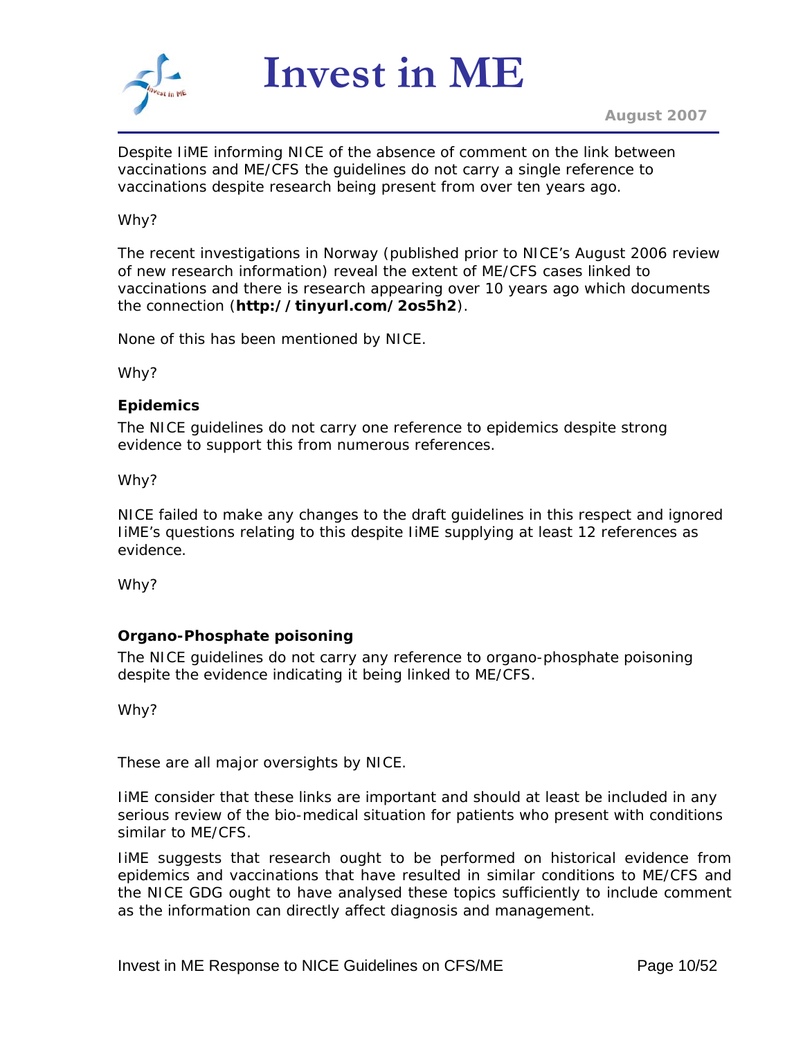Despite IiME informing NICE of the absence of comment on the link between vaccinations and ME/CFS the guidelines do not carry a single reference to vaccinations despite research being present from over ten years ago.

Why?

The recent investigations in Norway (published prior to NICE's August 2006 review of new research information) reveal the extent of ME/CFS cases linked to vaccinations and there is research appearing over 10 years ago which documents the connection (**http://tinyurl.com/2os5h2**).

None of this has been mentioned by NICE.

Why?

**Epidemics**

The NICE guidelines do not carry one reference to epidemics despite strong evidence to support this from numerous references.

Why?

NICE failed to make any changes to the draft guidelines in this respect and ignored IiME's questions relating to this despite IiME supplying at least 12 references as evidence.

Why?

**Organo-Phosphate poisoning**

The NICE guidelines do not carry any reference to organo-phosphate poisoning despite the evidence indicating it being linked to ME/CFS.

Why?

These are all major oversights by NICE.

IiME consider that these links are important and should at least be included in any serious review of the bio-medical situation for patients who present with conditions similar to ME/CFS.

IiME suggests that research ought to be performed on historical evidence from epidemics and vaccinations that have resulted in similar conditions to ME/CFS and the NICE GDG ought to have analysed these topics sufficiently to include comment as the information can directly affect diagnosis and management.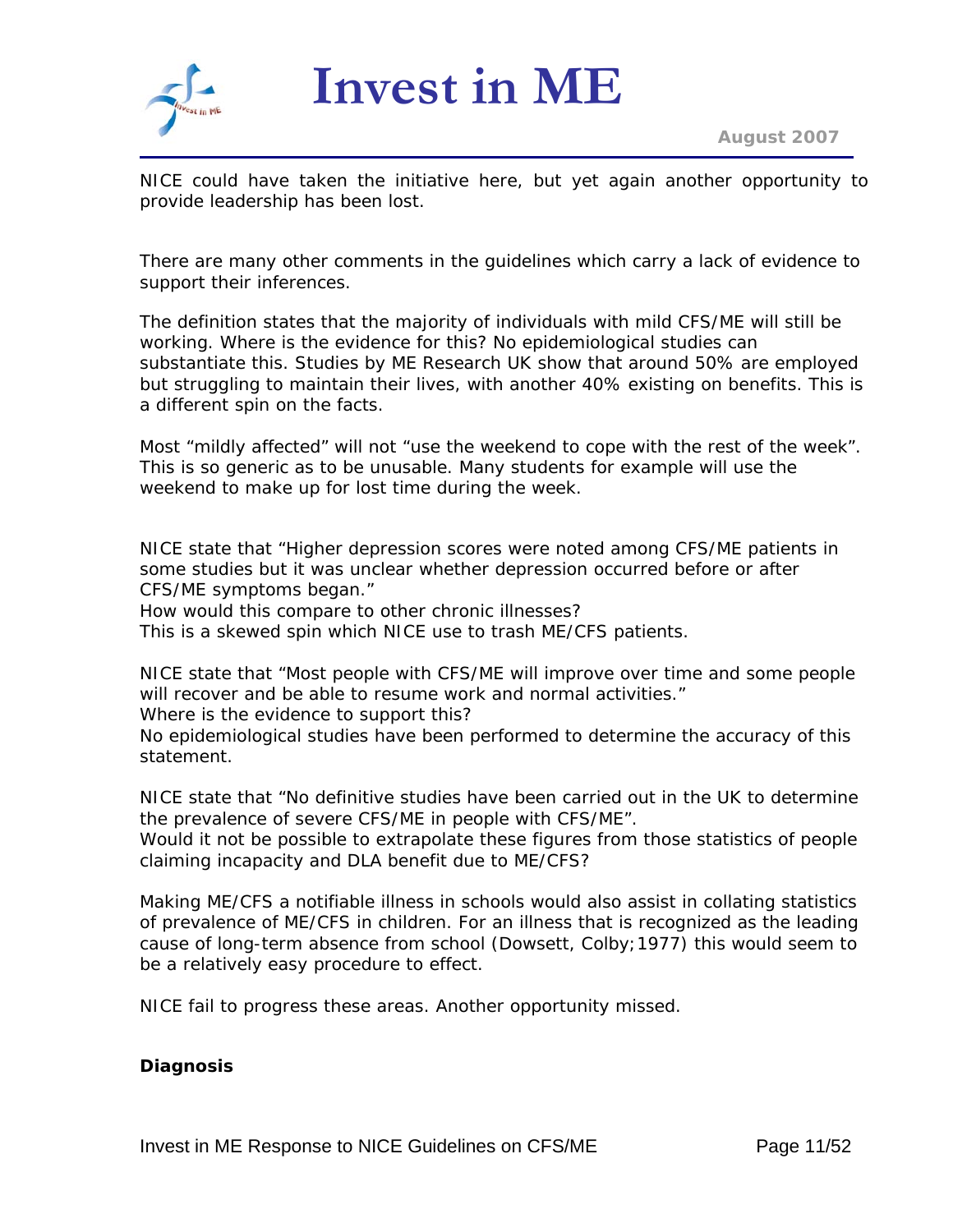NICE could have taken the initiative here, but yet again another opportunity to provide leadership has been lost.

There are many other comments in the guidelines which carry a lack of evidence to support their inferences.

The definition states that the majority of individuals with mild CFS/ME will still be working. Where is the evidence for this? No epidemiological studies can substantiate this. Studies by ME Research UK show that around 50% are employed but struggling to maintain their lives, with another 40% existing on benefits. This is a different spin on the facts.

Most "mildly affected" will not "use the weekend to cope with the rest of the week". This is so generic as to be unusable. Many students for example will use the weekend to make up for lost time during the week.

NICE state that "Higher depression scores were noted among CFS/ME patients in some studies but it was unclear whether depression occurred before or after CFS/ME symptoms began."
How would this compare to other chronic illnesses?
This is a skewed spin which NICE use to trash ME/CFS patients.

NICE state that "Most people with CFS/ME will improve over time and some people will recover and be able to resume work and normal activities."
Where is the evidence to support this?
No epidemiological studies have been performed to determine the accuracy of this statement.

NICE state that "No definitive studies have been carried out in the UK to determine the prevalence of severe CFS/ME in people with CFS/ME".
Would it not be possible to extrapolate these figures from those statistics of people claiming incapacity and DLA benefit due to ME/CFS?

Making ME/CFS a notifiable illness in schools would also assist in collating statistics of prevalence of ME/CFS in children. For an illness that is recognized as the leading cause of long-term absence from school (Dowsett, Colby;1977) this would seem to be a relatively easy procedure to effect.

NICE fail to progress these areas. Another opportunity missed.

**Diagnosis**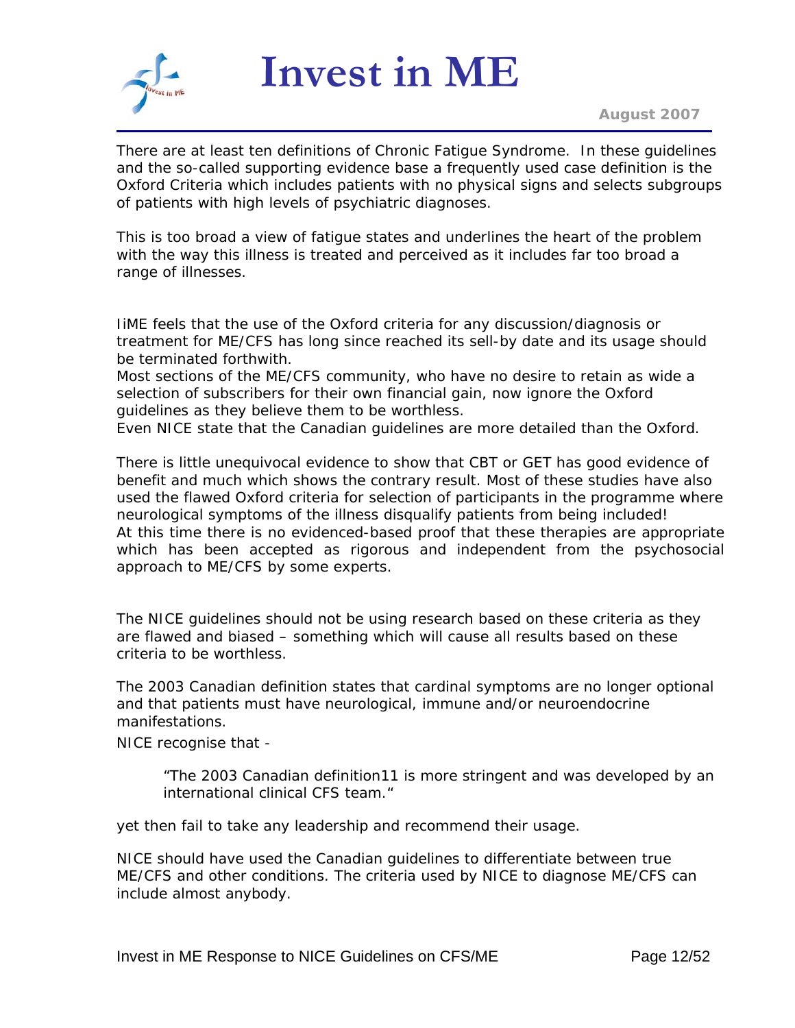There are at least ten definitions of Chronic Fatigue Syndrome. In these guidelines and the so-called supporting evidence base a frequently used case definition is the Oxford Criteria which includes patients with no physical signs and selects subgroups of patients with high levels of psychiatric diagnoses.

This is too broad a view of fatigue states and underlines the heart of the problem with the way this illness is treated and perceived as it includes far too broad a range of illnesses.

IiME feels that the use of the Oxford criteria for any discussion/diagnosis or treatment for ME/CFS has long since reached its sell-by date and its usage should be terminated forthwith.
Most sections of the ME/CFS community, who have no desire to retain as wide a selection of subscribers for their own financial gain, now ignore the Oxford guidelines as they believe them to be worthless.
Even NICE state that the Canadian guidelines are more detailed than the Oxford.

There is little unequivocal evidence to show that CBT or GET has good evidence of benefit and much which shows the contrary result. Most of these studies have also used the flawed Oxford criteria for selection of participants in the programme where neurological symptoms of the illness disqualify patients from being included!
At this time there is no evidenced-based proof that these therapies are appropriate which has been accepted as rigorous and independent from the psychosocial approach to ME/CFS by some experts.

The NICE guidelines should not be using research based on these criteria as they are flawed and biased – something which will cause all results based on these criteria to be worthless.

The 2003 Canadian definition states that cardinal symptoms are no longer optional and that patients must have neurological, immune and/or neuroendocrine manifestations.

NICE recognise that -

> "The 2003 Canadian definition11 is more stringent and was developed by an international clinical CFS team."

yet then fail to take any leadership and recommend their usage.

NICE should have used the Canadian guidelines to differentiate between true ME/CFS and other conditions. The criteria used by NICE to diagnose ME/CFS can include almost anybody.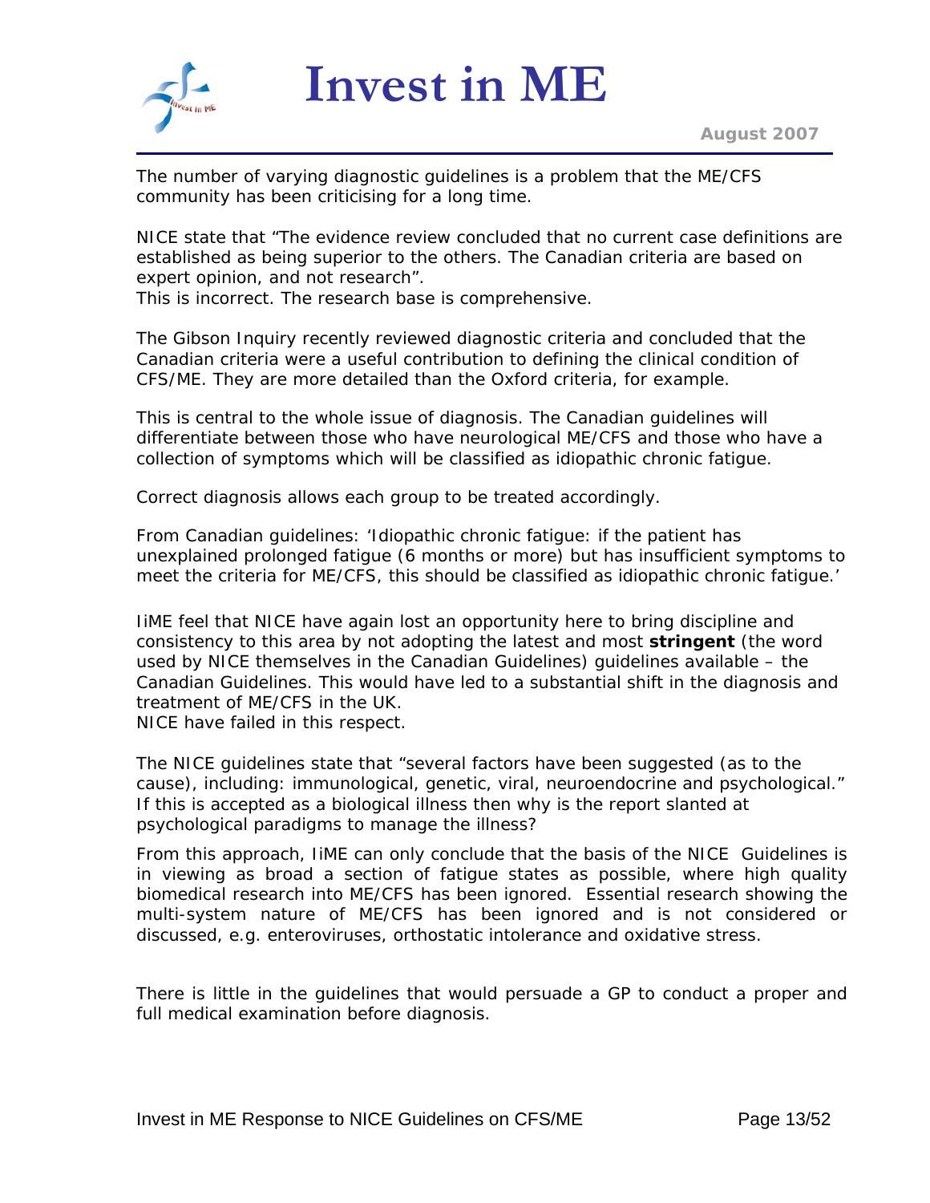The number of varying diagnostic guidelines is a problem that the ME/CFS community has been criticising for a long time.

NICE state that "The evidence review concluded that no current case definitions are established as being superior to the others. The Canadian criteria are based on expert opinion, and not research".
This is incorrect. The research base is comprehensive.

The Gibson Inquiry recently reviewed diagnostic criteria and concluded that the Canadian criteria were a useful contribution to defining the clinical condition of CFS/ME. They are more detailed than the Oxford criteria, for example.

This is central to the whole issue of diagnosis. The Canadian guidelines will differentiate between those who have neurological ME/CFS and those who have a collection of symptoms which will be classified as idiopathic chronic fatigue.

Correct diagnosis allows each group to be treated accordingly.

From Canadian guidelines: 'Idiopathic chronic fatigue: if the patient has unexplained prolonged fatigue (6 months or more) but has insufficient symptoms to meet the criteria for ME/CFS, this should be classified as idiopathic chronic fatigue.'

IiME feel that NICE have again lost an opportunity here to bring discipline and consistency to this area by not adopting the latest and most **stringent** (the word used by NICE themselves in the Canadian Guidelines) guidelines available – the Canadian Guidelines. This would have led to a substantial shift in the diagnosis and treatment of ME/CFS in the UK.
NICE have failed in this respect.

The NICE guidelines state that "several factors have been suggested (as to the cause), including: immunological, genetic, viral, neuroendocrine and psychological."
If this is accepted as a biological illness then why is the report slanted at psychological paradigms to manage the illness?

From this approach, IiME can only conclude that the basis of the NICE Guidelines is in viewing as broad a section of fatigue states as possible, where high quality biomedical research into ME/CFS has been ignored. Essential research showing the multi-system nature of ME/CFS has been ignored and is not considered or discussed, e.g. enteroviruses, orthostatic intolerance and oxidative stress.

There is little in the guidelines that would persuade a GP to conduct a proper and full medical examination before diagnosis.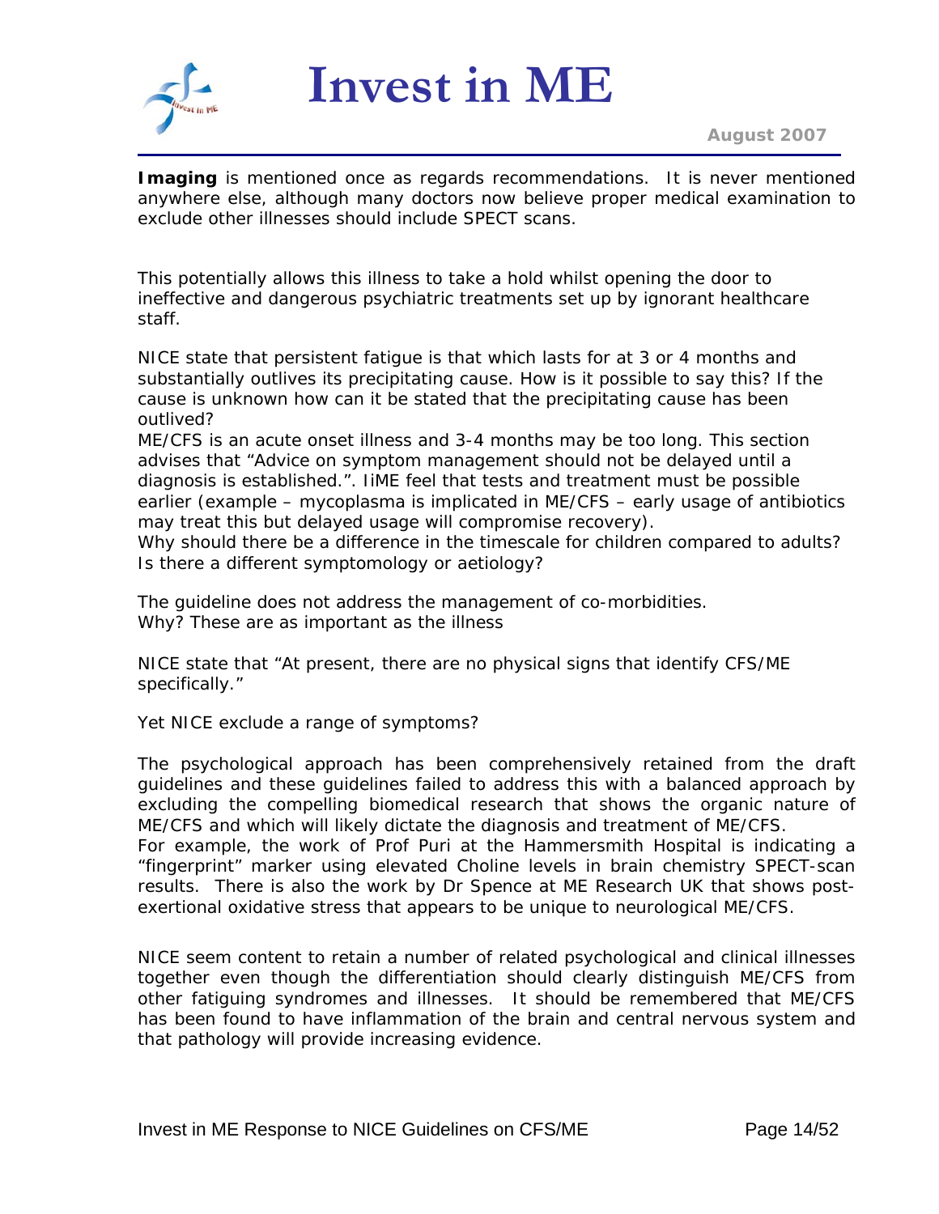**Imaging** is mentioned once as regards recommendations. It is never mentioned anywhere else, although many doctors now believe proper medical examination to exclude other illnesses should include SPECT scans.

This potentially allows this illness to take a hold whilst opening the door to ineffective and dangerous psychiatric treatments set up by ignorant healthcare staff.

NICE state that persistent fatigue is that which lasts for at 3 or 4 months and substantially outlives its precipitating cause. How is it possible to say this? If the cause is unknown how can it be stated that the precipitating cause has been outlived?
ME/CFS is an acute onset illness and 3-4 months may be too long. This section advises that "Advice on symptom management should not be delayed until a diagnosis is established.". IiME feel that tests and treatment must be possible earlier (example – mycoplasma is implicated in ME/CFS – early usage of antibiotics may treat this but delayed usage will compromise recovery).
Why should there be a difference in the timescale for children compared to adults? Is there a different symptomology or aetiology?

The guideline does not address the management of co-morbidities.
Why? These are as important as the illness

NICE state that "At present, there are no physical signs that identify CFS/ME specifically."

Yet NICE exclude a range of symptoms?

The psychological approach has been comprehensively retained from the draft guidelines and these guidelines failed to address this with a balanced approach by excluding the compelling biomedical research that shows the organic nature of ME/CFS and which will likely dictate the diagnosis and treatment of ME/CFS.
For example, the work of Prof Puri at the Hammersmith Hospital is indicating a "fingerprint" marker using elevated Choline levels in brain chemistry SPECT-scan results. There is also the work by Dr Spence at ME Research UK that shows post-exertional oxidative stress that appears to be unique to neurological ME/CFS.

NICE seem content to retain a number of related psychological and clinical illnesses together even though the differentiation should clearly distinguish ME/CFS from other fatiguing syndromes and illnesses. It should be remembered that ME/CFS has been found to have inflammation of the brain and central nervous system and that pathology will provide increasing evidence.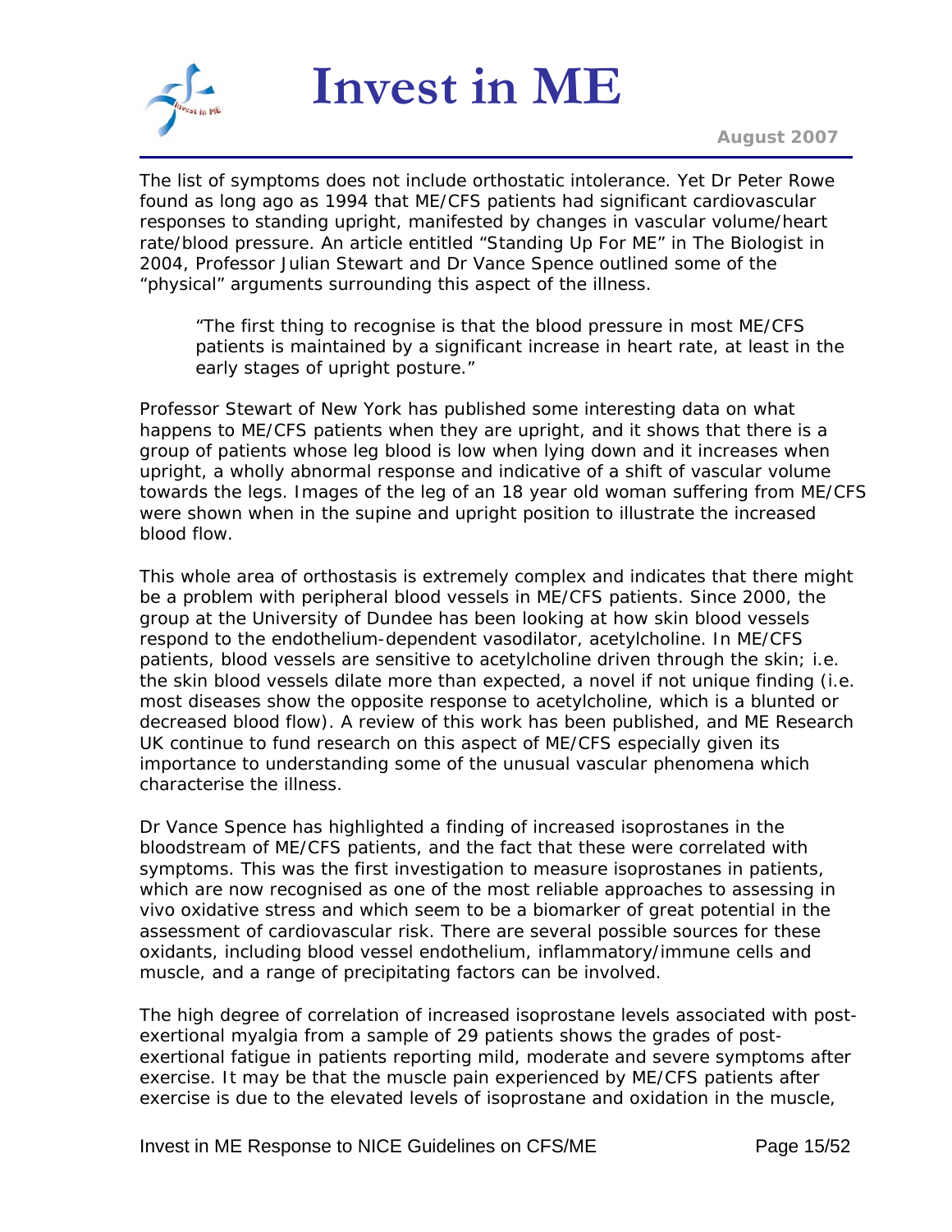The list of symptoms does not include orthostatic intolerance. Yet Dr Peter Rowe found as long ago as 1994 that ME/CFS patients had significant cardiovascular responses to standing upright, manifested by changes in vascular volume/heart rate/blood pressure. An article entitled "Standing Up For ME" in The Biologist in 2004, Professor Julian Stewart and Dr Vance Spence outlined some of the "physical" arguments surrounding this aspect of the illness.

> "The first thing to recognise is that the blood pressure in most ME/CFS patients is maintained by a significant increase in heart rate, at least in the early stages of upright posture."

Professor Stewart of New York has published some interesting data on what happens to ME/CFS patients when they are upright, and it shows that there is a group of patients whose leg blood is low when lying down and it increases when upright, a wholly abnormal response and indicative of a shift of vascular volume towards the legs. Images of the leg of an 18 year old woman suffering from ME/CFS were shown when in the supine and upright position to illustrate the increased blood flow.

This whole area of orthostasis is extremely complex and indicates that there might be a problem with peripheral blood vessels in ME/CFS patients. Since 2000, the group at the University of Dundee has been looking at how skin blood vessels respond to the endothelium-dependent vasodilator, acetylcholine. In ME/CFS patients, blood vessels are sensitive to acetylcholine driven through the skin; i.e. the skin blood vessels dilate more than expected, a novel if not unique finding (i.e. most diseases show the opposite response to acetylcholine, which is a blunted or decreased blood flow). A review of this work has been published, and ME Research UK continue to fund research on this aspect of ME/CFS especially given its importance to understanding some of the unusual vascular phenomena which characterise the illness.

Dr Vance Spence has highlighted a finding of increased isoprostanes in the bloodstream of ME/CFS patients, and the fact that these were correlated with symptoms. This was the first investigation to measure isoprostanes in patients, which are now recognised as one of the most reliable approaches to assessing in vivo oxidative stress and which seem to be a biomarker of great potential in the assessment of cardiovascular risk. There are several possible sources for these oxidants, including blood vessel endothelium, inflammatory/immune cells and muscle, and a range of precipitating factors can be involved.

The high degree of correlation of increased isoprostane levels associated with post-exertional myalgia from a sample of 29 patients shows the grades of post-exertional fatigue in patients reporting mild, moderate and severe symptoms after exercise. It may be that the muscle pain experienced by ME/CFS patients after exercise is due to the elevated levels of isoprostane and oxidation in the muscle,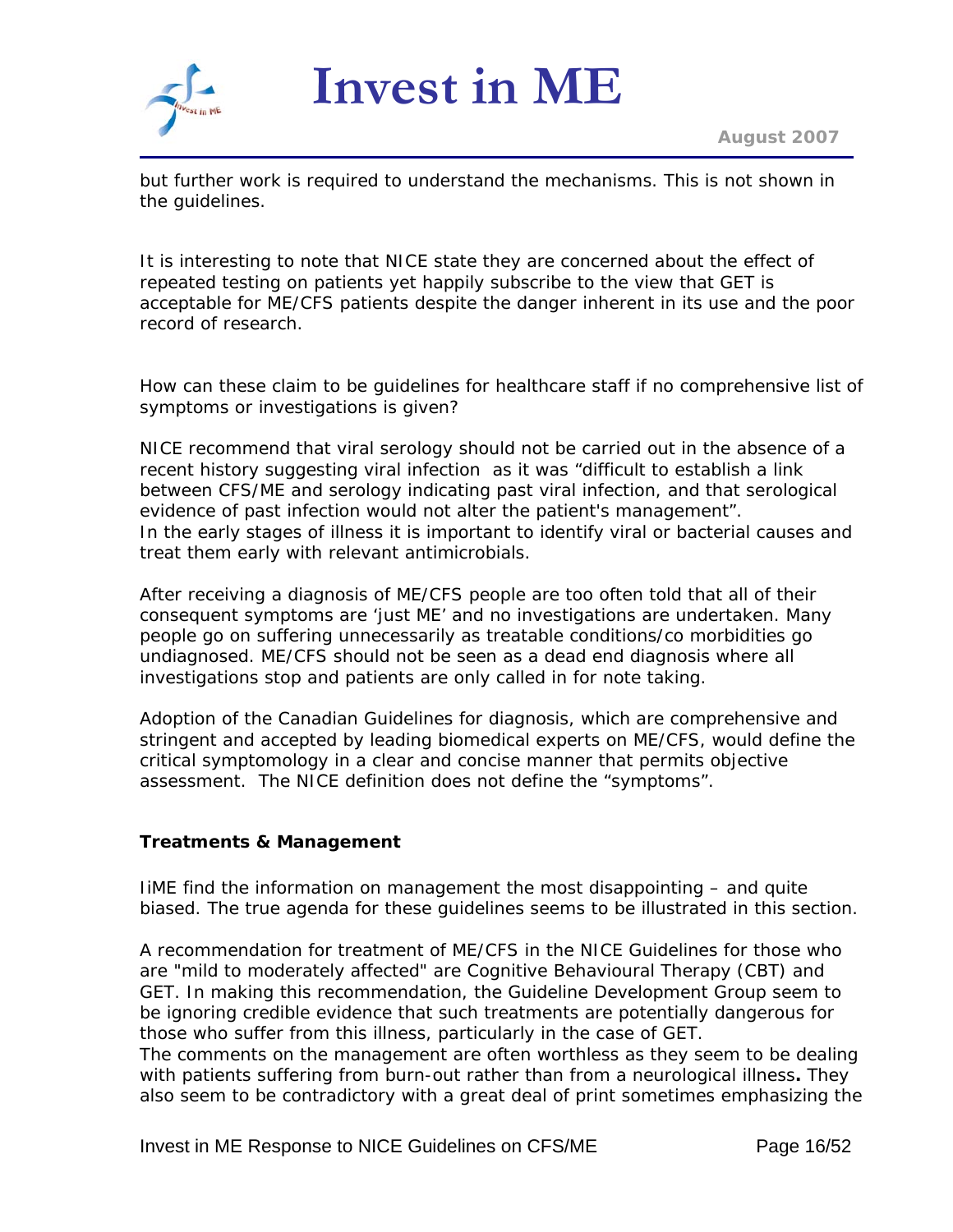but further work is required to understand the mechanisms. This is not shown in the guidelines.

It is interesting to note that NICE state they are concerned about the effect of repeated testing on patients yet happily subscribe to the view that GET is acceptable for ME/CFS patients despite the danger inherent in its use and the poor record of research.

How can these claim to be guidelines for healthcare staff if no comprehensive list of symptoms or investigations is given?

NICE recommend that viral serology should not be carried out in the absence of a recent history suggesting viral infection as it was "difficult to establish a link between CFS/ME and serology indicating past viral infection, and that serological evidence of past infection would not alter the patient's management".
In the early stages of illness it is important to identify viral or bacterial causes and treat them early with relevant antimicrobials.

After receiving a diagnosis of ME/CFS people are too often told that all of their consequent symptoms are 'just ME' and no investigations are undertaken. Many people go on suffering unnecessarily as treatable conditions/co morbidities go undiagnosed. ME/CFS should not be seen as a dead end diagnosis where all investigations stop and patients are only called in for note taking.

Adoption of the Canadian Guidelines for diagnosis, which are comprehensive and stringent and accepted by leading biomedical experts on ME/CFS, would define the critical symptomology in a clear and concise manner that permits objective assessment. The NICE definition does not define the "symptoms".

**Treatments & Management**

IiME find the information on management the most disappointing – and quite biased. The true agenda for these guidelines seems to be illustrated in this section.

A recommendation for treatment of ME/CFS in the NICE Guidelines for those who are "mild to moderately affected" are Cognitive Behavioural Therapy (CBT) and GET. In making this recommendation, the Guideline Development Group seem to be ignoring credible evidence that such treatments are potentially dangerous for those who suffer from this illness, particularly in the case of GET.
The comments on the management are often worthless as they seem to be dealing with patients suffering from burn-out rather than from a neurological illness**.** They also seem to be contradictory with a great deal of print sometimes emphasizing the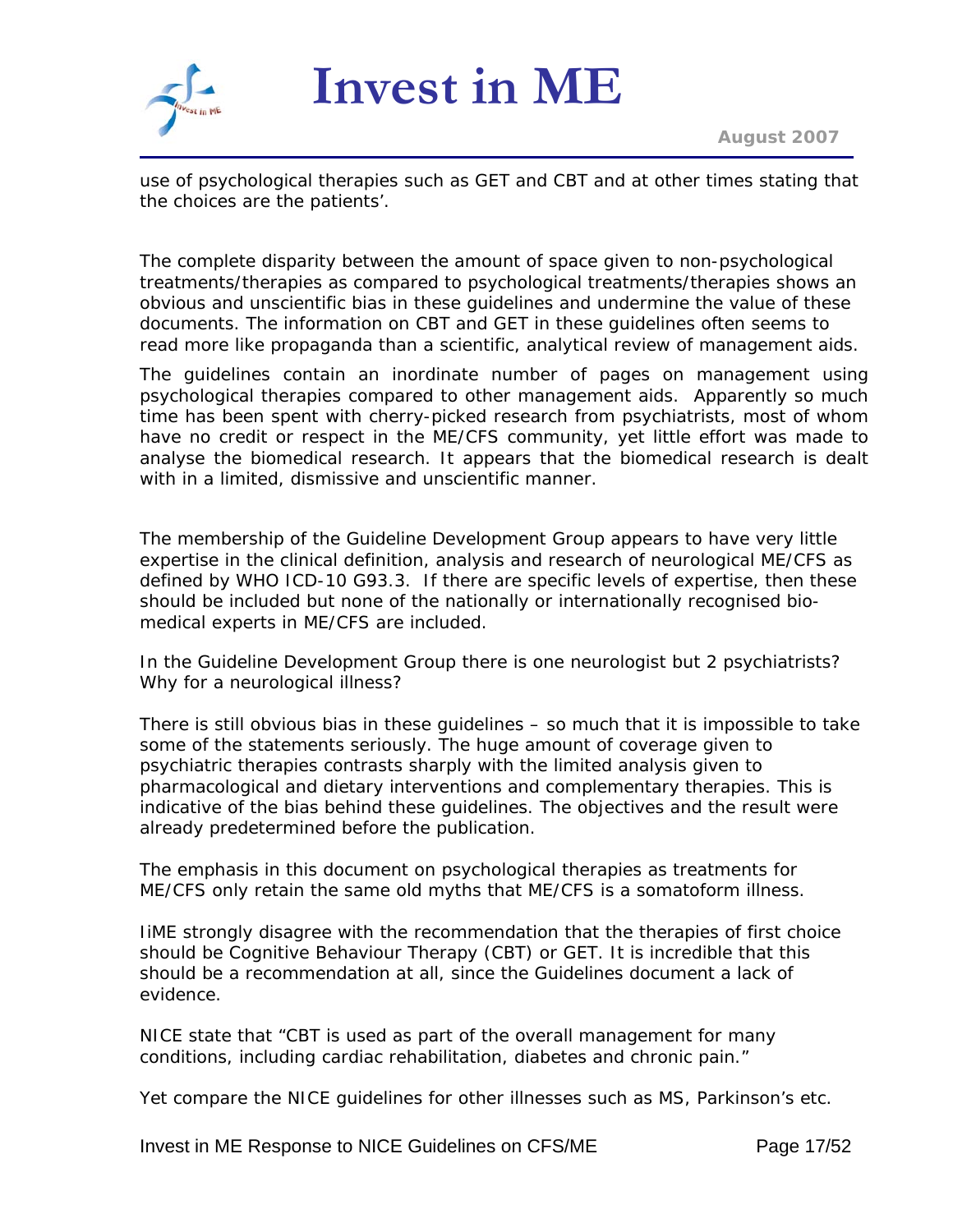use of psychological therapies such as GET and CBT and at other times stating that the choices are the patients'.

The complete disparity between the amount of space given to non-psychological treatments/therapies as compared to psychological treatments/therapies shows an obvious and unscientific bias in these guidelines and undermine the value of these documents. The information on CBT and GET in these guidelines often seems to read more like propaganda than a scientific, analytical review of management aids.

The guidelines contain an inordinate number of pages on management using psychological therapies compared to other management aids. Apparently so much time has been spent with cherry-picked research from psychiatrists, most of whom have no credit or respect in the ME/CFS community, yet little effort was made to analyse the biomedical research. It appears that the biomedical research is dealt with in a limited, dismissive and unscientific manner.

The membership of the Guideline Development Group appears to have very little expertise in the clinical definition, analysis and research of neurological ME/CFS as defined by WHO ICD-10 G93.3. If there are specific levels of expertise, then these should be included but none of the nationally or internationally recognised bio-medical experts in ME/CFS are included.

In the Guideline Development Group there is one neurologist but 2 psychiatrists? Why for a neurological illness?

There is still obvious bias in these guidelines – so much that it is impossible to take some of the statements seriously. The huge amount of coverage given to psychiatric therapies contrasts sharply with the limited analysis given to pharmacological and dietary interventions and complementary therapies. This is indicative of the bias behind these guidelines. The objectives and the result were already predetermined before the publication.

The emphasis in this document on psychological therapies as treatments for ME/CFS only retain the same old myths that ME/CFS is a somatoform illness.

IiME strongly disagree with the recommendation that the therapies of first choice should be Cognitive Behaviour Therapy (CBT) or GET. It is incredible that this should be a recommendation at all, since the Guidelines document a lack of evidence.

NICE state that "CBT is used as part of the overall management for many conditions, including cardiac rehabilitation, diabetes and chronic pain."

Yet compare the NICE guidelines for other illnesses such as MS, Parkinson's etc.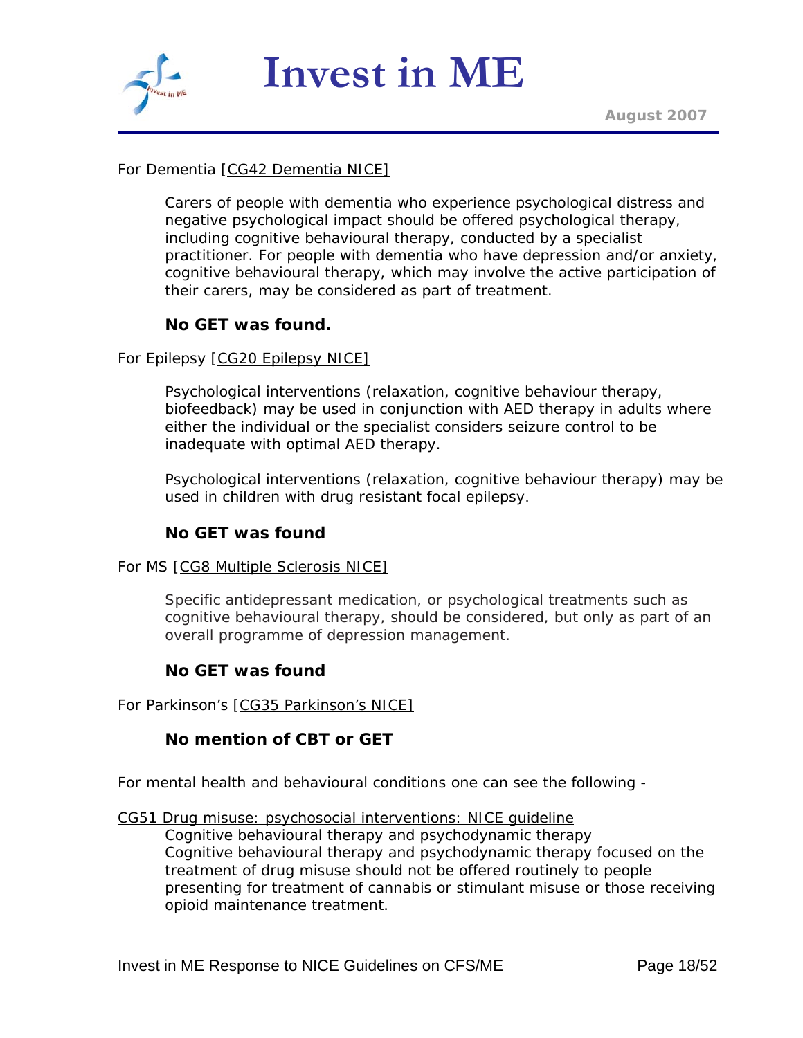For Dementia [CG42 Dementia NICE]

> Carers of people with dementia who experience psychological distress and negative psychological impact should be offered psychological therapy, including cognitive behavioural therapy, conducted by a specialist practitioner. For people with dementia who have depression and/or anxiety, cognitive behavioural therapy, which may involve the active participation of their carers, may be considered as part of treatment.
>
> **No GET was found.**

For Epilepsy [CG20 Epilepsy NICE]

> Psychological interventions (relaxation, cognitive behaviour therapy, biofeedback) may be used in conjunction with AED therapy in adults where either the individual or the specialist considers seizure control to be inadequate with optimal AED therapy.
>
> Psychological interventions (relaxation, cognitive behaviour therapy) may be used in children with drug resistant focal epilepsy.
>
> **No GET was found**

For MS [CG8 Multiple Sclerosis NICE]

> Specific antidepressant medication, or psychological treatments such as cognitive behavioural therapy, should be considered, but only as part of an overall programme of depression management.
>
> **No GET was found**

For Parkinson's [CG35 Parkinson's NICE]

> **No mention of CBT or GET**

For mental health and behavioural conditions one can see the following -

CG51 Drug misuse: psychosocial interventions: NICE guideline

> Cognitive behavioural therapy and psychodynamic therapy
> Cognitive behavioural therapy and psychodynamic therapy focused on the treatment of drug misuse should not be offered routinely to people presenting for treatment of cannabis or stimulant misuse or those receiving opioid maintenance treatment.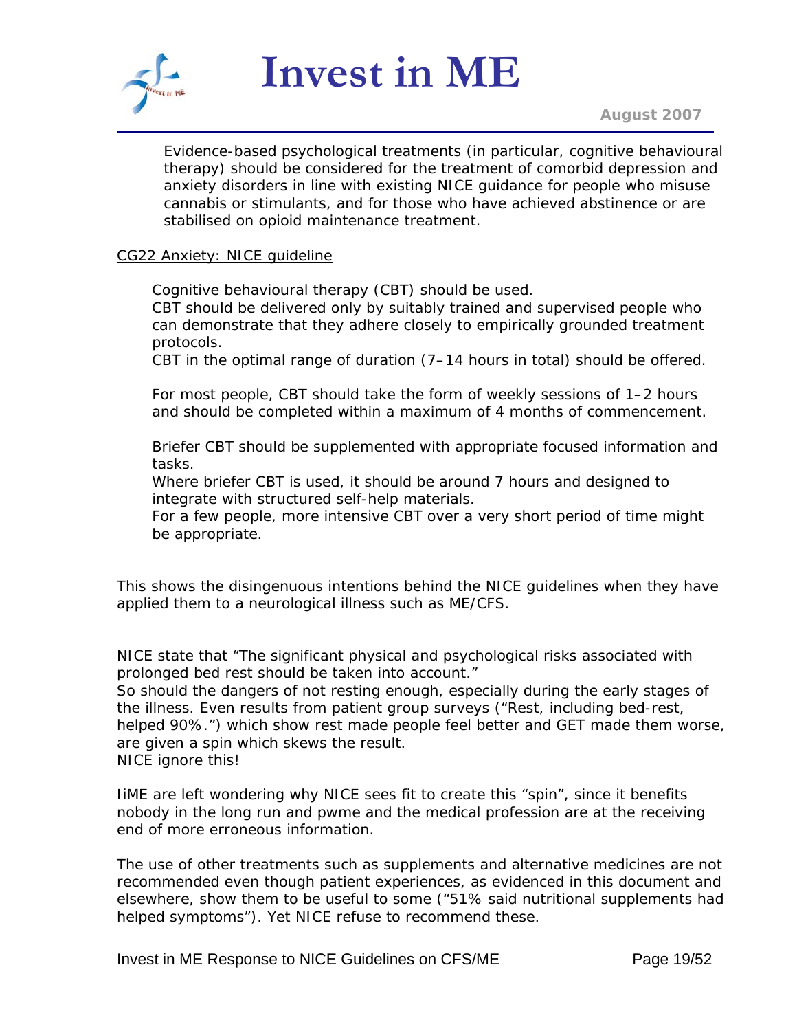Evidence-based psychological treatments (in particular, cognitive behavioural therapy) should be considered for the treatment of comorbid depression and anxiety disorders in line with existing NICE guidance for people who misuse cannabis or stimulants, and for those who have achieved abstinence or are stabilised on opioid maintenance treatment.

<u>CG22 Anxiety: NICE guideline</u>

Cognitive behavioural therapy (CBT) should be used.
CBT should be delivered only by suitably trained and supervised people who can demonstrate that they adhere closely to empirically grounded treatment protocols.
CBT in the optimal range of duration (7–14 hours in total) should be offered.

For most people, CBT should take the form of weekly sessions of 1–2 hours and should be completed within a maximum of 4 months of commencement.

Briefer CBT should be supplemented with appropriate focused information and tasks.
Where briefer CBT is used, it should be around 7 hours and designed to integrate with structured self-help materials.
For a few people, more intensive CBT over a very short period of time might be appropriate.

This shows the disingenuous intentions behind the NICE guidelines when they have applied them to a neurological illness such as ME/CFS.

NICE state that "The significant physical and psychological risks associated with prolonged bed rest should be taken into account."
So should the dangers of not resting enough, especially during the early stages of the illness. Even results from patient group surveys ("Rest, including bed-rest, helped 90%.") which show rest made people feel better and GET made them worse, are given a spin which skews the result.
NICE ignore this!

IiME are left wondering why NICE sees fit to create this "spin", since it benefits nobody in the long run and pwme and the medical profession are at the receiving end of more erroneous information.

The use of other treatments such as supplements and alternative medicines are not recommended even though patient experiences, as evidenced in this document and elsewhere, show them to be useful to some ("51% said nutritional supplements had helped symptoms"). Yet NICE refuse to recommend these.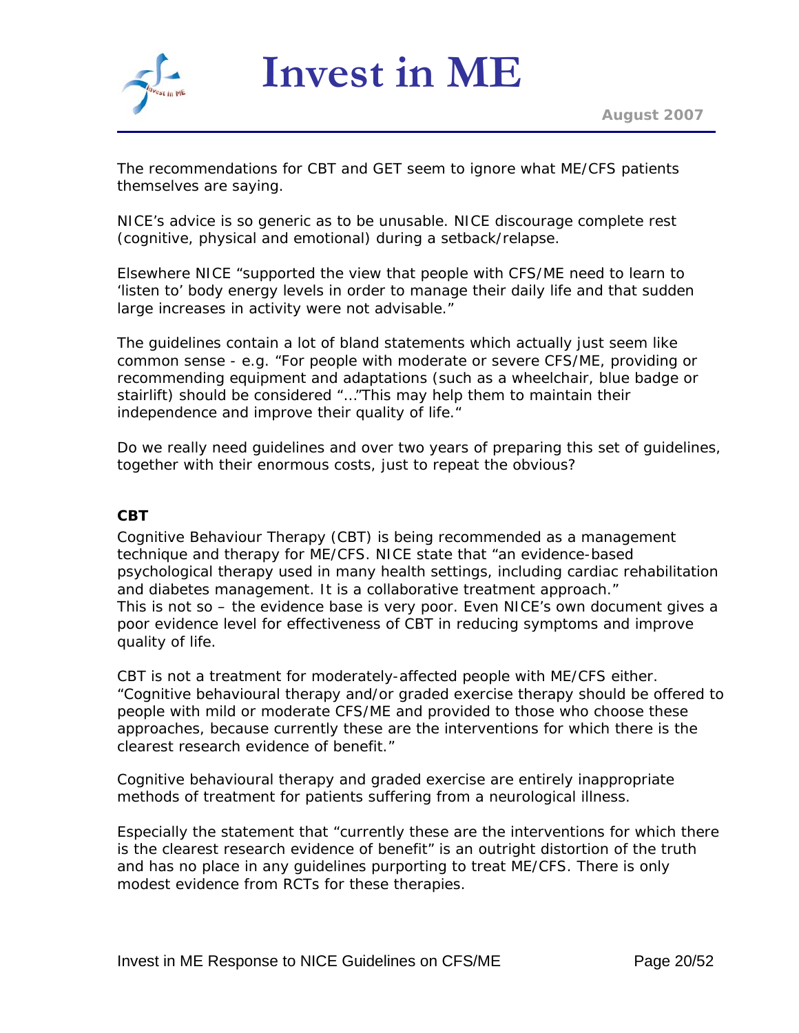The recommendations for CBT and GET seem to ignore what ME/CFS patients themselves are saying.

NICE's advice is so generic as to be unusable. NICE discourage complete rest (cognitive, physical and emotional) during a setback/relapse.

Elsewhere NICE "supported the view that people with CFS/ME need to learn to 'listen to' body energy levels in order to manage their daily life and that sudden large increases in activity were not advisable."

The guidelines contain a lot of bland statements which actually just seem like common sense - e.g. "For people with moderate or severe CFS/ME, providing or recommending equipment and adaptations (such as a wheelchair, blue badge or stairlift) should be considered "..."This may help them to maintain their independence and improve their quality of life."

Do we really need guidelines and over two years of preparing this set of guidelines, together with their enormous costs, just to repeat the obvious?

**CBT**

Cognitive Behaviour Therapy (CBT) is being recommended as a management technique and therapy for ME/CFS. NICE state that "an evidence-based psychological therapy used in many health settings, including cardiac rehabilitation and diabetes management. It is a collaborative treatment approach."
This is not so – the evidence base is very poor. Even NICE's own document gives a poor evidence level for effectiveness of CBT in reducing symptoms and improve quality of life.

CBT is not a treatment for moderately-affected people with ME/CFS either. "Cognitive behavioural therapy and/or graded exercise therapy should be offered to people with mild or moderate CFS/ME and provided to those who choose these approaches, because currently these are the interventions for which there is the clearest research evidence of benefit."

Cognitive behavioural therapy and graded exercise are entirely inappropriate methods of treatment for patients suffering from a neurological illness.

Especially the statement that "currently these are the interventions for which there is the clearest research evidence of benefit" is an outright distortion of the truth and has no place in any guidelines purporting to treat ME/CFS. There is only modest evidence from RCTs for these therapies.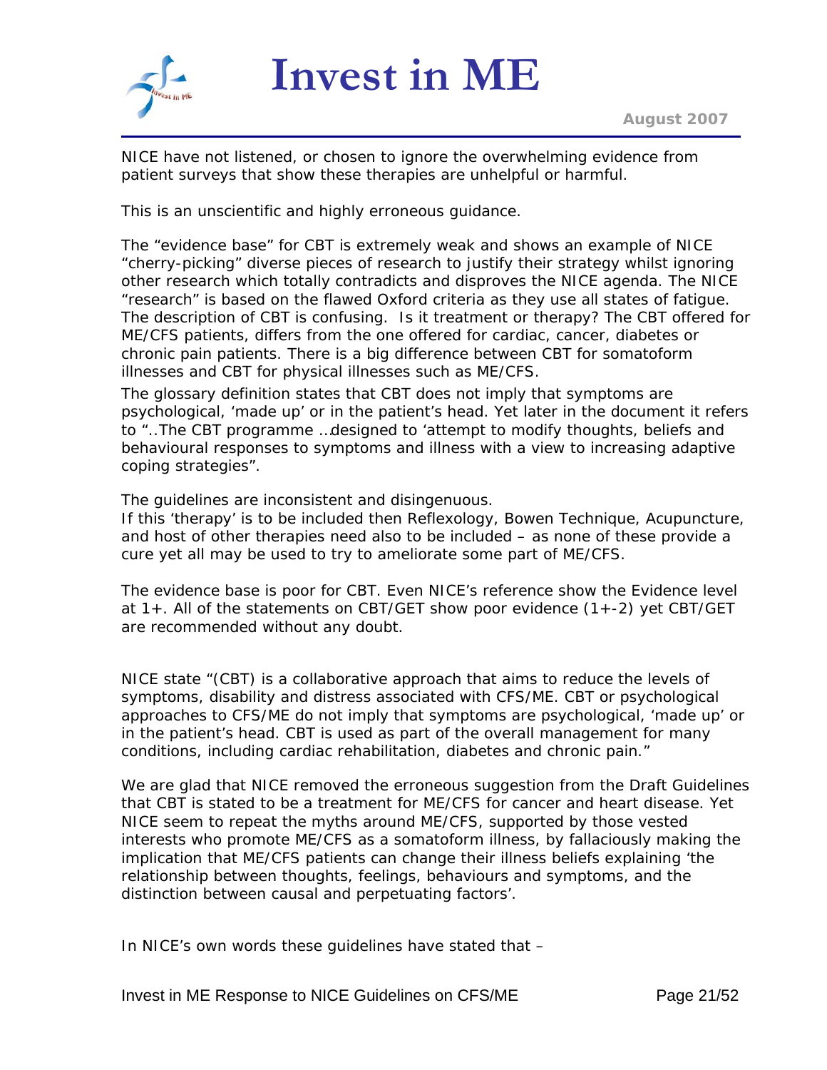NICE have not listened, or chosen to ignore the overwhelming evidence from patient surveys that show these therapies are unhelpful or harmful.

This is an unscientific and highly erroneous guidance.

The “evidence base” for CBT is extremely weak and shows an example of NICE “cherry-picking” diverse pieces of research to justify their strategy whilst ignoring other research which totally contradicts and disproves the NICE agenda. The NICE “research” is based on the flawed Oxford criteria as they use all states of fatigue. The description of CBT is confusing. Is it treatment or therapy? The CBT offered for ME/CFS patients, differs from the one offered for cardiac, cancer, diabetes or chronic pain patients. There is a big difference between CBT for somatoform illnesses and CBT for physical illnesses such as ME/CFS.

The glossary definition states that CBT does not imply that symptoms are psychological, ‘made up’ or in the patient’s head. Yet later in the document it refers to “..The CBT programme …designed to ‘attempt to modify thoughts, beliefs and behavioural responses to symptoms and illness with a view to increasing adaptive coping strategies”.

The guidelines are inconsistent and disingenuous.

If this ‘therapy’ is to be included then Reflexology, Bowen Technique, Acupuncture, and host of other therapies need also to be included – as none of these provide a cure yet all may be used to try to ameliorate some part of ME/CFS.

The evidence base is poor for CBT. Even NICE’s reference show the Evidence level at 1+. All of the statements on CBT/GET show poor evidence (1+-2) yet CBT/GET are recommended without any doubt.

NICE state “(CBT) is a collaborative approach that aims to reduce the levels of symptoms, disability and distress associated with CFS/ME. CBT or psychological approaches to CFS/ME do not imply that symptoms are psychological, ‘made up’ or in the patient’s head. CBT is used as part of the overall management for many conditions, including cardiac rehabilitation, diabetes and chronic pain.”

We are glad that NICE removed the erroneous suggestion from the Draft Guidelines that CBT is stated to be a treatment for ME/CFS for cancer and heart disease. Yet NICE seem to repeat the myths around ME/CFS, supported by those vested interests who promote ME/CFS as a somatoform illness, by fallaciously making the implication that ME/CFS patients can change their illness beliefs explaining ‘the relationship between thoughts, feelings, behaviours and symptoms, and the distinction between causal and perpetuating factors’.

In NICE’s own words these guidelines have stated that –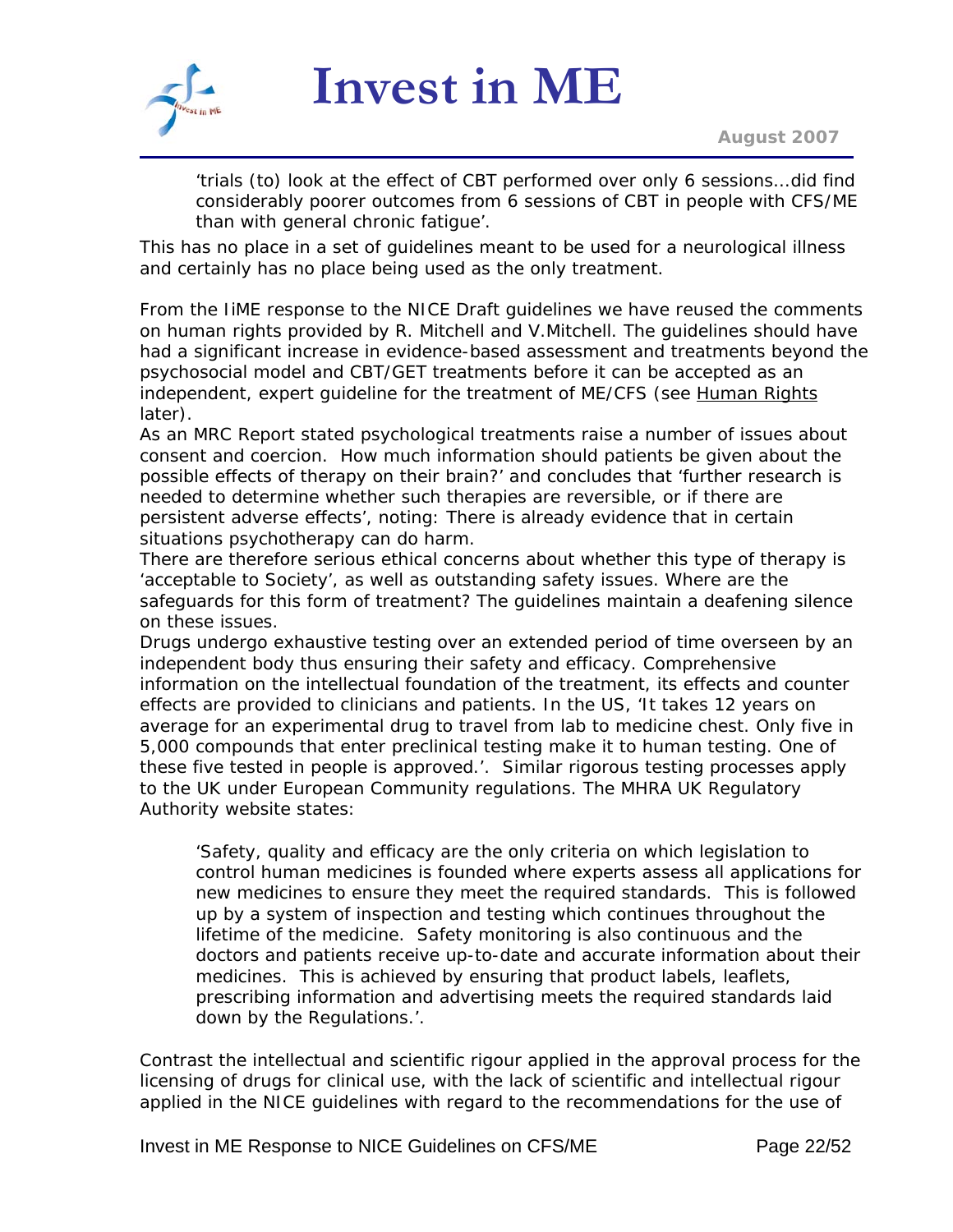> 'trials (to) look at the effect of CBT performed over only 6 sessions…did find considerably poorer outcomes from 6 sessions of CBT in people with CFS/ME than with general chronic fatigue'.

This has no place in a set of guidelines meant to be used for a neurological illness and certainly has no place being used as the only treatment.

From the IiME response to the NICE Draft guidelines we have reused the comments on human rights provided by R. Mitchell and V.Mitchell. The guidelines should have had a significant increase in evidence-based assessment and treatments beyond the psychosocial model and CBT/GET treatments before it can be accepted as an independent, expert guideline for the treatment of ME/CFS (see Human Rights later).

As an MRC Report stated psychological treatments raise a number of issues about consent and coercion. How much information should patients be given about the possible effects of therapy on their brain?' and concludes that 'further research is needed to determine whether such therapies are reversible, or if there are persistent adverse effects', noting: There is already evidence that in certain situations psychotherapy can do harm.

There are therefore serious ethical concerns about whether this type of therapy is 'acceptable to Society', as well as outstanding safety issues. Where are the safeguards for this form of treatment? The guidelines maintain a deafening silence on these issues.

Drugs undergo exhaustive testing over an extended period of time overseen by an independent body thus ensuring their safety and efficacy. Comprehensive information on the intellectual foundation of the treatment, its effects and counter effects are provided to clinicians and patients. In the US, 'It takes 12 years on average for an experimental drug to travel from lab to medicine chest. Only five in 5,000 compounds that enter preclinical testing make it to human testing. One of these five tested in people is approved.'. Similar rigorous testing processes apply to the UK under European Community regulations. The MHRA UK Regulatory Authority website states:

> 'Safety, quality and efficacy are the only criteria on which legislation to control human medicines is founded where experts assess all applications for new medicines to ensure they meet the required standards. This is followed up by a system of inspection and testing which continues throughout the lifetime of the medicine. Safety monitoring is also continuous and the doctors and patients receive up-to-date and accurate information about their medicines. This is achieved by ensuring that product labels, leaflets, prescribing information and advertising meets the required standards laid down by the Regulations.'.

Contrast the intellectual and scientific rigour applied in the approval process for the licensing of drugs for clinical use, with the lack of scientific and intellectual rigour applied in the NICE guidelines with regard to the recommendations for the use of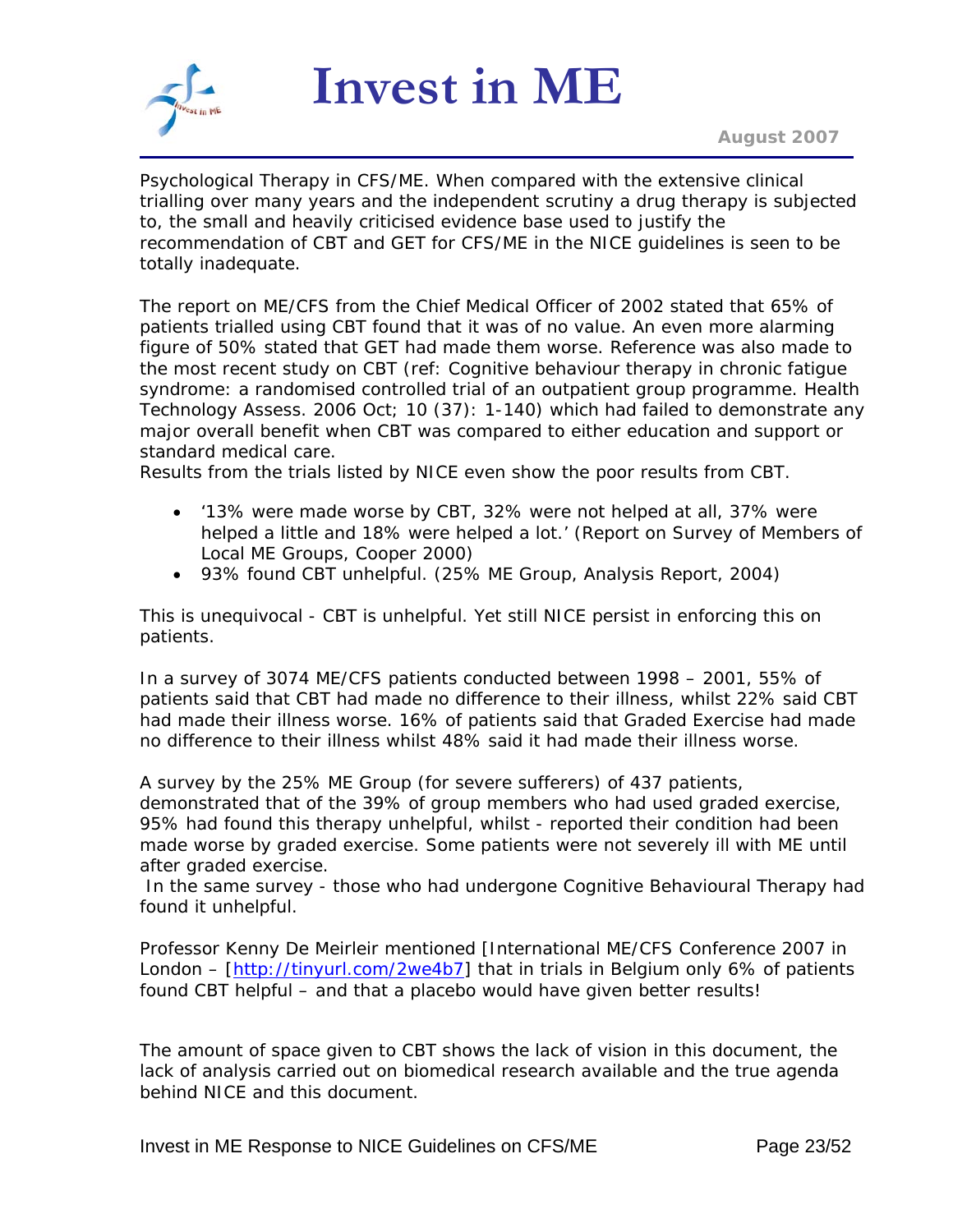Psychological Therapy in CFS/ME. When compared with the extensive clinical trialling over many years and the independent scrutiny a drug therapy is subjected to, the small and heavily criticised evidence base used to justify the recommendation of CBT and GET for CFS/ME in the NICE guidelines is seen to be totally inadequate.

The report on ME/CFS from the Chief Medical Officer of 2002 stated that 65% of patients trialled using CBT found that it was of no value. An even more alarming figure of 50% stated that GET had made them worse. Reference was also made to the most recent study on CBT (ref: Cognitive behaviour therapy in chronic fatigue syndrome: a randomised controlled trial of an outpatient group programme. Health Technology Assess. 2006 Oct; 10 (37): 1-140) which had failed to demonstrate any major overall benefit when CBT was compared to either education and support or standard medical care.
Results from the trials listed by NICE even show the poor results from CBT.

- '13% were made worse by CBT, 32% were not helped at all, 37% were helped a little and 18% were helped a lot.' (Report on Survey of Members of Local ME Groups, Cooper 2000)
- 93% found CBT unhelpful. (25% ME Group, Analysis Report, 2004)

This is unequivocal - CBT is unhelpful. Yet still NICE persist in enforcing this on patients.

In a survey of 3074 ME/CFS patients conducted between 1998 – 2001, 55% of patients said that CBT had made no difference to their illness, whilst 22% said CBT had made their illness worse. 16% of patients said that Graded Exercise had made no difference to their illness whilst 48% said it had made their illness worse.

A survey by the 25% ME Group (for severe sufferers) of 437 patients, demonstrated that of the 39% of group members who had used graded exercise, 95% had found this therapy unhelpful, whilst - reported their condition had been made worse by graded exercise. Some patients were not severely ill with ME until after graded exercise.
In the same survey - those who had undergone Cognitive Behavioural Therapy had found it unhelpful.

Professor Kenny De Meirleir mentioned [International ME/CFS Conference 2007 in London – [http://tinyurl.com/2we4b7] that in trials in Belgium only 6% of patients found CBT helpful – and that a placebo would have given better results!

The amount of space given to CBT shows the lack of vision in this document, the lack of analysis carried out on biomedical research available and the true agenda behind NICE and this document.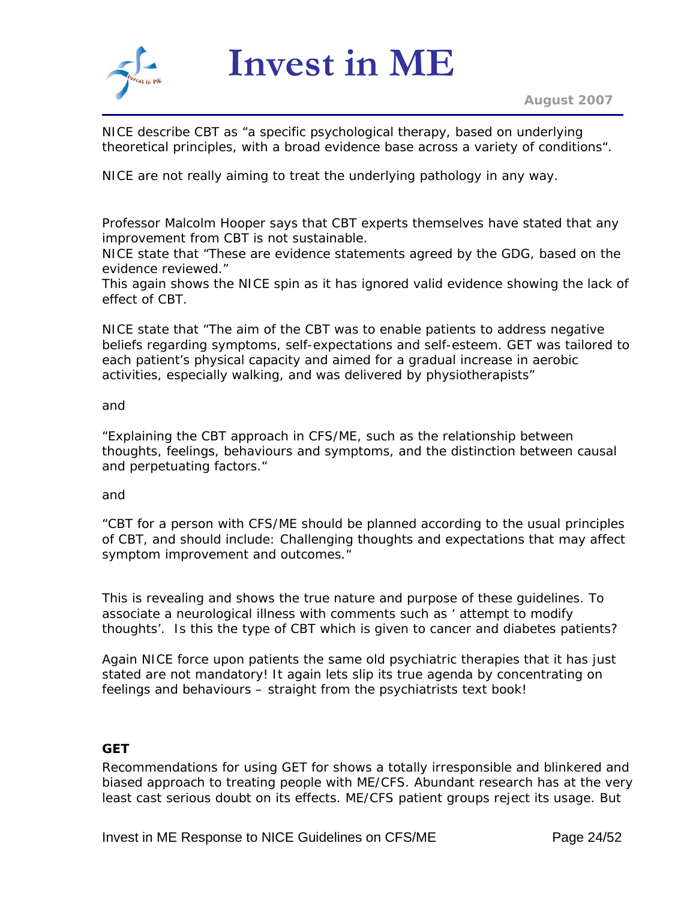NICE describe CBT as "a specific psychological therapy, based on underlying theoretical principles, with a broad evidence base across a variety of conditions".

NICE are not really aiming to treat the underlying pathology in any way.

Professor Malcolm Hooper says that CBT experts themselves have stated that any improvement from CBT is not sustainable.
NICE state that "These are evidence statements agreed by the GDG, based on the evidence reviewed."
This again shows the NICE spin as it has ignored valid evidence showing the lack of effect of CBT.

NICE state that "The aim of the CBT was to enable patients to address negative beliefs regarding symptoms, self-expectations and self-esteem. GET was tailored to each patient's physical capacity and aimed for a gradual increase in aerobic activities, especially walking, and was delivered by physiotherapists"

and

"Explaining the CBT approach in CFS/ME, such as the relationship between thoughts, feelings, behaviours and symptoms, and the distinction between causal and perpetuating factors."

and

"CBT for a person with CFS/ME should be planned according to the usual principles of CBT, and should include: Challenging thoughts and expectations that may affect symptom improvement and outcomes."

This is revealing and shows the true nature and purpose of these guidelines. To associate a neurological illness with comments such as ' attempt to modify thoughts'. Is this the type of CBT which is given to cancer and diabetes patients?

Again NICE force upon patients the same old psychiatric therapies that it has just stated are not mandatory! It again lets slip its true agenda by concentrating on feelings and behaviours – straight from the psychiatrists text book!

**GET**

Recommendations for using GET for shows a totally irresponsible and blinkered and biased approach to treating people with ME/CFS. Abundant research has at the very least cast serious doubt on its effects. ME/CFS patient groups reject its usage. But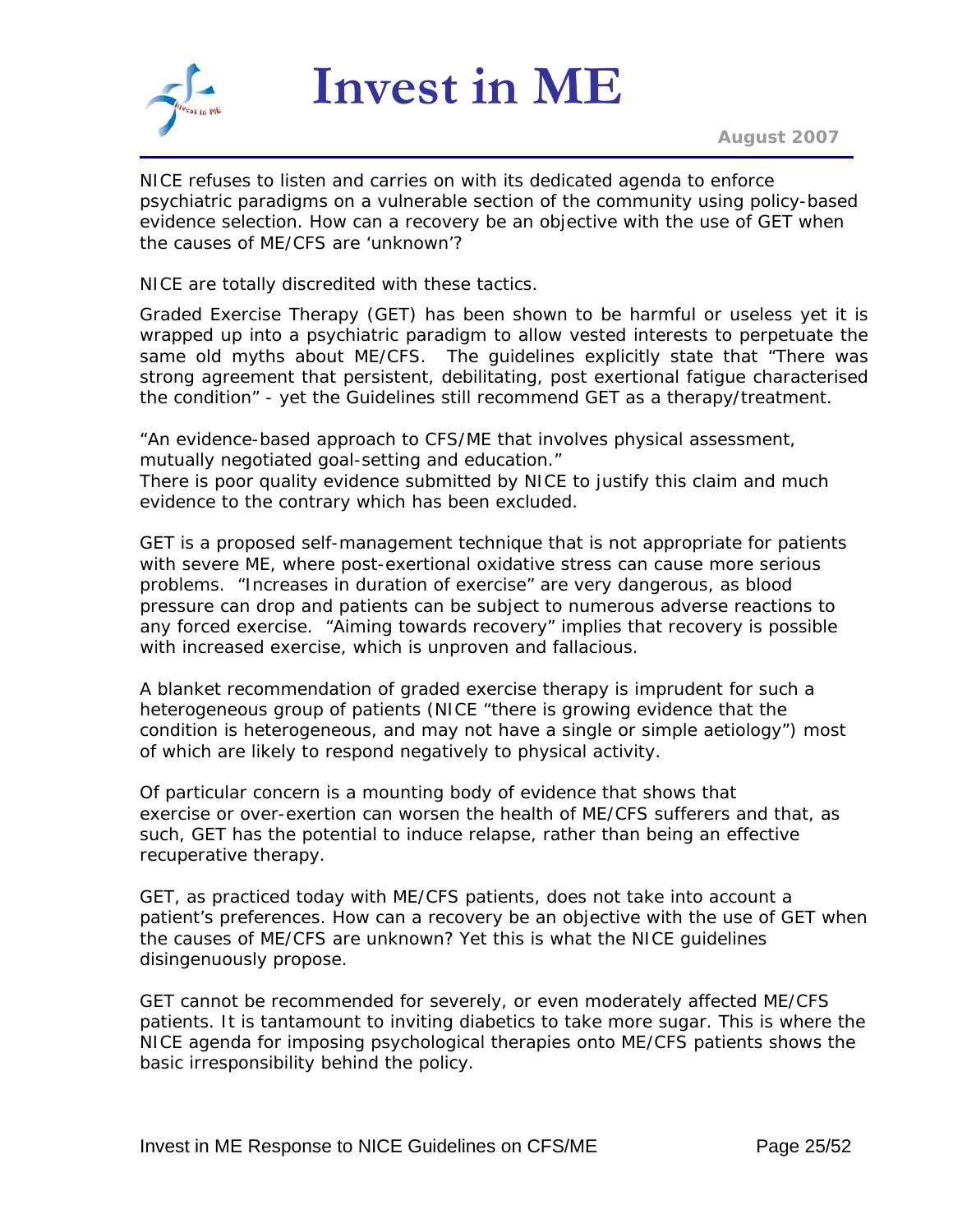NICE refuses to listen and carries on with its dedicated agenda to enforce psychiatric paradigms on a vulnerable section of the community using policy-based evidence selection. How can a recovery be an objective with the use of GET when the causes of ME/CFS are 'unknown'?

NICE are totally discredited with these tactics.

Graded Exercise Therapy (GET) has been shown to be harmful or useless yet it is wrapped up into a psychiatric paradigm to allow vested interests to perpetuate the same old myths about ME/CFS. The guidelines explicitly state that "There was strong agreement that persistent, debilitating, post exertional fatigue characterised the condition" - yet the Guidelines still recommend GET as a therapy/treatment.

"An evidence-based approach to CFS/ME that involves physical assessment, mutually negotiated goal-setting and education."
There is poor quality evidence submitted by NICE to justify this claim and much evidence to the contrary which has been excluded.

GET is a proposed self-management technique that is not appropriate for patients with severe ME, where post-exertional oxidative stress can cause more serious problems. "Increases in duration of exercise" are very dangerous, as blood pressure can drop and patients can be subject to numerous adverse reactions to any forced exercise. "Aiming towards recovery" implies that recovery is possible with increased exercise, which is unproven and fallacious.

A blanket recommendation of graded exercise therapy is imprudent for such a heterogeneous group of patients (NICE "there is growing evidence that the condition is heterogeneous, and may not have a single or simple aetiology") most of which are likely to respond negatively to physical activity.

Of particular concern is a mounting body of evidence that shows that exercise or over-exertion can worsen the health of ME/CFS sufferers and that, as such, GET has the potential to induce relapse, rather than being an effective recuperative therapy.

GET, as practiced today with ME/CFS patients, does not take into account a patient's preferences. How can a recovery be an objective with the use of GET when the causes of ME/CFS are unknown? Yet this is what the NICE guidelines disingenuously propose.

GET cannot be recommended for severely, or even moderately affected ME/CFS patients. It is tantamount to inviting diabetics to take more sugar. This is where the NICE agenda for imposing psychological therapies onto ME/CFS patients shows the basic irresponsibility behind the policy.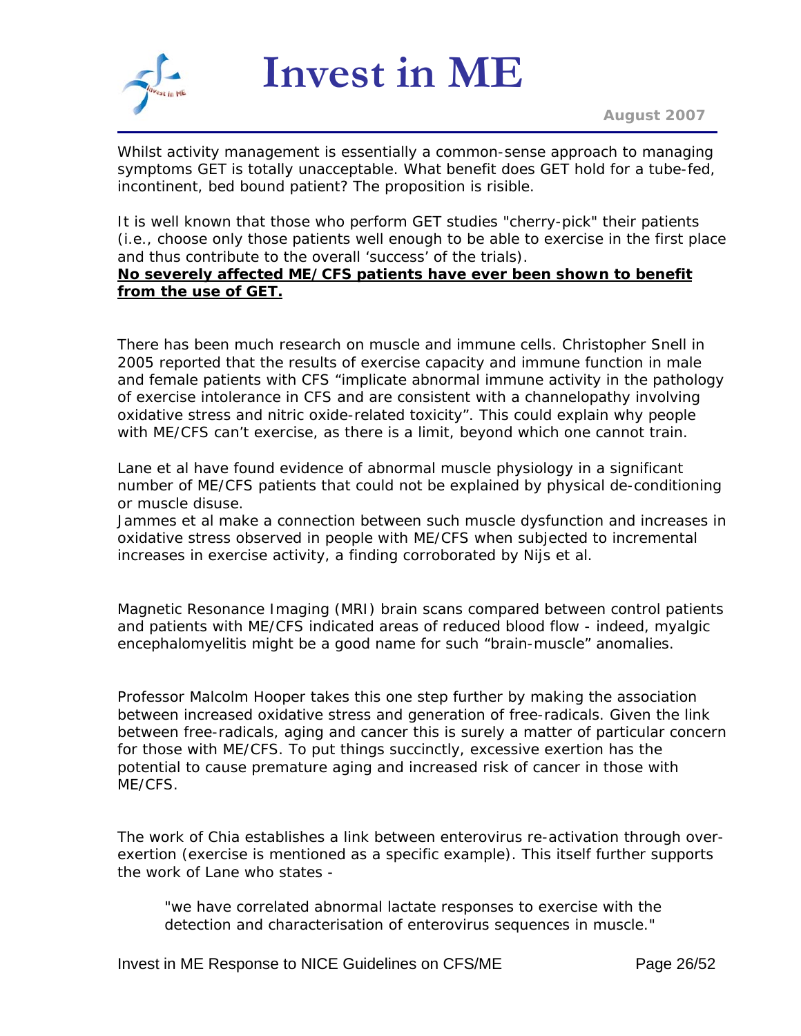Whilst activity management is essentially a common-sense approach to managing symptoms GET is totally unacceptable. What benefit does GET hold for a tube-fed, incontinent, bed bound patient? The proposition is risible.

It is well known that those who perform GET studies "cherry-pick" their patients (i.e., choose only those patients well enough to be able to exercise in the first place and thus contribute to the overall 'success' of the trials).
**No severely affected ME/CFS patients have ever been shown to benefit from the use of GET.**

There has been much research on muscle and immune cells. Christopher Snell in 2005 reported that the results of exercise capacity and immune function in male and female patients with CFS "implicate abnormal immune activity in the pathology of exercise intolerance in CFS and are consistent with a channelopathy involving oxidative stress and nitric oxide-related toxicity". This could explain why people with ME/CFS can't exercise, as there is a limit, beyond which one cannot train.

Lane et al have found evidence of abnormal muscle physiology in a significant number of ME/CFS patients that could not be explained by physical de-conditioning or muscle disuse.
Jammes et al make a connection between such muscle dysfunction and increases in oxidative stress observed in people with ME/CFS when subjected to incremental increases in exercise activity, a finding corroborated by Nijs et al.

Magnetic Resonance Imaging (MRI) brain scans compared between control patients and patients with ME/CFS indicated areas of reduced blood flow - indeed, myalgic encephalomyelitis might be a good name for such "brain-muscle" anomalies.

Professor Malcolm Hooper takes this one step further by making the association between increased oxidative stress and generation of free-radicals. Given the link between free-radicals, aging and cancer this is surely a matter of particular concern for those with ME/CFS. To put things succinctly, excessive exertion has the potential to cause premature aging and increased risk of cancer in those with ME/CFS.

The work of Chia establishes a link between enterovirus re-activation through over-exertion (exercise is mentioned as a specific example). This itself further supports the work of Lane who states -

> "we have correlated abnormal lactate responses to exercise with the detection and characterisation of enterovirus sequences in muscle."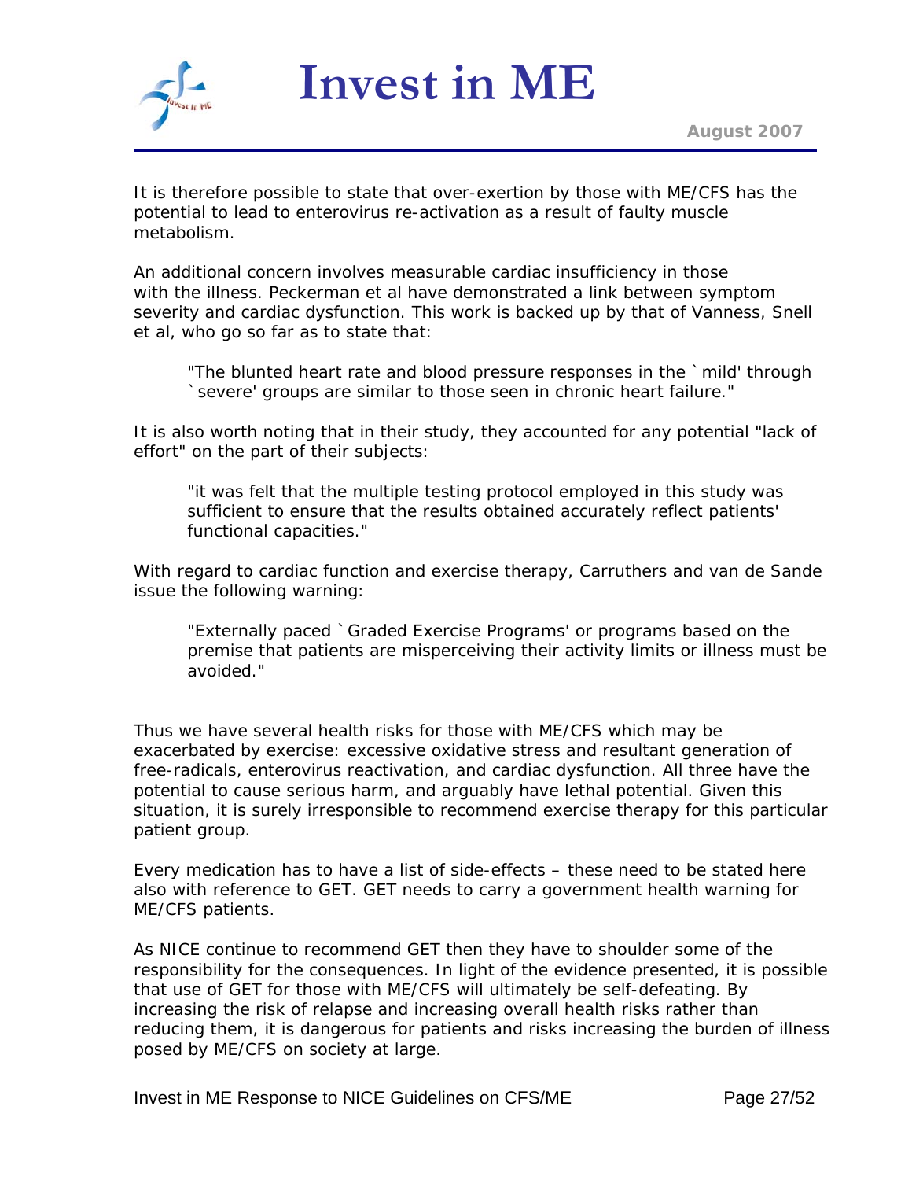It is therefore possible to state that over-exertion by those with ME/CFS has the potential to lead to enterovirus re-activation as a result of faulty muscle metabolism.

An additional concern involves measurable cardiac insufficiency in those with the illness. Peckerman et al have demonstrated a link between symptom severity and cardiac dysfunction. This work is backed up by that of Vanness, Snell et al, who go so far as to state that:

> "The blunted heart rate and blood pressure responses in the `mild' through `severe' groups are similar to those seen in chronic heart failure."

It is also worth noting that in their study, they accounted for any potential "lack of effort" on the part of their subjects:

> "it was felt that the multiple testing protocol employed in this study was sufficient to ensure that the results obtained accurately reflect patients' functional capacities."

With regard to cardiac function and exercise therapy, Carruthers and van de Sande issue the following warning:

> "Externally paced `Graded Exercise Programs' or programs based on the premise that patients are misperceiving their activity limits or illness must be avoided."

Thus we have several health risks for those with ME/CFS which may be exacerbated by exercise: excessive oxidative stress and resultant generation of free-radicals, enterovirus reactivation, and cardiac dysfunction. All three have the potential to cause serious harm, and arguably have lethal potential. Given this situation, it is surely irresponsible to recommend exercise therapy for this particular patient group.

Every medication has to have a list of side-effects – these need to be stated here also with reference to GET. GET needs to carry a government health warning for ME/CFS patients.

As NICE continue to recommend GET then they have to shoulder some of the responsibility for the consequences. In light of the evidence presented, it is possible that use of GET for those with ME/CFS will ultimately be self-defeating. By increasing the risk of relapse and increasing overall health risks rather than reducing them, it is dangerous for patients and risks increasing the burden of illness posed by ME/CFS on society at large.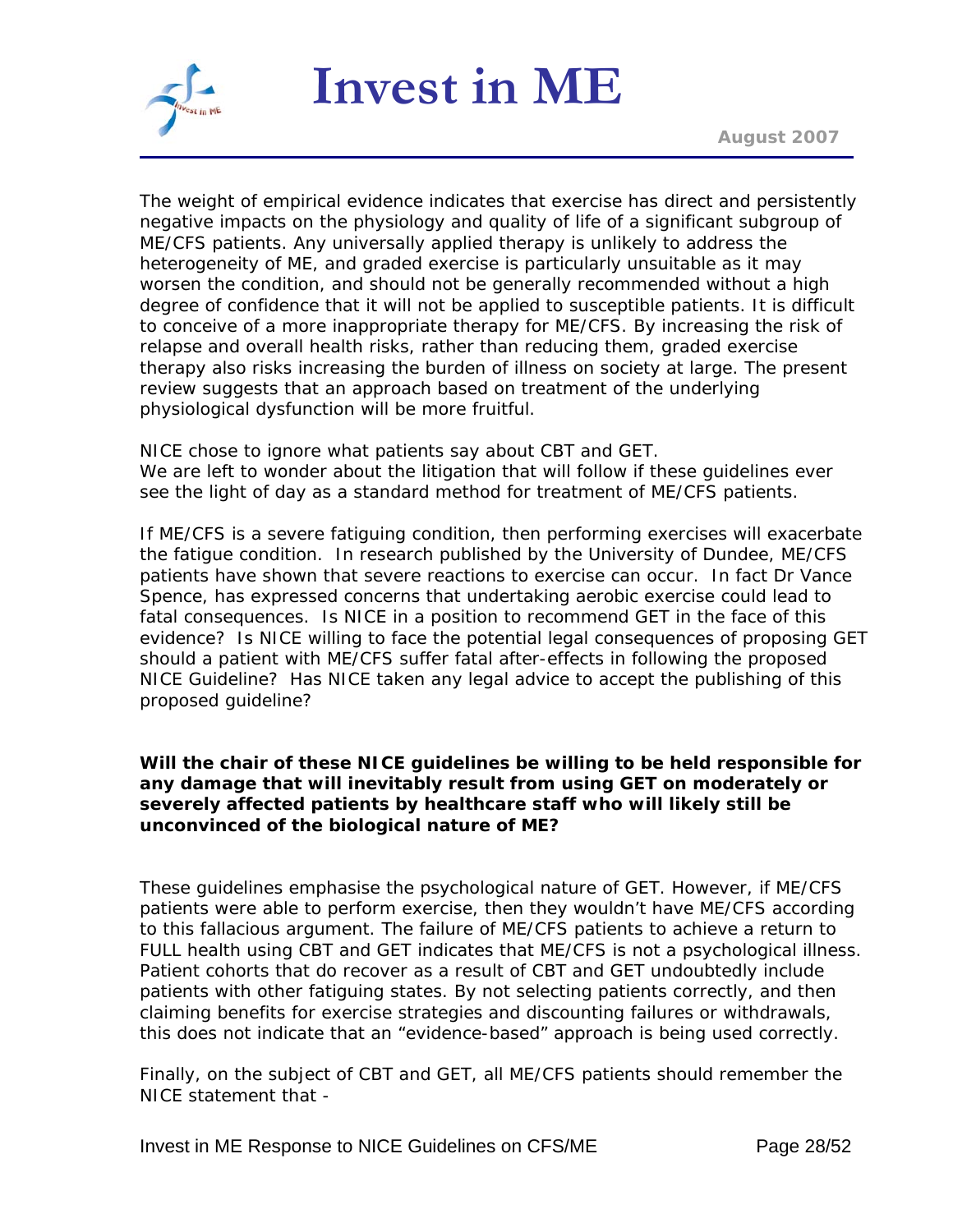The weight of empirical evidence indicates that exercise has direct and persistently negative impacts on the physiology and quality of life of a significant subgroup of ME/CFS patients. Any universally applied therapy is unlikely to address the heterogeneity of ME, and graded exercise is particularly unsuitable as it may worsen the condition, and should not be generally recommended without a high degree of confidence that it will not be applied to susceptible patients. It is difficult to conceive of a more inappropriate therapy for ME/CFS. By increasing the risk of relapse and overall health risks, rather than reducing them, graded exercise therapy also risks increasing the burden of illness on society at large. The present review suggests that an approach based on treatment of the underlying physiological dysfunction will be more fruitful.

NICE chose to ignore what patients say about CBT and GET.
We are left to wonder about the litigation that will follow if these guidelines ever see the light of day as a standard method for treatment of ME/CFS patients.

If ME/CFS is a severe fatiguing condition, then performing exercises will exacerbate the fatigue condition. In research published by the University of Dundee, ME/CFS patients have shown that severe reactions to exercise can occur. In fact Dr Vance Spence, has expressed concerns that undertaking aerobic exercise could lead to fatal consequences. Is NICE in a position to recommend GET in the face of this evidence? Is NICE willing to face the potential legal consequences of proposing GET should a patient with ME/CFS suffer fatal after-effects in following the proposed NICE Guideline? Has NICE taken any legal advice to accept the publishing of this proposed guideline?

**Will the chair of these NICE guidelines be willing to be held responsible for any damage that will inevitably result from using GET on moderately or severely affected patients by healthcare staff who will likely still be unconvinced of the biological nature of ME?**

These guidelines emphasise the psychological nature of GET. However, if ME/CFS patients were able to perform exercise, then they wouldn't have ME/CFS according to this fallacious argument. The failure of ME/CFS patients to achieve a return to FULL health using CBT and GET indicates that ME/CFS is not a psychological illness. Patient cohorts that do recover as a result of CBT and GET undoubtedly include patients with other fatiguing states. By not selecting patients correctly, and then claiming benefits for exercise strategies and discounting failures or withdrawals, this does not indicate that an "evidence-based" approach is being used correctly.

Finally, on the subject of CBT and GET, all ME/CFS patients should remember the NICE statement that -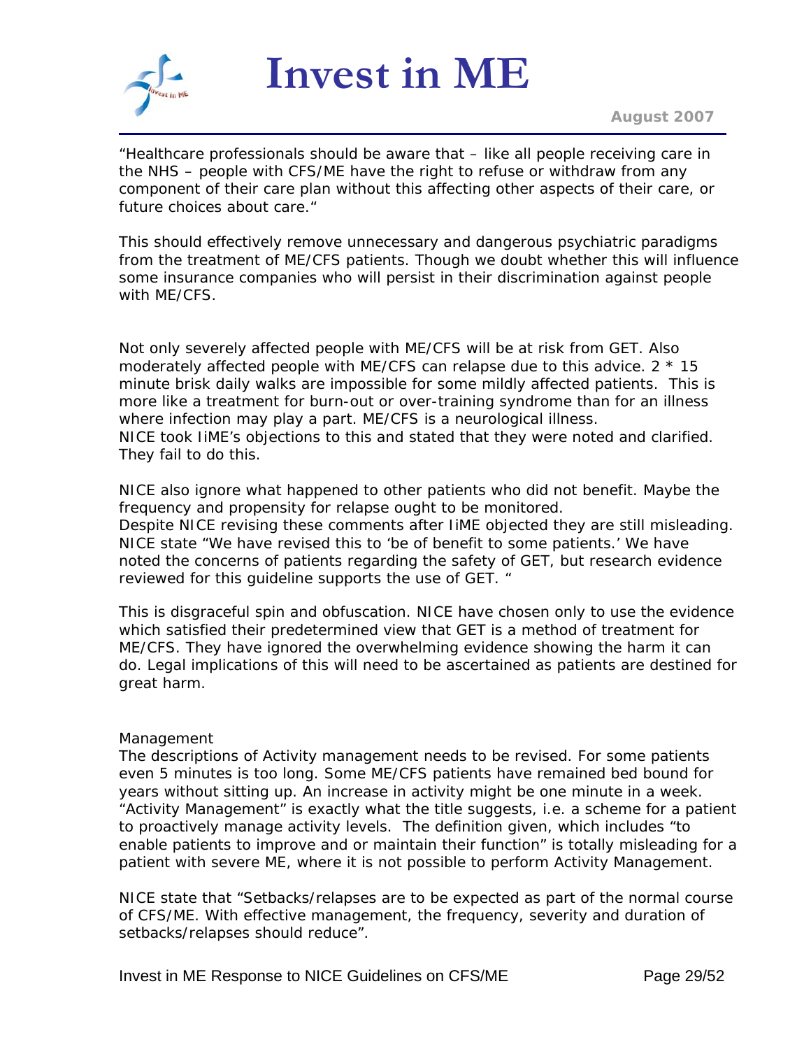"Healthcare professionals should be aware that – like all people receiving care in the NHS – people with CFS/ME have the right to refuse or withdraw from any component of their care plan without this affecting other aspects of their care, or future choices about care."

This should effectively remove unnecessary and dangerous psychiatric paradigms from the treatment of ME/CFS patients. Though we doubt whether this will influence some insurance companies who will persist in their discrimination against people with ME/CFS.

Not only severely affected people with ME/CFS will be at risk from GET. Also moderately affected people with ME/CFS can relapse due to this advice. 2 * 15 minute brisk daily walks are impossible for some mildly affected patients. This is more like a treatment for burn-out or over-training syndrome than for an illness where infection may play a part. ME/CFS is a neurological illness.
NICE took IiME's objections to this and stated that they were noted and clarified. They fail to do this.

NICE also ignore what happened to other patients who did not benefit. Maybe the frequency and propensity for relapse ought to be monitored.
Despite NICE revising these comments after IiME objected they are still misleading. NICE state "We have revised this to 'be of benefit to some patients.' We have noted the concerns of patients regarding the safety of GET, but research evidence reviewed for this guideline supports the use of GET. "

This is disgraceful spin and obfuscation. NICE have chosen only to use the evidence which satisfied their predetermined view that GET is a method of treatment for ME/CFS. They have ignored the overwhelming evidence showing the harm it can do. Legal implications of this will need to be ascertained as patients are destined for great harm.

Management
The descriptions of Activity management needs to be revised. For some patients even 5 minutes is too long. Some ME/CFS patients have remained bed bound for years without sitting up. An increase in activity might be one minute in a week.
"Activity Management" is exactly what the title suggests, i.e. a scheme for a patient to proactively manage activity levels. The definition given, which includes "to enable patients to improve and or maintain their function" is totally misleading for a patient with severe ME, where it is not possible to perform Activity Management.

NICE state that "Setbacks/relapses are to be expected as part of the normal course of CFS/ME. With effective management, the frequency, severity and duration of setbacks/relapses should reduce".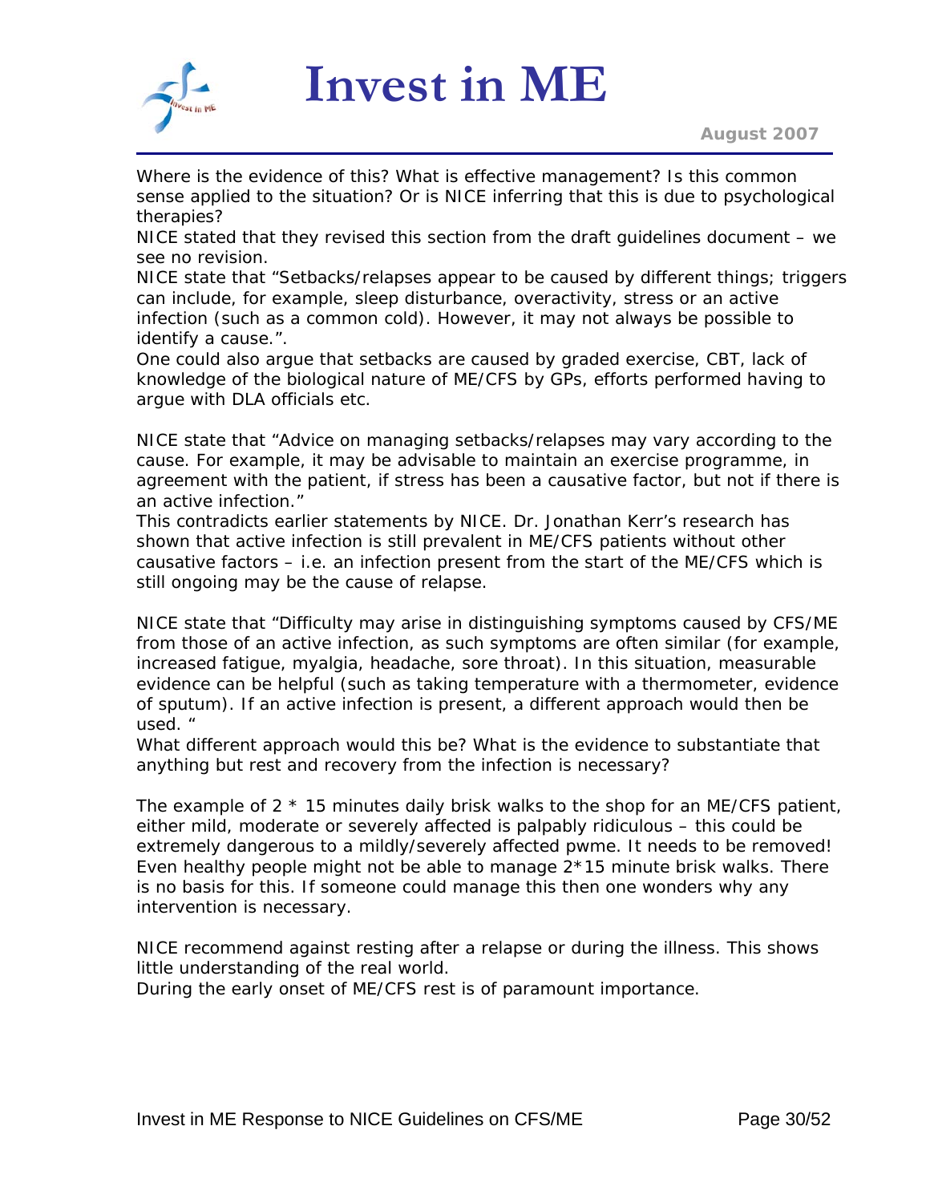Where is the evidence of this? What is effective management? Is this common sense applied to the situation? Or is NICE inferring that this is due to psychological therapies?
NICE stated that they revised this section from the draft guidelines document – we see no revision.
NICE state that "Setbacks/relapses appear to be caused by different things; triggers can include, for example, sleep disturbance, overactivity, stress or an active infection (such as a common cold). However, it may not always be possible to identify a cause.".
One could also argue that setbacks are caused by graded exercise, CBT, lack of knowledge of the biological nature of ME/CFS by GPs, efforts performed having to argue with DLA officials etc.

NICE state that "Advice on managing setbacks/relapses may vary according to the cause. For example, it may be advisable to maintain an exercise programme, in agreement with the patient, if stress has been a causative factor, but not if there is an active infection."
This contradicts earlier statements by NICE. Dr. Jonathan Kerr's research has shown that active infection is still prevalent in ME/CFS patients without other causative factors – i.e. an infection present from the start of the ME/CFS which is still ongoing may be the cause of relapse.

NICE state that "Difficulty may arise in distinguishing symptoms caused by CFS/ME from those of an active infection, as such symptoms are often similar (for example, increased fatigue, myalgia, headache, sore throat). In this situation, measurable evidence can be helpful (such as taking temperature with a thermometer, evidence of sputum). If an active infection is present, a different approach would then be used. "
What different approach would this be? What is the evidence to substantiate that anything but rest and recovery from the infection is necessary?

The example of 2 * 15 minutes daily brisk walks to the shop for an ME/CFS patient, either mild, moderate or severely affected is palpably ridiculous – this could be extremely dangerous to a mildly/severely affected pwme. It needs to be removed! Even healthy people might not be able to manage 2*15 minute brisk walks. There is no basis for this. If someone could manage this then one wonders why any intervention is necessary.

NICE recommend against resting after a relapse or during the illness. This shows little understanding of the real world.
During the early onset of ME/CFS rest is of paramount importance.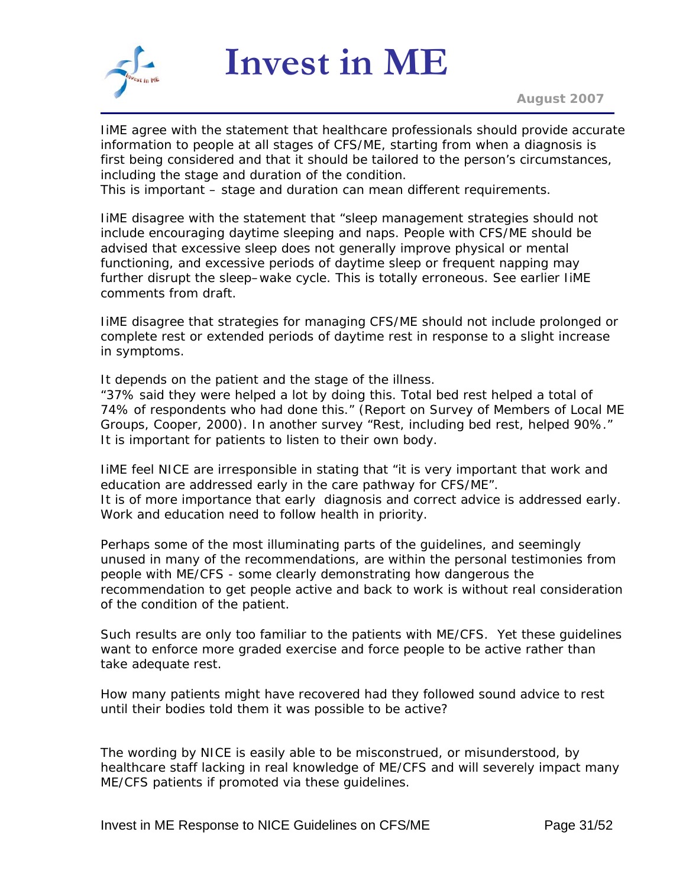IiME agree with the statement that healthcare professionals should provide accurate information to people at all stages of CFS/ME, starting from when a diagnosis is first being considered and that it should be tailored to the person's circumstances, including the stage and duration of the condition.
This is important – stage and duration can mean different requirements.

IiME disagree with the statement that "sleep management strategies should not include encouraging daytime sleeping and naps. People with CFS/ME should be advised that excessive sleep does not generally improve physical or mental functioning, and excessive periods of daytime sleep or frequent napping may further disrupt the sleep–wake cycle. This is totally erroneous. See earlier IiME comments from draft.

IiME disagree that strategies for managing CFS/ME should not include prolonged or complete rest or extended periods of daytime rest in response to a slight increase in symptoms.

It depends on the patient and the stage of the illness.
"37% said they were helped a lot by doing this. Total bed rest helped a total of 74% of respondents who had done this." (Report on Survey of Members of Local ME Groups, Cooper, 2000). In another survey "Rest, including bed rest, helped 90%." It is important for patients to listen to their own body.

IiME feel NICE are irresponsible in stating that "it is very important that work and education are addressed early in the care pathway for CFS/ME".
It is of more importance that early diagnosis and correct advice is addressed early. Work and education need to follow health in priority.

Perhaps some of the most illuminating parts of the guidelines, and seemingly unused in many of the recommendations, are within the personal testimonies from people with ME/CFS - some clearly demonstrating how dangerous the recommendation to get people active and back to work is without real consideration of the condition of the patient.

Such results are only too familiar to the patients with ME/CFS. Yet these guidelines want to enforce more graded exercise and force people to be active rather than take adequate rest.

How many patients might have recovered had they followed sound advice to rest until their bodies told them it was possible to be active?

The wording by NICE is easily able to be misconstrued, or misunderstood, by healthcare staff lacking in real knowledge of ME/CFS and will severely impact many ME/CFS patients if promoted via these guidelines.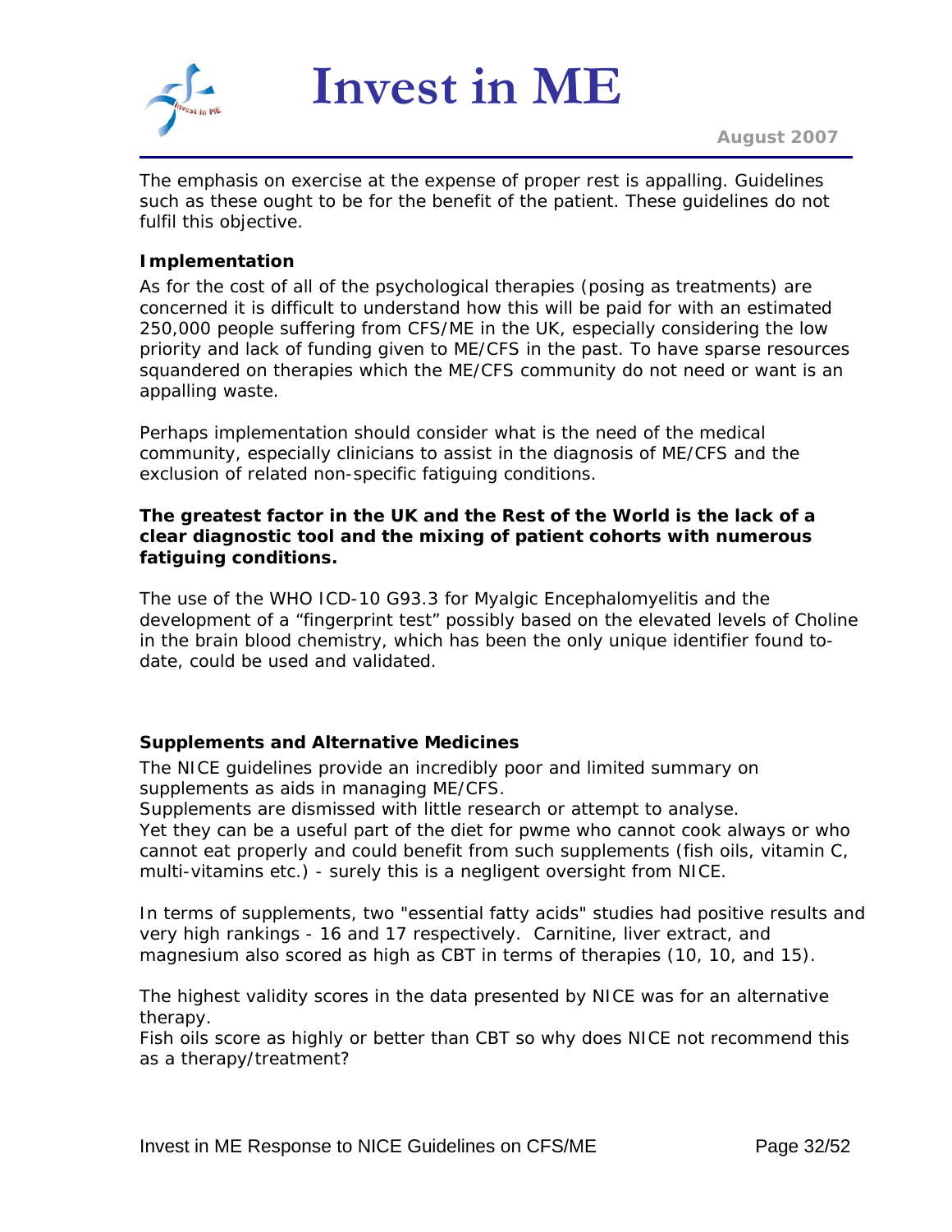The emphasis on exercise at the expense of proper rest is appalling. Guidelines such as these ought to be for the benefit of the patient. These guidelines do not fulfil this objective.

**Implementation**

As for the cost of all of the psychological therapies (posing as treatments) are concerned it is difficult to understand how this will be paid for with an estimated 250,000 people suffering from CFS/ME in the UK, especially considering the low priority and lack of funding given to ME/CFS in the past. To have sparse resources squandered on therapies which the ME/CFS community do not need or want is an appalling waste.

Perhaps implementation should consider what is the need of the medical community, especially clinicians to assist in the diagnosis of ME/CFS and the exclusion of related non-specific fatiguing conditions.

**The greatest factor in the UK and the Rest of the World is the lack of a clear diagnostic tool and the mixing of patient cohorts with numerous fatiguing conditions.**

The use of the WHO ICD-10 G93.3 for Myalgic Encephalomyelitis and the development of a "fingerprint test" possibly based on the elevated levels of Choline in the brain blood chemistry, which has been the only unique identifier found to-date, could be used and validated.

**Supplements and Alternative Medicines**

The NICE guidelines provide an incredibly poor and limited summary on supplements as aids in managing ME/CFS.
Supplements are dismissed with little research or attempt to analyse.
Yet they can be a useful part of the diet for pwme who cannot cook always or who cannot eat properly and could benefit from such supplements (fish oils, vitamin C, multi-vitamins etc.) - surely this is a negligent oversight from NICE.

In terms of supplements, two "essential fatty acids" studies had positive results and very high rankings - 16 and 17 respectively. Carnitine, liver extract, and magnesium also scored as high as CBT in terms of therapies (10, 10, and 15).

The highest validity scores in the data presented by NICE was for an alternative therapy.
Fish oils score as highly or better than CBT so why does NICE not recommend this as a therapy/treatment?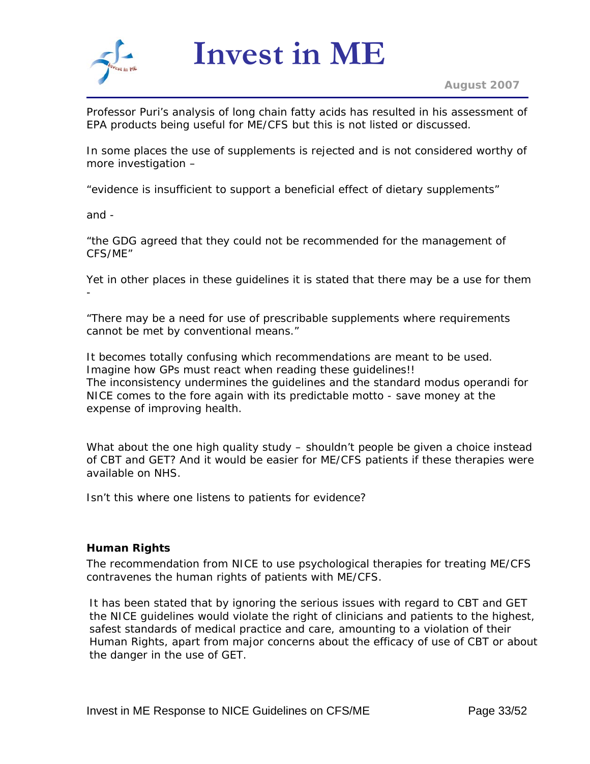Professor Puri's analysis of long chain fatty acids has resulted in his assessment of EPA products being useful for ME/CFS but this is not listed or discussed.

In some places the use of supplements is rejected and is not considered worthy of more investigation –

"evidence is insufficient to support a beneficial effect of dietary supplements"

and -

"the GDG agreed that they could not be recommended for the management of CFS/ME"

Yet in other places in these guidelines it is stated that there may be a use for them -

"There may be a need for use of prescribable supplements where requirements cannot be met by conventional means."

It becomes totally confusing which recommendations are meant to be used.
Imagine how GPs must react when reading these guidelines!!
The inconsistency undermines the guidelines and the standard modus operandi for NICE comes to the fore again with its predictable motto - save money at the expense of improving health.

What about the one high quality study – shouldn't people be given a choice instead of CBT and GET? And it would be easier for ME/CFS patients if these therapies were available on NHS.

Isn't this where one listens to patients for evidence?

**Human Rights**

The recommendation from NICE to use psychological therapies for treating ME/CFS contravenes the human rights of patients with ME/CFS.

It has been stated that by ignoring the serious issues with regard to CBT and GET the NICE guidelines would violate the right of clinicians and patients to the highest, safest standards of medical practice and care, amounting to a violation of their Human Rights, apart from major concerns about the efficacy of use of CBT or about the danger in the use of GET.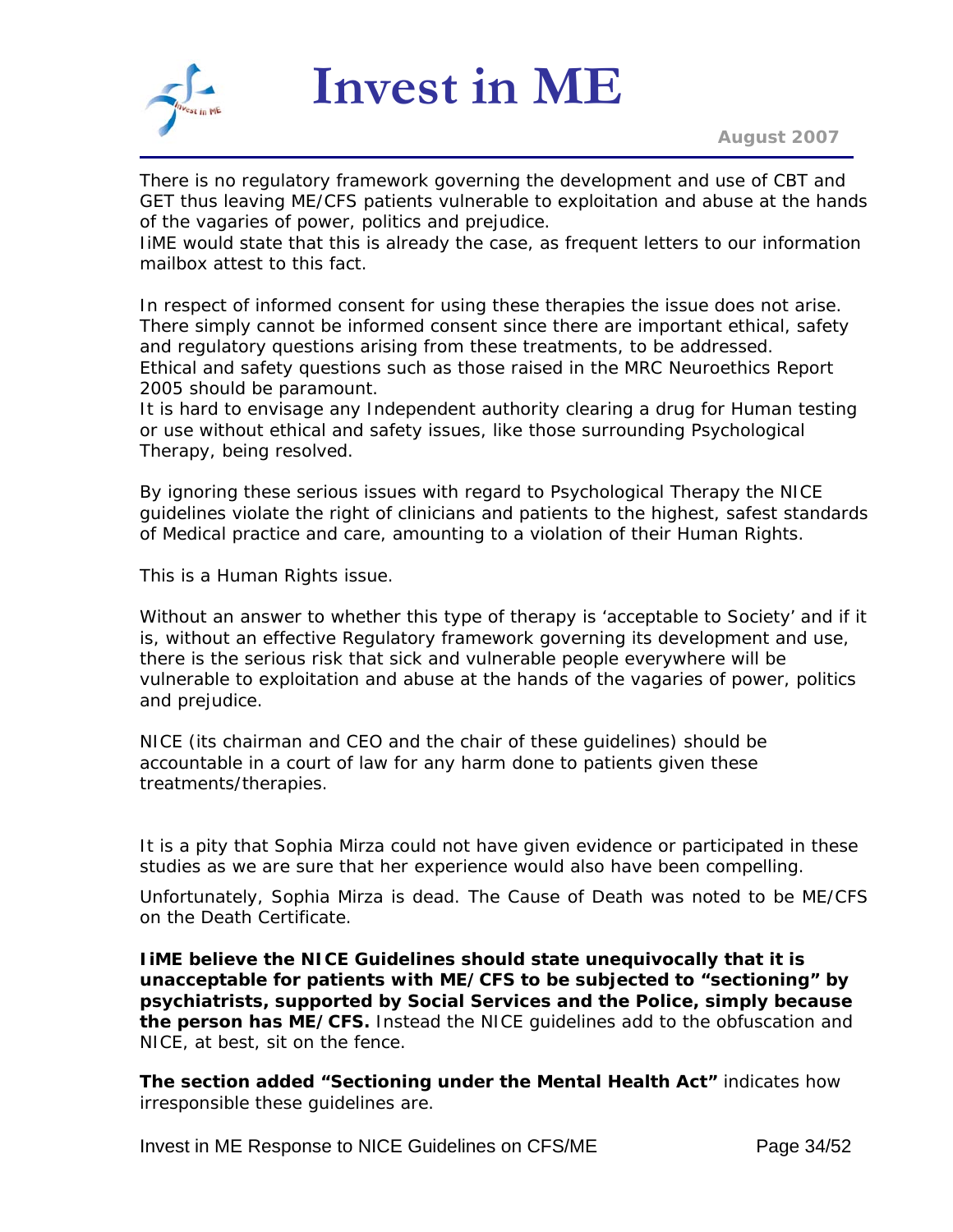There is no regulatory framework governing the development and use of CBT and GET thus leaving ME/CFS patients vulnerable to exploitation and abuse at the hands of the vagaries of power, politics and prejudice.
IiME would state that this is already the case, as frequent letters to our information mailbox attest to this fact.

In respect of informed consent for using these therapies the issue does not arise. There simply cannot be informed consent since there are important ethical, safety and regulatory questions arising from these treatments, to be addressed.
Ethical and safety questions such as those raised in the MRC Neuroethics Report 2005 should be paramount.
It is hard to envisage any Independent authority clearing a drug for Human testing or use without ethical and safety issues, like those surrounding Psychological Therapy, being resolved.

By ignoring these serious issues with regard to Psychological Therapy the NICE guidelines violate the right of clinicians and patients to the highest, safest standards of Medical practice and care, amounting to a violation of their Human Rights.

This is a Human Rights issue.

Without an answer to whether this type of therapy is 'acceptable to Society' and if it is, without an effective Regulatory framework governing its development and use, there is the serious risk that sick and vulnerable people everywhere will be vulnerable to exploitation and abuse at the hands of the vagaries of power, politics and prejudice.

NICE (its chairman and CEO and the chair of these guidelines) should be accountable in a court of law for any harm done to patients given these treatments/therapies.

It is a pity that Sophia Mirza could not have given evidence or participated in these studies as we are sure that her experience would also have been compelling.

Unfortunately, Sophia Mirza is dead. The Cause of Death was noted to be ME/CFS on the Death Certificate.

**IiME believe the NICE Guidelines should state unequivocally that it is unacceptable for patients with ME/CFS to be subjected to "sectioning" by psychiatrists, supported by Social Services and the Police, simply because the person has ME/CFS.** Instead the NICE guidelines add to the obfuscation and NICE, at best, sit on the fence.

**The section added "Sectioning under the Mental Health Act"** indicates how irresponsible these guidelines are.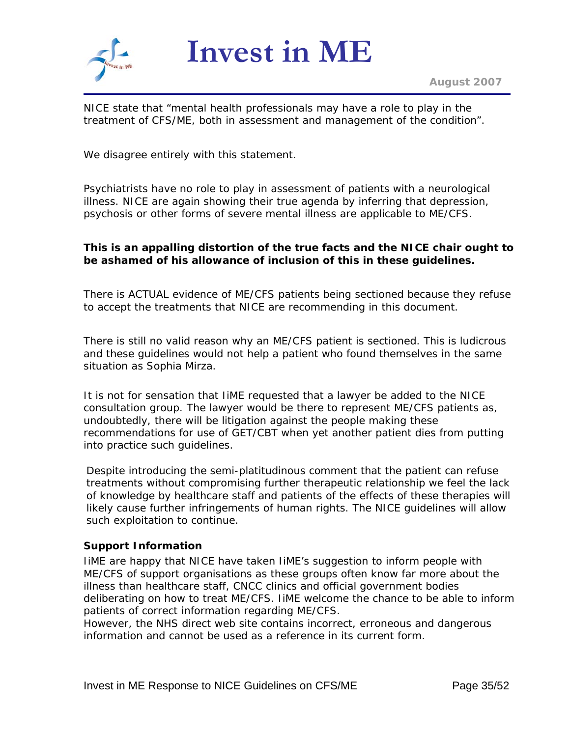NICE state that "mental health professionals may have a role to play in the treatment of CFS/ME, both in assessment and management of the condition".

We disagree entirely with this statement.

Psychiatrists have no role to play in assessment of patients with a neurological illness. NICE are again showing their true agenda by inferring that depression, psychosis or other forms of severe mental illness are applicable to ME/CFS.

**This is an appalling distortion of the true facts and the NICE chair ought to be ashamed of his allowance of inclusion of this in these guidelines.**

There is ACTUAL evidence of ME/CFS patients being sectioned because they refuse to accept the treatments that NICE are recommending in this document.

There is still no valid reason why an ME/CFS patient is sectioned. This is ludicrous and these guidelines would not help a patient who found themselves in the same situation as Sophia Mirza.

It is not for sensation that IiME requested that a lawyer be added to the NICE consultation group. The lawyer would be there to represent ME/CFS patients as, undoubtedly, there will be litigation against the people making these recommendations for use of GET/CBT when yet another patient dies from putting into practice such guidelines.

Despite introducing the semi-platitudinous comment that the patient can refuse treatments without compromising further therapeutic relationship we feel the lack of knowledge by healthcare staff and patients of the effects of these therapies will likely cause further infringements of human rights. The NICE guidelines will allow such exploitation to continue.

**Support Information**

IiME are happy that NICE have taken IiME's suggestion to inform people with ME/CFS of support organisations as these groups often know far more about the illness than healthcare staff, CNCC clinics and official government bodies deliberating on how to treat ME/CFS. IiME welcome the chance to be able to inform patients of correct information regarding ME/CFS.
However, the NHS direct web site contains incorrect, erroneous and dangerous information and cannot be used as a reference in its current form.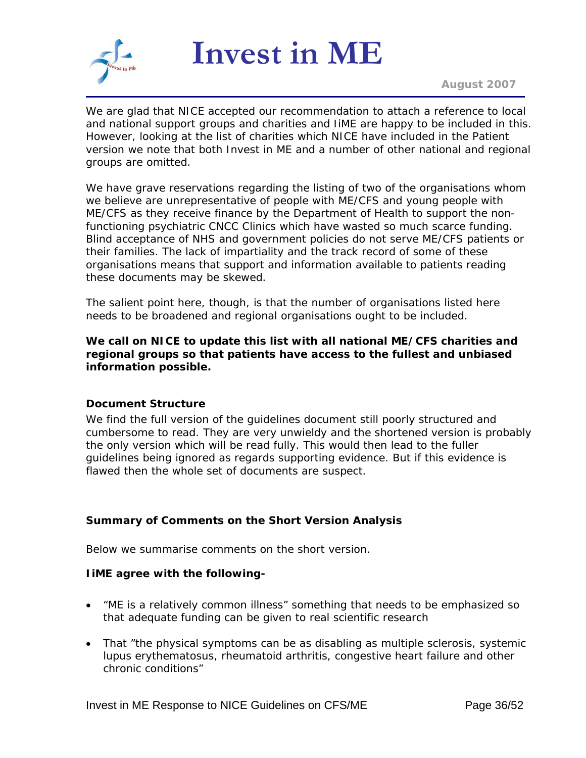We are glad that NICE accepted our recommendation to attach a reference to local and national support groups and charities and IiME are happy to be included in this. However, looking at the list of charities which NICE have included in the Patient version we note that both Invest in ME and a number of other national and regional groups are omitted.

We have grave reservations regarding the listing of two of the organisations whom we believe are unrepresentative of people with ME/CFS and young people with ME/CFS as they receive finance by the Department of Health to support the non-functioning psychiatric CNCC Clinics which have wasted so much scarce funding. Blind acceptance of NHS and government policies do not serve ME/CFS patients or their families. The lack of impartiality and the track record of some of these organisations means that support and information available to patients reading these documents may be skewed.

The salient point here, though, is that the number of organisations listed here needs to be broadened and regional organisations ought to be included.

**We call on NICE to update this list with all national ME/CFS charities and regional groups so that patients have access to the fullest and unbiased information possible.**

**Document Structure**

We find the full version of the guidelines document still poorly structured and cumbersome to read. They are very unwieldy and the shortened version is probably the only version which will be read fully. This would then lead to the fuller guidelines being ignored as regards supporting evidence. But if this evidence is flawed then the whole set of documents are suspect.

**Summary of Comments on the Short Version Analysis**

Below we summarise comments on the short version.

**IiME agree with the following-**

- "ME is a relatively common illness" something that needs to be emphasized so that adequate funding can be given to real scientific research
- That "the physical symptoms can be as disabling as multiple sclerosis, systemic lupus erythematosus, rheumatoid arthritis, congestive heart failure and other chronic conditions"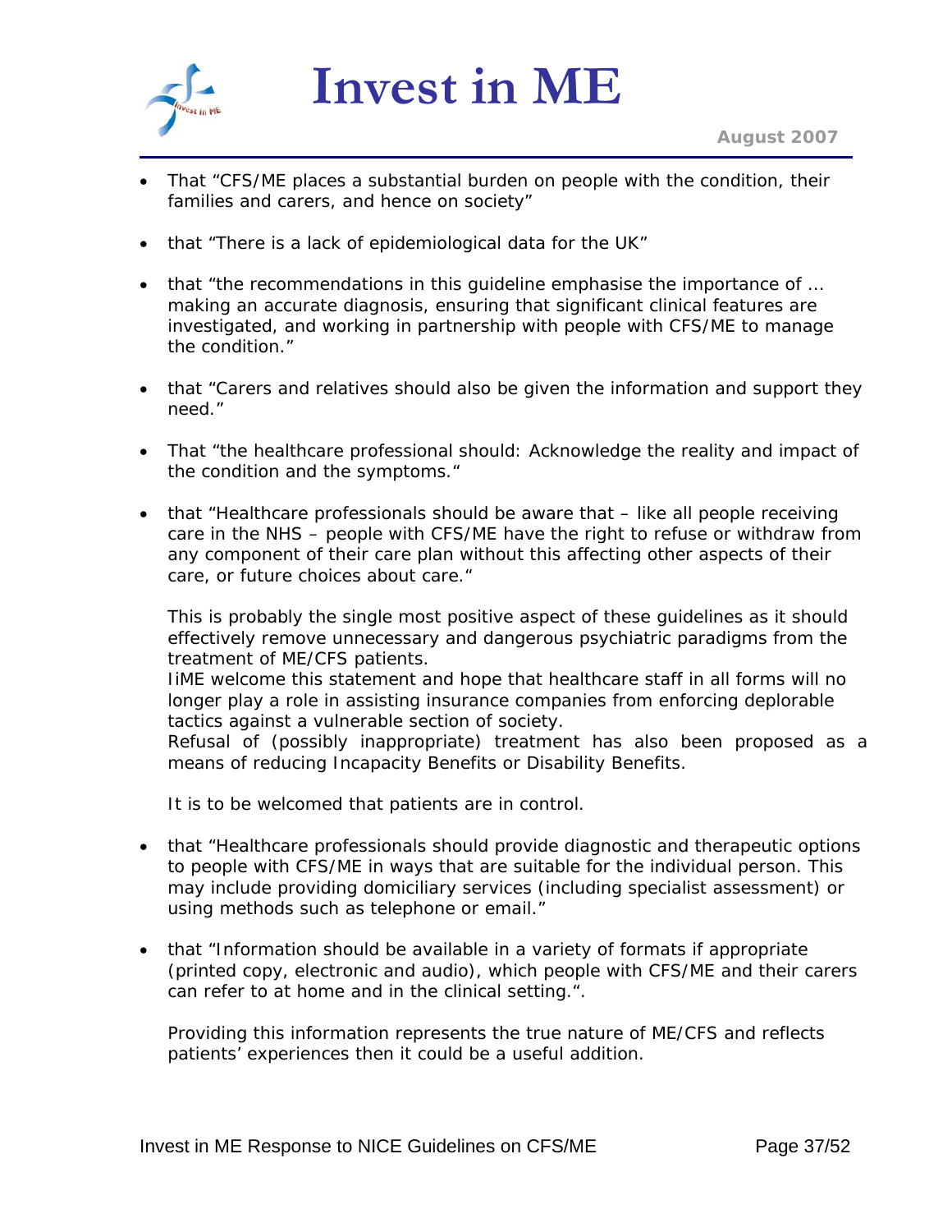- That "CFS/ME places a substantial burden on people with the condition, their families and carers, and hence on society"

- that "There is a lack of epidemiological data for the UK"

- that "the recommendations in this guideline emphasise the importance of … making an accurate diagnosis, ensuring that significant clinical features are investigated, and working in partnership with people with CFS/ME to manage the condition."

- that "Carers and relatives should also be given the information and support they need."

- That "the healthcare professional should: Acknowledge the reality and impact of the condition and the symptoms."

- that "Healthcare professionals should be aware that – like all people receiving care in the NHS – people with CFS/ME have the right to refuse or withdraw from any component of their care plan without this affecting other aspects of their care, or future choices about care."

  This is probably the single most positive aspect of these guidelines as it should effectively remove unnecessary and dangerous psychiatric paradigms from the treatment of ME/CFS patients.
  IiME welcome this statement and hope that healthcare staff in all forms will no longer play a role in assisting insurance companies from enforcing deplorable tactics against a vulnerable section of society.
  Refusal of (possibly inappropriate) treatment has also been proposed as a means of reducing Incapacity Benefits or Disability Benefits.

  It is to be welcomed that patients are in control.

- that "Healthcare professionals should provide diagnostic and therapeutic options to people with CFS/ME in ways that are suitable for the individual person. This may include providing domiciliary services (including specialist assessment) or using methods such as telephone or email."

- that "Information should be available in a variety of formats if appropriate (printed copy, electronic and audio), which people with CFS/ME and their carers can refer to at home and in the clinical setting.".

  Providing this information represents the true nature of ME/CFS and reflects patients' experiences then it could be a useful addition.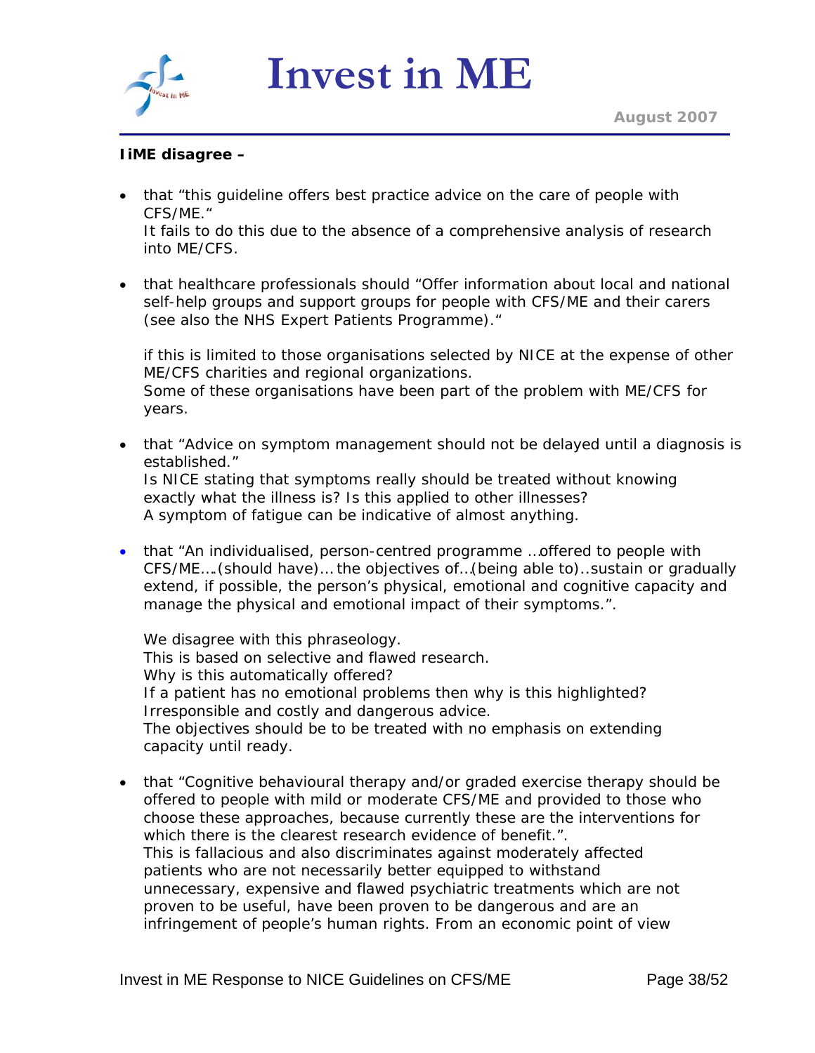**IiME disagree –**

- that "this guideline offers best practice advice on the care of people with CFS/ME."
  It fails to do this due to the absence of a comprehensive analysis of research into ME/CFS.

- that healthcare professionals should "Offer information about local and national self-help groups and support groups for people with CFS/ME and their carers (see also the NHS Expert Patients Programme)."

  if this is limited to those organisations selected by NICE at the expense of other ME/CFS charities and regional organizations.
  Some of these organisations have been part of the problem with ME/CFS for years.

- that "Advice on symptom management should not be delayed until a diagnosis is established."
  Is NICE stating that symptoms really should be treated without knowing exactly what the illness is? Is this applied to other illnesses?
  A symptom of fatigue can be indicative of almost anything.

- that "An individualised, person-centred programme …offered to people with CFS/ME….(should have)… the objectives of…(being able to)..sustain or gradually extend, if possible, the person's physical, emotional and cognitive capacity and manage the physical and emotional impact of their symptoms.".

  We disagree with this phraseology.
  This is based on selective and flawed research.
  Why is this automatically offered?
  If a patient has no emotional problems then why is this highlighted?
  Irresponsible and costly and dangerous advice.
  The objectives should be to be treated with no emphasis on extending capacity until ready.

- that "Cognitive behavioural therapy and/or graded exercise therapy should be offered to people with mild or moderate CFS/ME and provided to those who choose these approaches, because currently these are the interventions for which there is the clearest research evidence of benefit.".
  This is fallacious and also discriminates against moderately affected patients who are not necessarily better equipped to withstand unnecessary, expensive and flawed psychiatric treatments which are not proven to be useful, have been proven to be dangerous and are an infringement of people's human rights. From an economic point of view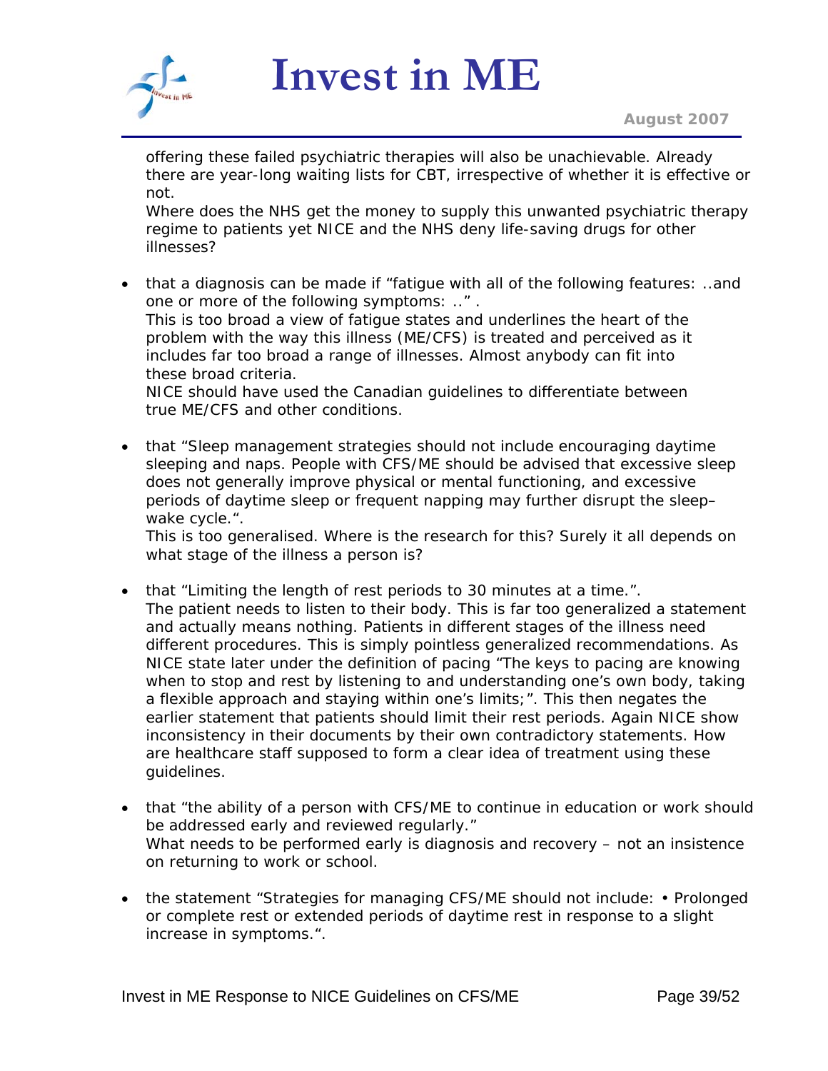offering these failed psychiatric therapies will also be unachievable. Already there are year-long waiting lists for CBT, irrespective of whether it is effective or not.
Where does the NHS get the money to supply this unwanted psychiatric therapy regime to patients yet NICE and the NHS deny life-saving drugs for other illnesses?

- that a diagnosis can be made if "fatigue with all of the following features: ..and one or more of the following symptoms: .." .
  This is too broad a view of fatigue states and underlines the heart of the problem with the way this illness (ME/CFS) is treated and perceived as it includes far too broad a range of illnesses. Almost anybody can fit into these broad criteria.
  NICE should have used the Canadian guidelines to differentiate between true ME/CFS and other conditions.

- that "Sleep management strategies should not include encouraging daytime sleeping and naps. People with CFS/ME should be advised that excessive sleep does not generally improve physical or mental functioning, and excessive periods of daytime sleep or frequent napping may further disrupt the sleep–wake cycle.".
  This is too generalised. Where is the research for this? Surely it all depends on what stage of the illness a person is?

- that "Limiting the length of rest periods to 30 minutes at a time.".
  The patient needs to listen to their body. This is far too generalized a statement and actually means nothing. Patients in different stages of the illness need different procedures. This is simply pointless generalized recommendations. As NICE state later under the definition of pacing "The keys to pacing are knowing when to stop and rest by listening to and understanding one's own body, taking a flexible approach and staying within one's limits;". This then negates the earlier statement that patients should limit their rest periods. Again NICE show inconsistency in their documents by their own contradictory statements. How are healthcare staff supposed to form a clear idea of treatment using these guidelines.

- that "the ability of a person with CFS/ME to continue in education or work should be addressed early and reviewed regularly."
  What needs to be performed early is diagnosis and recovery – not an insistence on returning to work or school.

- the statement "Strategies for managing CFS/ME should not include: • Prolonged or complete rest or extended periods of daytime rest in response to a slight increase in symptoms.".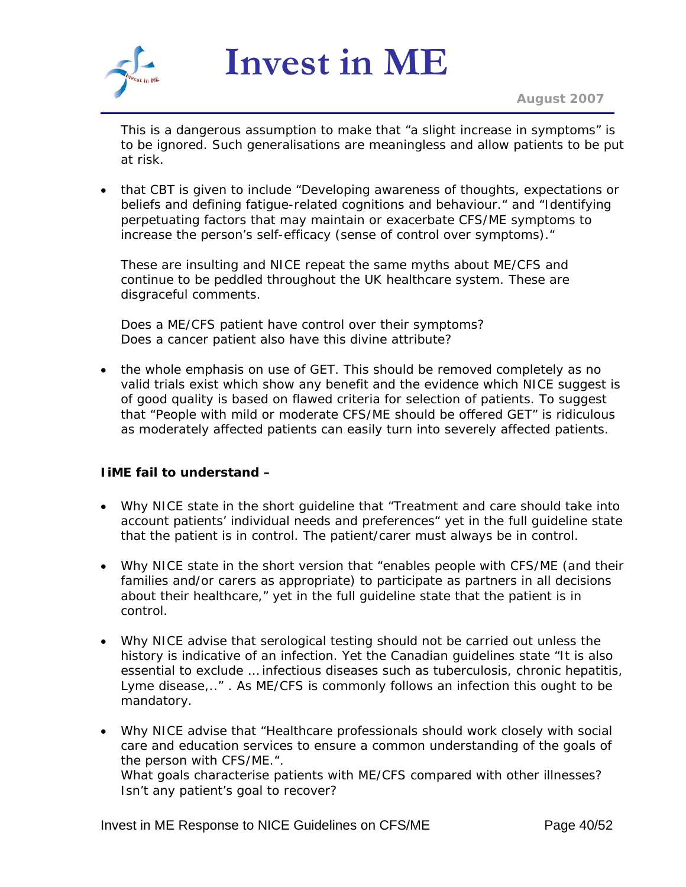This is a dangerous assumption to make that "a slight increase in symptoms" is to be ignored. Such generalisations are meaningless and allow patients to be put at risk.

- that CBT is given to include "Developing awareness of thoughts, expectations or beliefs and defining fatigue-related cognitions and behaviour." and "Identifying perpetuating factors that may maintain or exacerbate CFS/ME symptoms to increase the person's self-efficacy (sense of control over symptoms)."

  These are insulting and NICE repeat the same myths about ME/CFS and continue to be peddled throughout the UK healthcare system. These are disgraceful comments.

  Does a ME/CFS patient have control over their symptoms?
  Does a cancer patient also have this divine attribute?

- the whole emphasis on use of GET. This should be removed completely as no valid trials exist which show any benefit and the evidence which NICE suggest is of good quality is based on flawed criteria for selection of patients. To suggest that "People with mild or moderate CFS/ME should be offered GET" is ridiculous as moderately affected patients can easily turn into severely affected patients.

**IiME fail to understand –**

- Why NICE state in the short guideline that "Treatment and care should take into account patients' individual needs and preferences" yet in the full guideline state that the patient is in control. The patient/carer must always be in control.

- Why NICE state in the short version that "enables people with CFS/ME (and their families and/or carers as appropriate) to participate as partners in all decisions about their healthcare," yet in the full guideline state that the patient is in control.

- Why NICE advise that serological testing should not be carried out unless the history is indicative of an infection. Yet the Canadian guidelines state "It is also essential to exclude … infectious diseases such as tuberculosis, chronic hepatitis, Lyme disease,.." . As ME/CFS is commonly follows an infection this ought to be mandatory.

- Why NICE advise that "Healthcare professionals should work closely with social care and education services to ensure a common understanding of the goals of the person with CFS/ME.".
  What goals characterise patients with ME/CFS compared with other illnesses? Isn't any patient's goal to recover?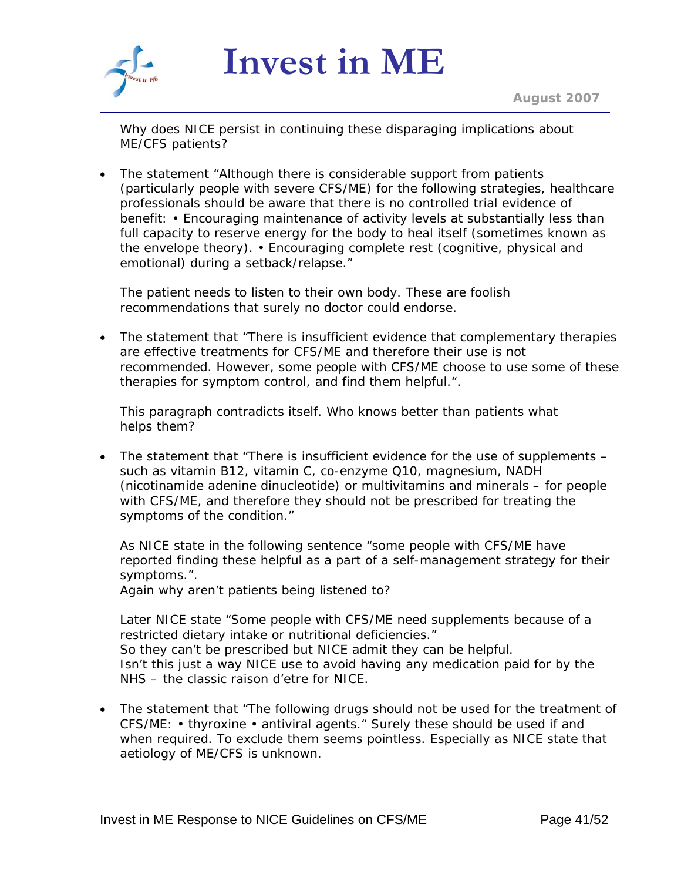Why does NICE persist in continuing these disparaging implications about ME/CFS patients?

- The statement "Although there is considerable support from patients (particularly people with severe CFS/ME) for the following strategies, healthcare professionals should be aware that there is no controlled trial evidence of benefit: • Encouraging maintenance of activity levels at substantially less than full capacity to reserve energy for the body to heal itself (sometimes known as the envelope theory). • Encouraging complete rest (cognitive, physical and emotional) during a setback/relapse."

  The patient needs to listen to their own body. These are foolish recommendations that surely no doctor could endorse.

- The statement that "There is insufficient evidence that complementary therapies are effective treatments for CFS/ME and therefore their use is not recommended. However, some people with CFS/ME choose to use some of these therapies for symptom control, and find them helpful.".

  This paragraph contradicts itself. Who knows better than patients what helps them?

- The statement that "There is insufficient evidence for the use of supplements – such as vitamin B12, vitamin C, co-enzyme Q10, magnesium, NADH (nicotinamide adenine dinucleotide) or multivitamins and minerals – for people with CFS/ME, and therefore they should not be prescribed for treating the symptoms of the condition."

  As NICE state in the following sentence "some people with CFS/ME have reported finding these helpful as a part of a self-management strategy for their symptoms.".
  Again why aren't patients being listened to?

  Later NICE state "Some people with CFS/ME need supplements because of a restricted dietary intake or nutritional deficiencies."
  So they can't be prescribed but NICE admit they can be helpful.
  Isn't this just a way NICE use to avoid having any medication paid for by the NHS – the classic raison d'etre for NICE.

- The statement that "The following drugs should not be used for the treatment of CFS/ME: • thyroxine • antiviral agents." Surely these should be used if and when required. To exclude them seems pointless. Especially as NICE state that aetiology of ME/CFS is unknown.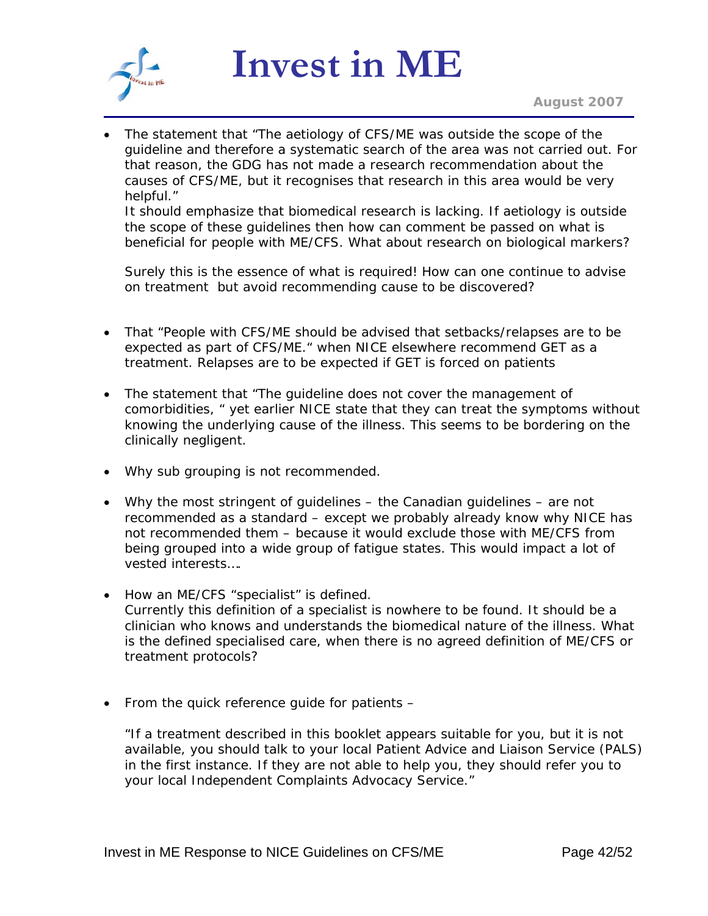- The statement that "The aetiology of CFS/ME was outside the scope of the guideline and therefore a systematic search of the area was not carried out. For that reason, the GDG has not made a research recommendation about the causes of CFS/ME, but it recognises that research in this area would be very helpful."
  It should emphasize that biomedical research is lacking. If aetiology is outside the scope of these guidelines then how can comment be passed on what is beneficial for people with ME/CFS. What about research on biological markers?

  Surely this is the essence of what is required! How can one continue to advise on treatment but avoid recommending cause to be discovered?

- That "People with CFS/ME should be advised that setbacks/relapses are to be expected as part of CFS/ME." when NICE elsewhere recommend GET as a treatment. Relapses are to be expected if GET is forced on patients

- The statement that "The guideline does not cover the management of comorbidities, " yet earlier NICE state that they can treat the symptoms without knowing the underlying cause of the illness. This seems to be bordering on the clinically negligent.

- Why sub grouping is not recommended.

- Why the most stringent of guidelines – the Canadian guidelines – are not recommended as a standard – except we probably already know why NICE has not recommended them – because it would exclude those with ME/CFS from being grouped into a wide group of fatigue states. This would impact a lot of vested interests….

- How an ME/CFS "specialist" is defined.
  Currently this definition of a specialist is nowhere to be found. It should be a clinician who knows and understands the biomedical nature of the illness. What is the defined specialised care, when there is no agreed definition of ME/CFS or treatment protocols?

- From the quick reference guide for patients –

  "If a treatment described in this booklet appears suitable for you, but it is not available, you should talk to your local Patient Advice and Liaison Service (PALS) in the first instance. If they are not able to help you, they should refer you to your local Independent Complaints Advocacy Service."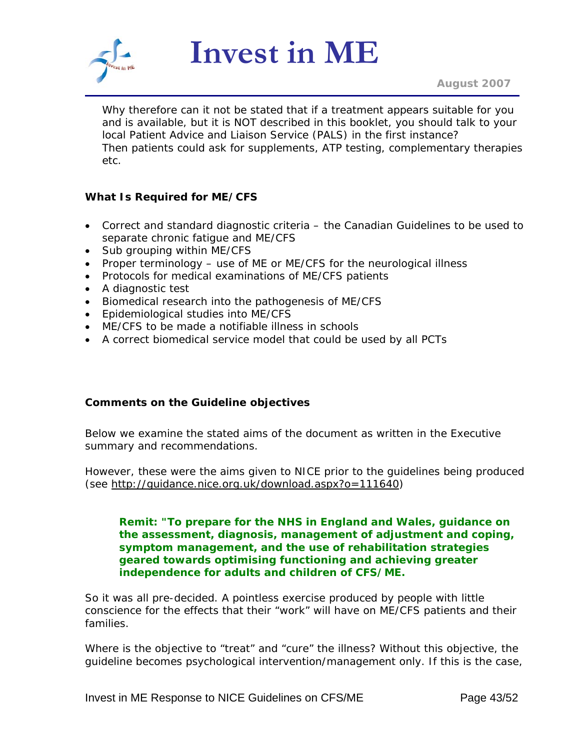Why therefore can it not be stated that if a treatment appears suitable for you and is available, but it is NOT described in this booklet, you should talk to your local Patient Advice and Liaison Service (PALS) in the first instance?
Then patients could ask for supplements, ATP testing, complementary therapies etc.

**What Is Required for ME/CFS**

- Correct and standard diagnostic criteria – the Canadian Guidelines to be used to separate chronic fatigue and ME/CFS
- Sub grouping within ME/CFS
- Proper terminology – use of ME or ME/CFS for the neurological illness
- Protocols for medical examinations of ME/CFS patients
- A diagnostic test
- Biomedical research into the pathogenesis of ME/CFS
- Epidemiological studies into ME/CFS
- ME/CFS to be made a notifiable illness in schools
- A correct biomedical service model that could be used by all PCTs

**Comments on the Guideline objectives**

Below we examine the stated aims of the document as written in the Executive summary and recommendations.

However, these were the aims given to NICE prior to the guidelines being produced (see http://guidance.nice.org.uk/download.aspx?o=111640)

> **Remit: "To prepare for the NHS in England and Wales, guidance on the assessment, diagnosis, management of adjustment and coping, symptom management, and the use of rehabilitation strategies geared towards optimising functioning and achieving greater independence for adults and children of CFS/ME.**

So it was all pre-decided. A pointless exercise produced by people with little conscience for the effects that their "work" will have on ME/CFS patients and their families.

Where is the objective to "treat" and "cure" the illness? Without this objective, the guideline becomes psychological intervention/management only. If this is the case,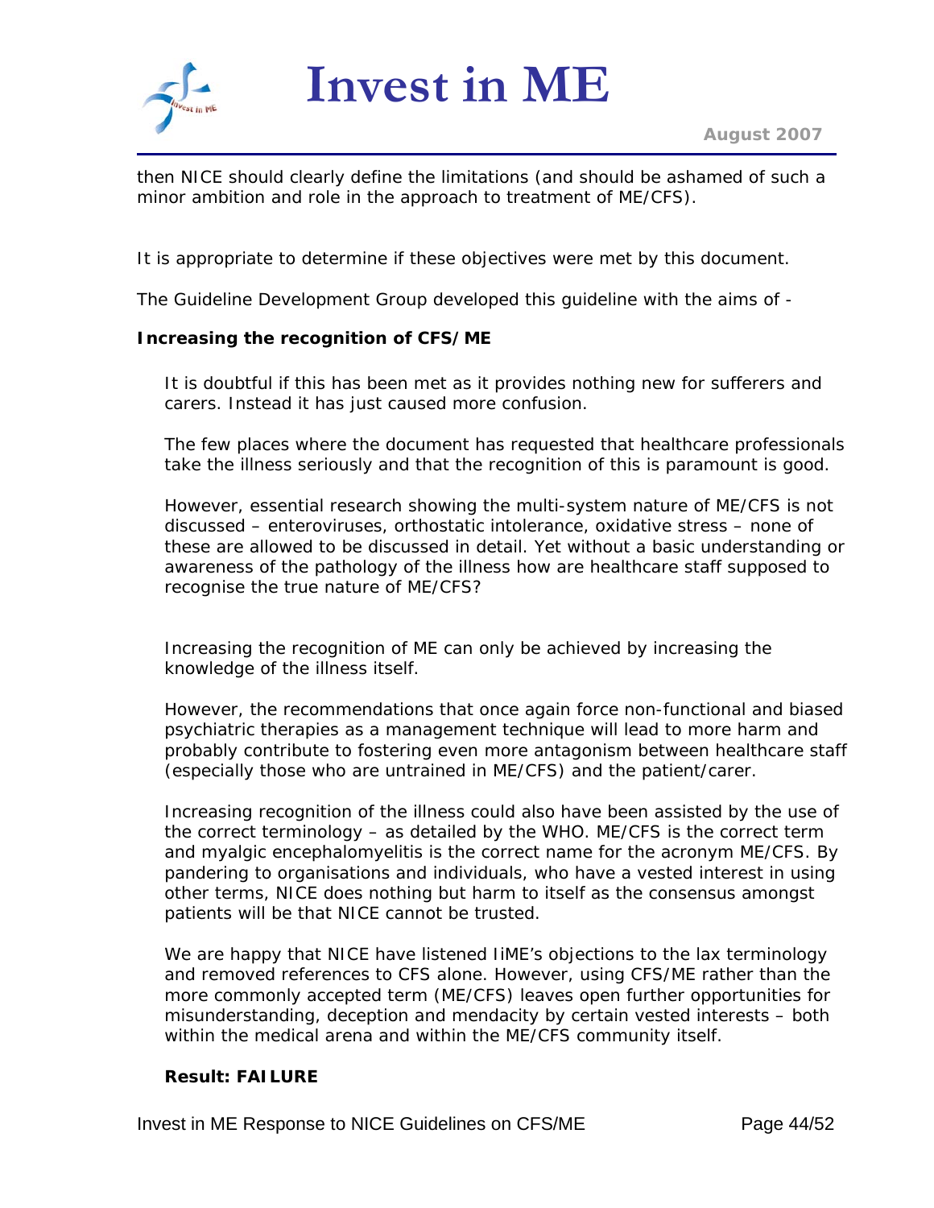then NICE should clearly define the limitations (and should be ashamed of such a minor ambition and role in the approach to treatment of ME/CFS).

It is appropriate to determine if these objectives were met by this document.

The Guideline Development Group developed this guideline with the aims of -

**Increasing the recognition of CFS/ME**

It is doubtful if this has been met as it provides nothing new for sufferers and carers. Instead it has just caused more confusion.

The few places where the document has requested that healthcare professionals take the illness seriously and that the recognition of this is paramount is good.

However, essential research showing the multi-system nature of ME/CFS is not discussed – enteroviruses, orthostatic intolerance, oxidative stress – none of these are allowed to be discussed in detail. Yet without a basic understanding or awareness of the pathology of the illness how are healthcare staff supposed to recognise the true nature of ME/CFS?

Increasing the recognition of ME can only be achieved by increasing the knowledge of the illness itself.

However, the recommendations that once again force non-functional and biased psychiatric therapies as a management technique will lead to more harm and probably contribute to fostering even more antagonism between healthcare staff (especially those who are untrained in ME/CFS) and the patient/carer.

Increasing recognition of the illness could also have been assisted by the use of the correct terminology – as detailed by the WHO. ME/CFS is the correct term and myalgic encephalomyelitis is the correct name for the acronym ME/CFS. By pandering to organisations and individuals, who have a vested interest in using other terms, NICE does nothing but harm to itself as the consensus amongst patients will be that NICE cannot be trusted.

We are happy that NICE have listened IiME's objections to the lax terminology and removed references to CFS alone. However, using CFS/ME rather than the more commonly accepted term (ME/CFS) leaves open further opportunities for misunderstanding, deception and mendacity by certain vested interests – both within the medical arena and within the ME/CFS community itself.

**Result: FAILURE**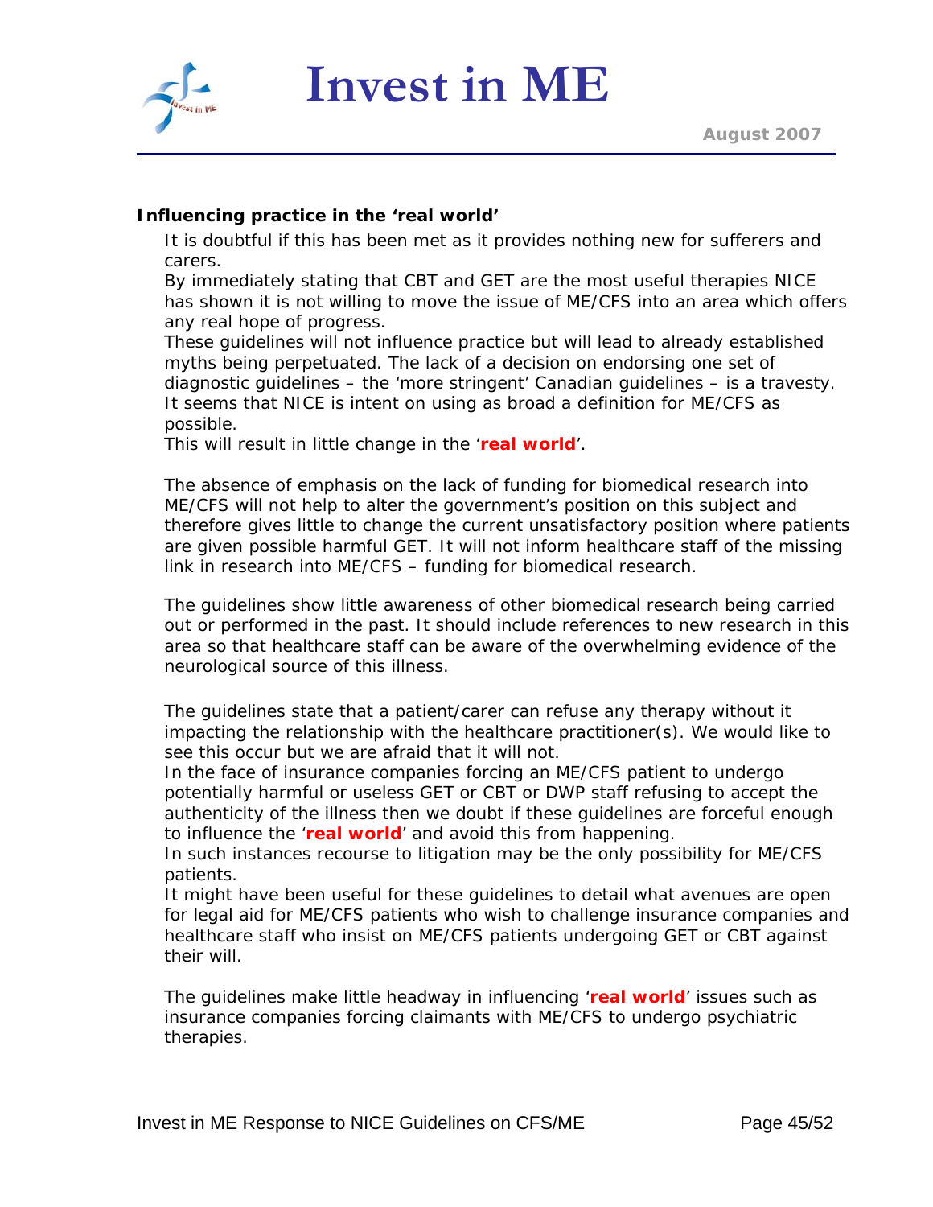**Influencing practice in the 'real world'**

It is doubtful if this has been met as it provides nothing new for sufferers and carers.
By immediately stating that CBT and GET are the most useful therapies NICE has shown it is not willing to move the issue of ME/CFS into an area which offers any real hope of progress.
These guidelines will not influence practice but will lead to already established myths being perpetuated. The lack of a decision on endorsing one set of diagnostic guidelines – the 'more stringent' Canadian guidelines – is a travesty. It seems that NICE is intent on using as broad a definition for ME/CFS as possible.
This will result in little change in the '**real world**'.

The absence of emphasis on the lack of funding for biomedical research into ME/CFS will not help to alter the government's position on this subject and therefore gives little to change the current unsatisfactory position where patients are given possible harmful GET. It will not inform healthcare staff of the missing link in research into ME/CFS – funding for biomedical research.

The guidelines show little awareness of other biomedical research being carried out or performed in the past. It should include references to new research in this area so that healthcare staff can be aware of the overwhelming evidence of the neurological source of this illness.

The guidelines state that a patient/carer can refuse any therapy without it impacting the relationship with the healthcare practitioner(s). We would like to see this occur but we are afraid that it will not.
In the face of insurance companies forcing an ME/CFS patient to undergo potentially harmful or useless GET or CBT or DWP staff refusing to accept the authenticity of the illness then we doubt if these guidelines are forceful enough to influence the '**real world**' and avoid this from happening.
In such instances recourse to litigation may be the only possibility for ME/CFS patients.
It might have been useful for these guidelines to detail what avenues are open for legal aid for ME/CFS patients who wish to challenge insurance companies and healthcare staff who insist on ME/CFS patients undergoing GET or CBT against their will.

The guidelines make little headway in influencing '**real world**' issues such as insurance companies forcing claimants with ME/CFS to undergo psychiatric therapies.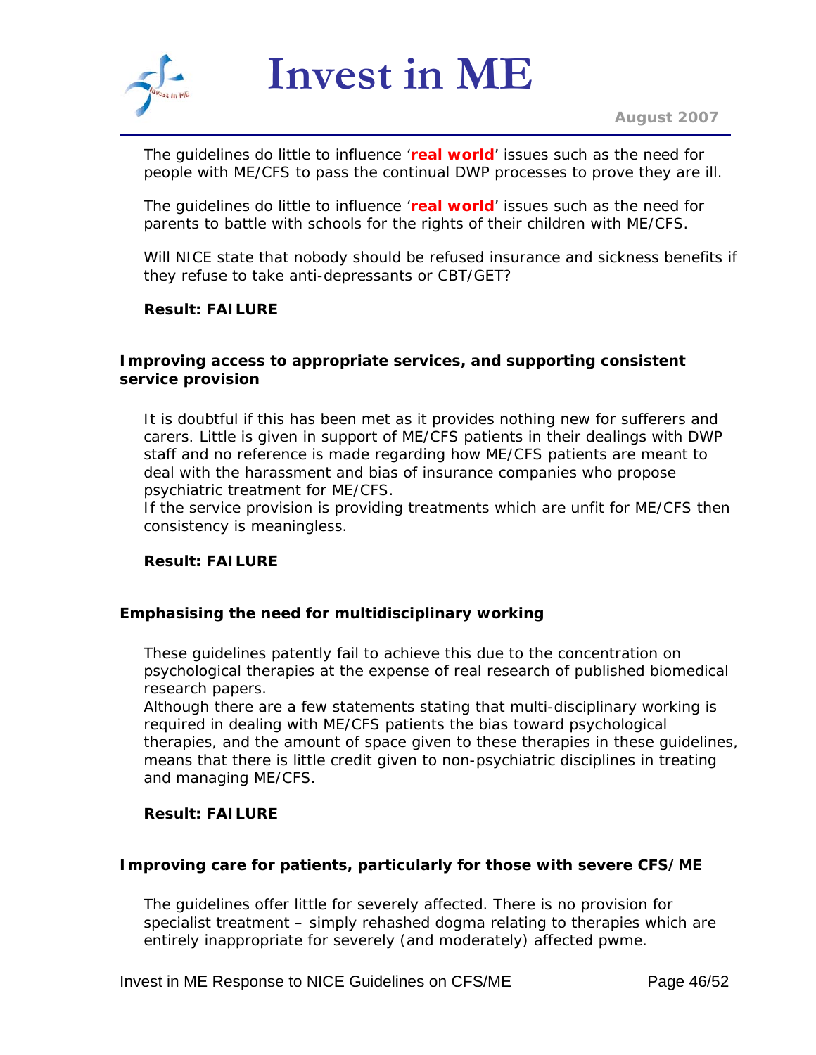The guidelines do little to influence '**real world**' issues such as the need for people with ME/CFS to pass the continual DWP processes to prove they are ill.

The guidelines do little to influence '**real world**' issues such as the need for parents to battle with schools for the rights of their children with ME/CFS.

Will NICE state that nobody should be refused insurance and sickness benefits if they refuse to take anti-depressants or CBT/GET?

**Result: FAILURE**

**Improving access to appropriate services, and supporting consistent service provision**

It is doubtful if this has been met as it provides nothing new for sufferers and carers. Little is given in support of ME/CFS patients in their dealings with DWP staff and no reference is made regarding how ME/CFS patients are meant to deal with the harassment and bias of insurance companies who propose psychiatric treatment for ME/CFS.
If the service provision is providing treatments which are unfit for ME/CFS then consistency is meaningless.

**Result: FAILURE**

**Emphasising the need for multidisciplinary working**

These guidelines patently fail to achieve this due to the concentration on psychological therapies at the expense of real research of published biomedical research papers.
Although there are a few statements stating that multi-disciplinary working is required in dealing with ME/CFS patients the bias toward psychological therapies, and the amount of space given to these therapies in these guidelines, means that there is little credit given to non-psychiatric disciplines in treating and managing ME/CFS.

**Result: FAILURE**

**Improving care for patients, particularly for those with severe CFS/ME**

The guidelines offer little for severely affected. There is no provision for specialist treatment – simply rehashed dogma relating to therapies which are entirely inappropriate for severely (and moderately) affected pwme.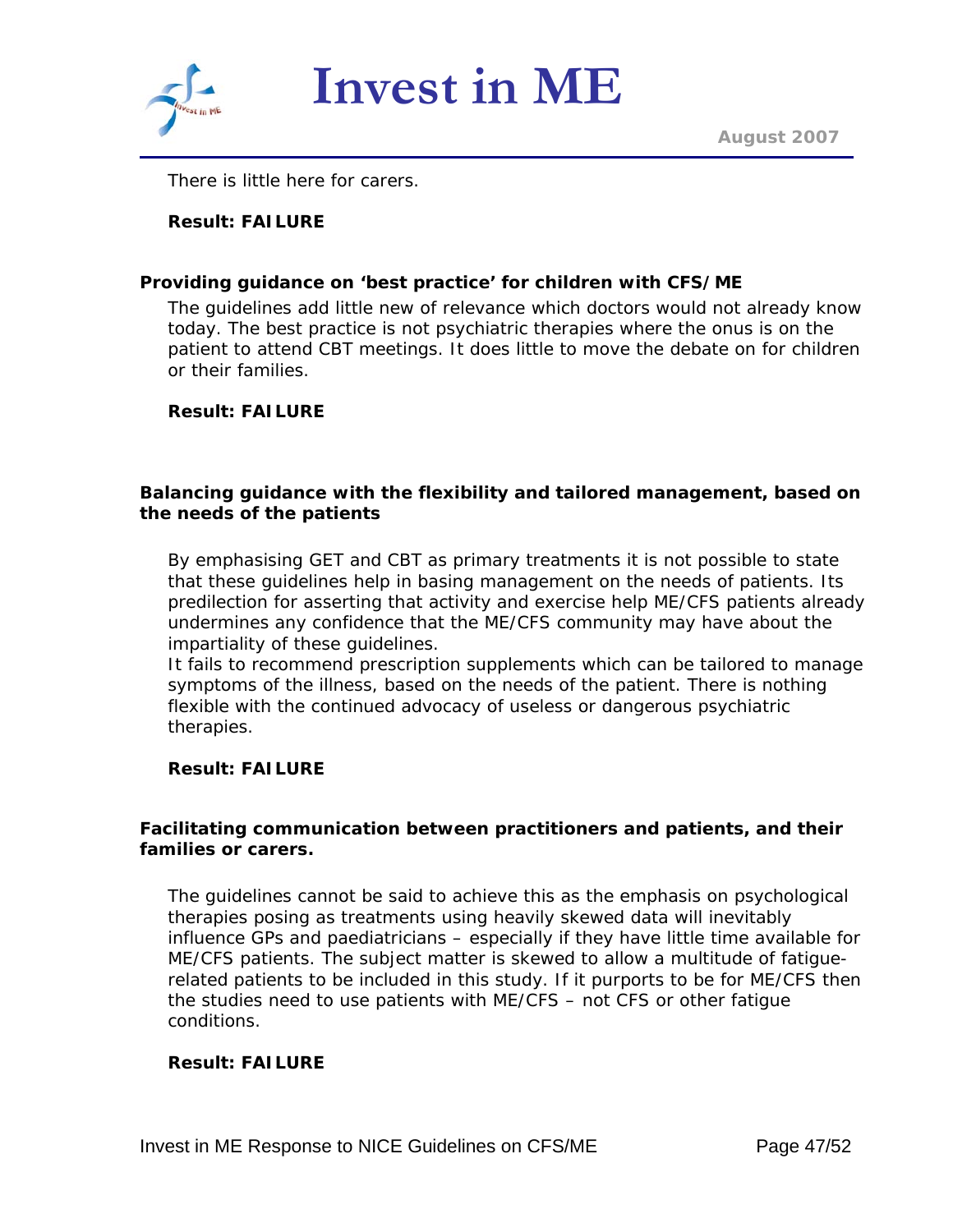There is little here for carers.

**Result: FAILURE**

**Providing guidance on 'best practice' for children with CFS/ME**

The guidelines add little new of relevance which doctors would not already know today. The best practice is not psychiatric therapies where the onus is on the patient to attend CBT meetings. It does little to move the debate on for children or their families.

**Result: FAILURE**

**Balancing guidance with the flexibility and tailored management, based on the needs of the patients**

By emphasising GET and CBT as primary treatments it is not possible to state that these guidelines help in basing management on the needs of patients. Its predilection for asserting that activity and exercise help ME/CFS patients already undermines any confidence that the ME/CFS community may have about the impartiality of these guidelines.

It fails to recommend prescription supplements which can be tailored to manage symptoms of the illness, based on the needs of the patient. There is nothing flexible with the continued advocacy of useless or dangerous psychiatric therapies.

**Result: FAILURE**

**Facilitating communication between practitioners and patients, and their families or carers.**

The guidelines cannot be said to achieve this as the emphasis on psychological therapies posing as treatments using heavily skewed data will inevitably influence GPs and paediatricians – especially if they have little time available for ME/CFS patients. The subject matter is skewed to allow a multitude of fatigue-related patients to be included in this study. If it purports to be for ME/CFS then the studies need to use patients with ME/CFS – not CFS or other fatigue conditions.

**Result: FAILURE**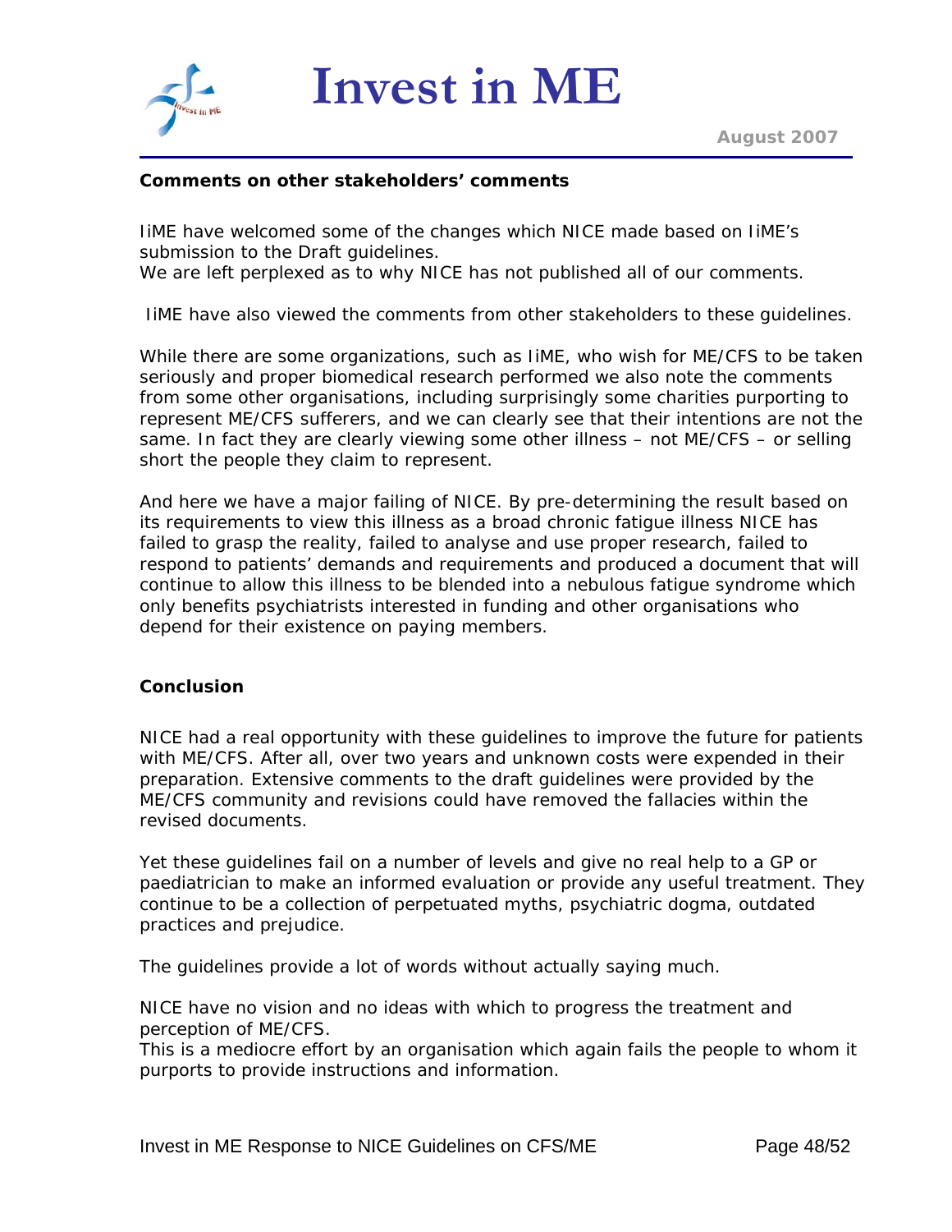**Comments on other stakeholders' comments**

IiME have welcomed some of the changes which NICE made based on IiME's submission to the Draft guidelines.
We are left perplexed as to why NICE has not published all of our comments.

IiME have also viewed the comments from other stakeholders to these guidelines.

While there are some organizations, such as IiME, who wish for ME/CFS to be taken seriously and proper biomedical research performed we also note the comments from some other organisations, including surprisingly some charities purporting to represent ME/CFS sufferers, and we can clearly see that their intentions are not the same. In fact they are clearly viewing some other illness – not ME/CFS – or selling short the people they claim to represent.

And here we have a major failing of NICE. By pre-determining the result based on its requirements to view this illness as a broad chronic fatigue illness NICE has failed to grasp the reality, failed to analyse and use proper research, failed to respond to patients' demands and requirements and produced a document that will continue to allow this illness to be blended into a nebulous fatigue syndrome which only benefits psychiatrists interested in funding and other organisations who depend for their existence on paying members.

**Conclusion**

NICE had a real opportunity with these guidelines to improve the future for patients with ME/CFS. After all, over two years and unknown costs were expended in their preparation. Extensive comments to the draft guidelines were provided by the ME/CFS community and revisions could have removed the fallacies within the revised documents.

Yet these guidelines fail on a number of levels and give no real help to a GP or paediatrician to make an informed evaluation or provide any useful treatment. They continue to be a collection of perpetuated myths, psychiatric dogma, outdated practices and prejudice.

The guidelines provide a lot of words without actually saying much.

NICE have no vision and no ideas with which to progress the treatment and perception of ME/CFS.
This is a mediocre effort by an organisation which again fails the people to whom it purports to provide instructions and information.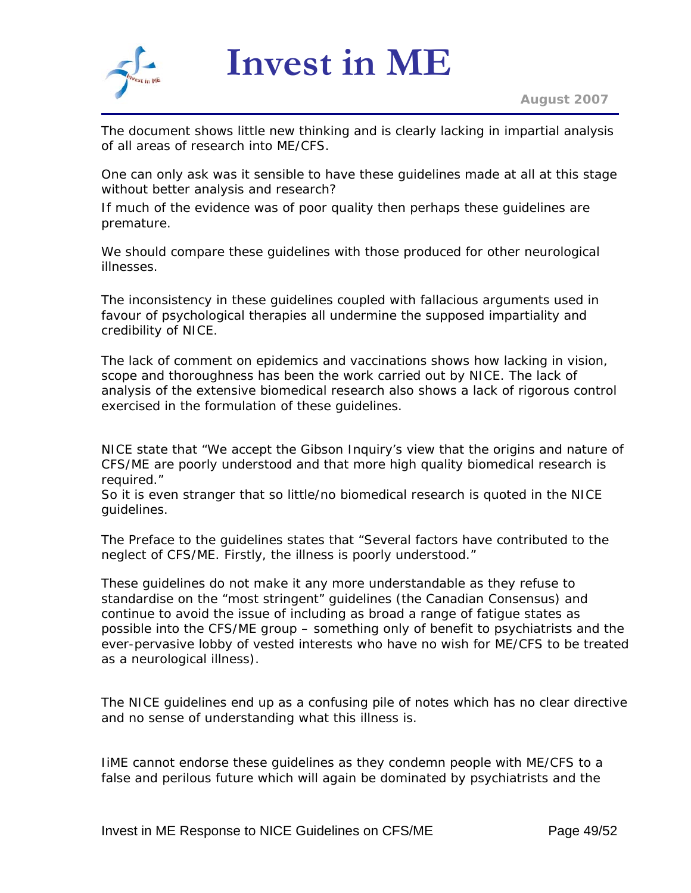The document shows little new thinking and is clearly lacking in impartial analysis of all areas of research into ME/CFS.

One can only ask was it sensible to have these guidelines made at all at this stage without better analysis and research?

If much of the evidence was of poor quality then perhaps these guidelines are premature.

We should compare these guidelines with those produced for other neurological illnesses.

The inconsistency in these guidelines coupled with fallacious arguments used in favour of psychological therapies all undermine the supposed impartiality and credibility of NICE.

The lack of comment on epidemics and vaccinations shows how lacking in vision, scope and thoroughness has been the work carried out by NICE. The lack of analysis of the extensive biomedical research also shows a lack of rigorous control exercised in the formulation of these guidelines.

NICE state that "We accept the Gibson Inquiry's view that the origins and nature of CFS/ME are poorly understood and that more high quality biomedical research is required."

So it is even stranger that so little/no biomedical research is quoted in the NICE guidelines.

The Preface to the guidelines states that "Several factors have contributed to the neglect of CFS/ME. Firstly, the illness is poorly understood."

These guidelines do not make it any more understandable as they refuse to standardise on the "most stringent" guidelines (the Canadian Consensus) and continue to avoid the issue of including as broad a range of fatigue states as possible into the CFS/ME group – something only of benefit to psychiatrists and the ever-pervasive lobby of vested interests who have no wish for ME/CFS to be treated as a neurological illness).

The NICE guidelines end up as a confusing pile of notes which has no clear directive and no sense of understanding what this illness is.

IiME cannot endorse these guidelines as they condemn people with ME/CFS to a false and perilous future which will again be dominated by psychiatrists and the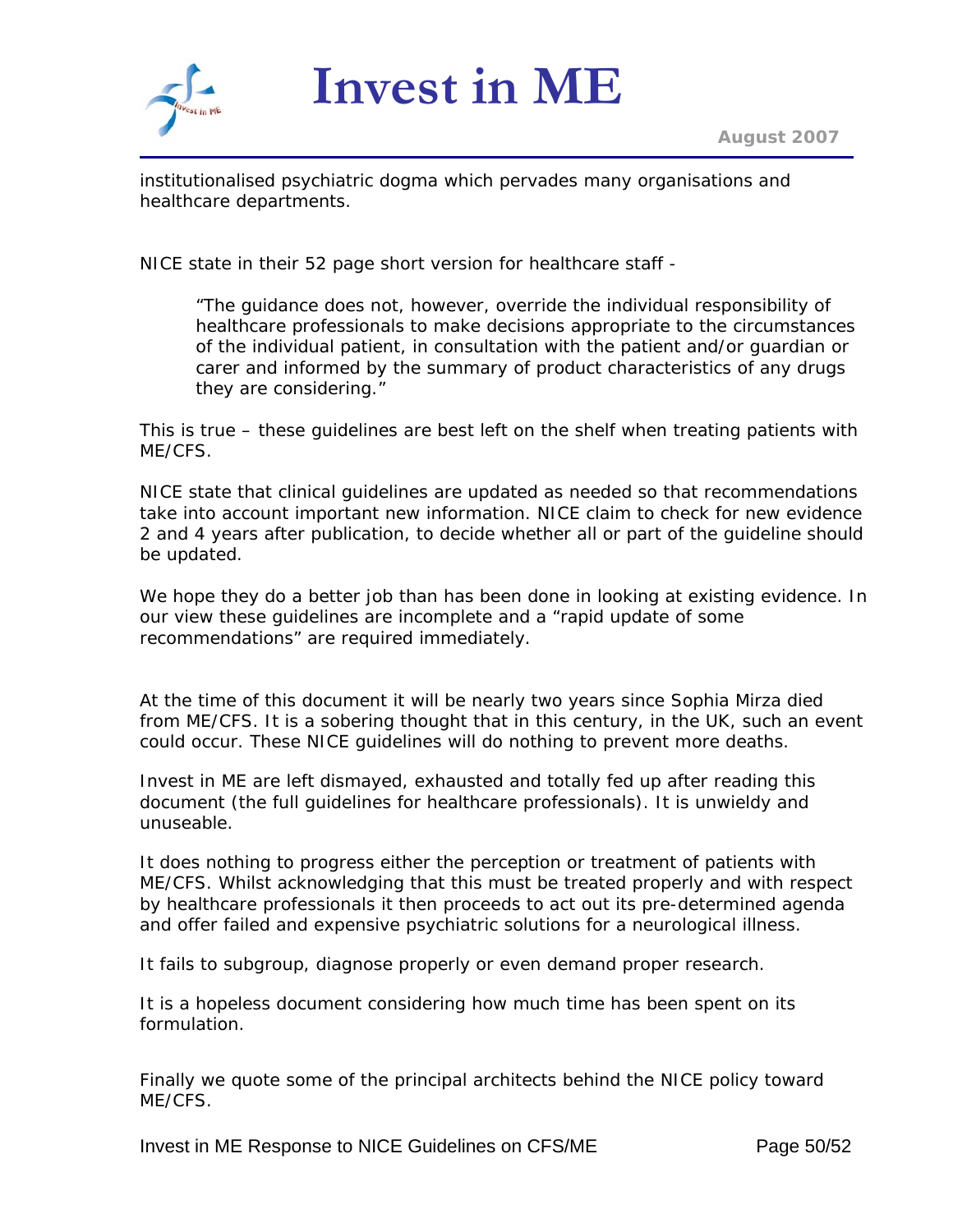institutionalised psychiatric dogma which pervades many organisations and healthcare departments.

NICE state in their 52 page short version for healthcare staff -

> "The guidance does not, however, override the individual responsibility of healthcare professionals to make decisions appropriate to the circumstances of the individual patient, in consultation with the patient and/or guardian or carer and informed by the summary of product characteristics of any drugs they are considering."

This is true – these guidelines are best left on the shelf when treating patients with ME/CFS.

NICE state that clinical guidelines are updated as needed so that recommendations take into account important new information. NICE claim to check for new evidence 2 and 4 years after publication, to decide whether all or part of the guideline should be updated.

We hope they do a better job than has been done in looking at existing evidence. In our view these guidelines are incomplete and a "rapid update of some recommendations" are required immediately.

At the time of this document it will be nearly two years since Sophia Mirza died from ME/CFS. It is a sobering thought that in this century, in the UK, such an event could occur. These NICE guidelines will do nothing to prevent more deaths.

Invest in ME are left dismayed, exhausted and totally fed up after reading this document (the full guidelines for healthcare professionals). It is unwieldy and unuseable.

It does nothing to progress either the perception or treatment of patients with ME/CFS. Whilst acknowledging that this must be treated properly and with respect by healthcare professionals it then proceeds to act out its pre-determined agenda and offer failed and expensive psychiatric solutions for a neurological illness.

It fails to subgroup, diagnose properly or even demand proper research.

It is a hopeless document considering how much time has been spent on its formulation.

Finally we quote some of the principal architects behind the NICE policy toward ME/CFS.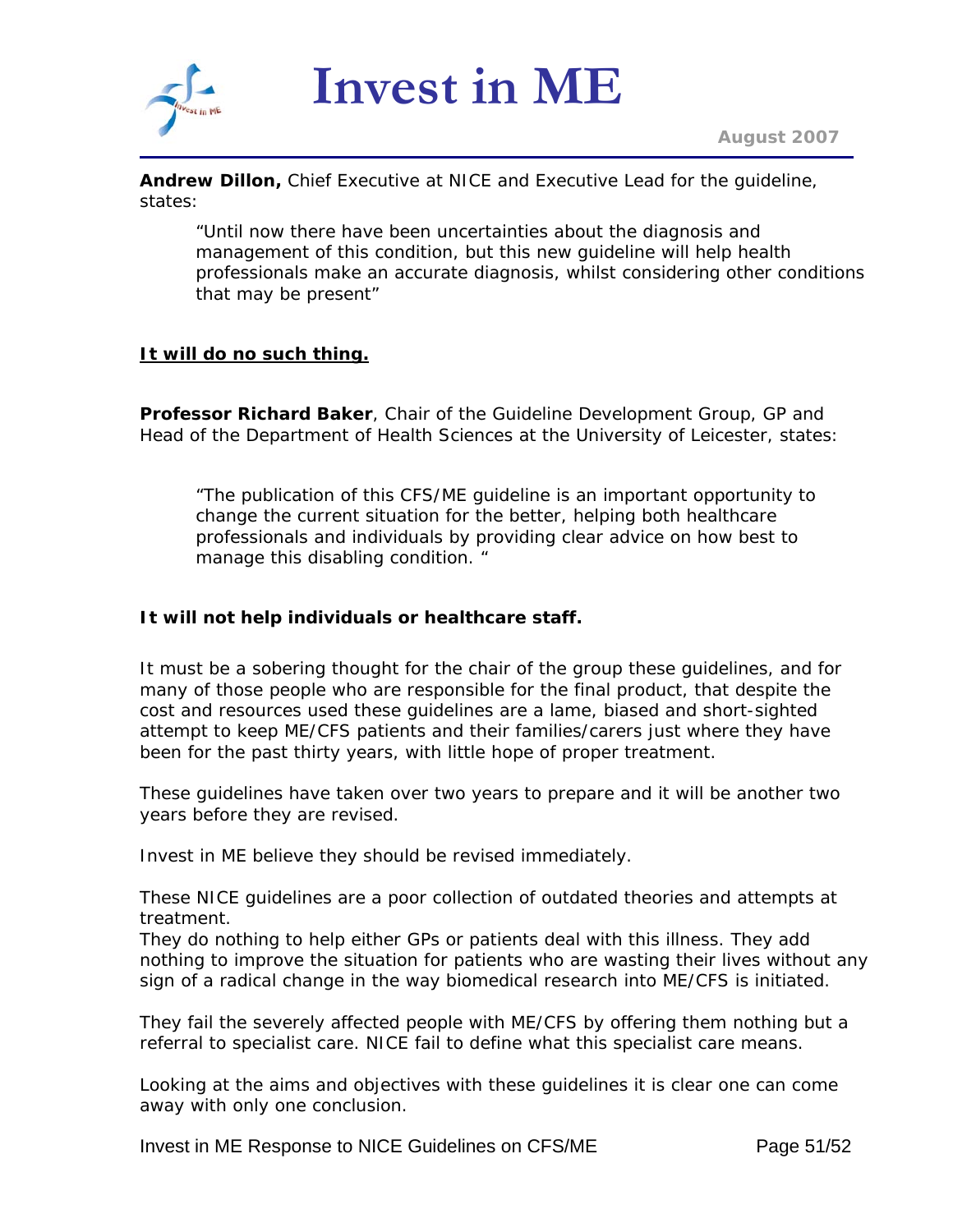**Andrew Dillon,** Chief Executive at NICE and Executive Lead for the guideline, states:

> "Until now there have been uncertainties about the diagnosis and management of this condition, but this new guideline will help health professionals make an accurate diagnosis, whilst considering other conditions that may be present"

**It will do no such thing.**

**Professor Richard Baker**, Chair of the Guideline Development Group, GP and Head of the Department of Health Sciences at the University of Leicester, states:

> "The publication of this CFS/ME guideline is an important opportunity to change the current situation for the better, helping both healthcare professionals and individuals by providing clear advice on how best to manage this disabling condition. "

**It will not help individuals or healthcare staff.**

It must be a sobering thought for the chair of the group these guidelines, and for many of those people who are responsible for the final product, that despite the cost and resources used these guidelines are a lame, biased and short-sighted attempt to keep ME/CFS patients and their families/carers just where they have been for the past thirty years, with little hope of proper treatment.

These guidelines have taken over two years to prepare and it will be another two years before they are revised.

Invest in ME believe they should be revised immediately.

These NICE guidelines are a poor collection of outdated theories and attempts at treatment.
They do nothing to help either GPs or patients deal with this illness. They add nothing to improve the situation for patients who are wasting their lives without any sign of a radical change in the way biomedical research into ME/CFS is initiated.

They fail the severely affected people with ME/CFS by offering them nothing but a referral to specialist care. NICE fail to define what this specialist care means.

Looking at the aims and objectives with these guidelines it is clear one can come away with only one conclusion.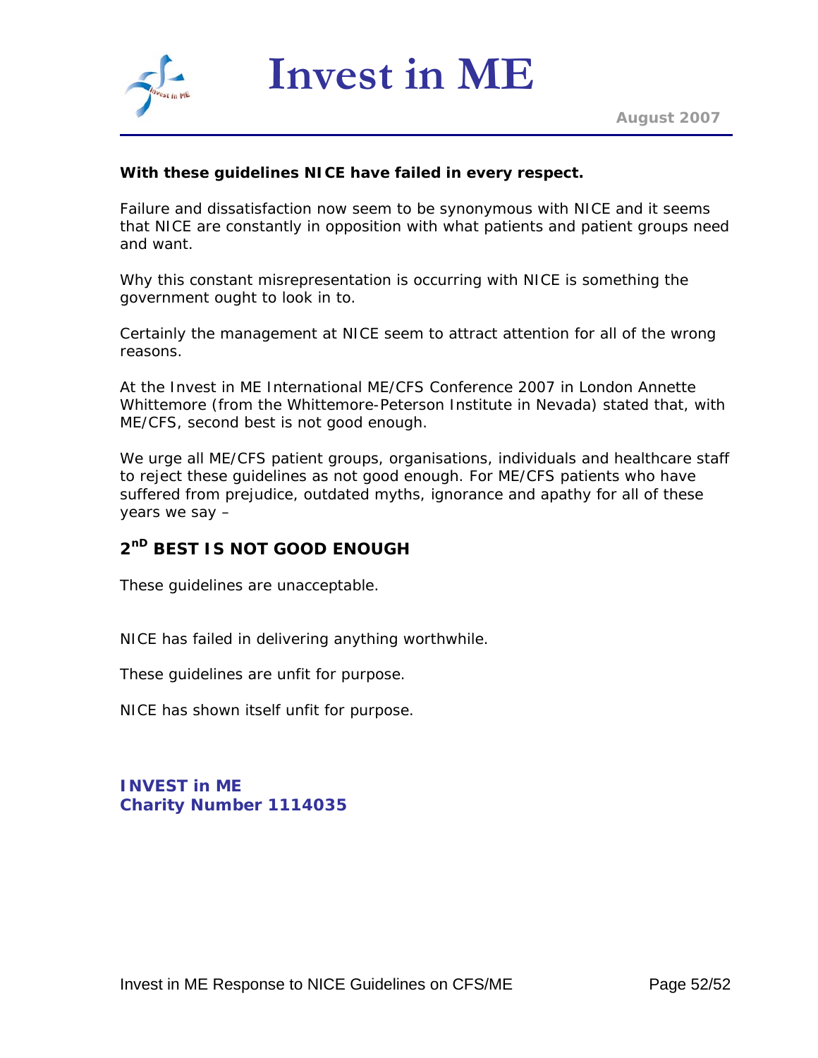**With these guidelines NICE have failed in every respect.**

Failure and dissatisfaction now seem to be synonymous with NICE and it seems that NICE are constantly in opposition with what patients and patient groups need and want.

Why this constant misrepresentation is occurring with NICE is something the government ought to look in to.

Certainly the management at NICE seem to attract attention for all of the wrong reasons.

At the Invest in ME International ME/CFS Conference 2007 in London Annette Whittemore (from the Whittemore-Peterson Institute in Nevada) stated that, with ME/CFS, second best is not good enough.

We urge all ME/CFS patient groups, organisations, individuals and healthcare staff to reject these guidelines as not good enough. For ME/CFS patients who have suffered from prejudice, outdated myths, ignorance and apathy for all of these years we say –

### 2nD BEST IS NOT GOOD ENOUGH

These guidelines are unacceptable.

NICE has failed in delivering anything worthwhile.

These guidelines are unfit for purpose.

NICE has shown itself unfit for purpose.

**INVEST in ME**
**Charity Number 1114035**